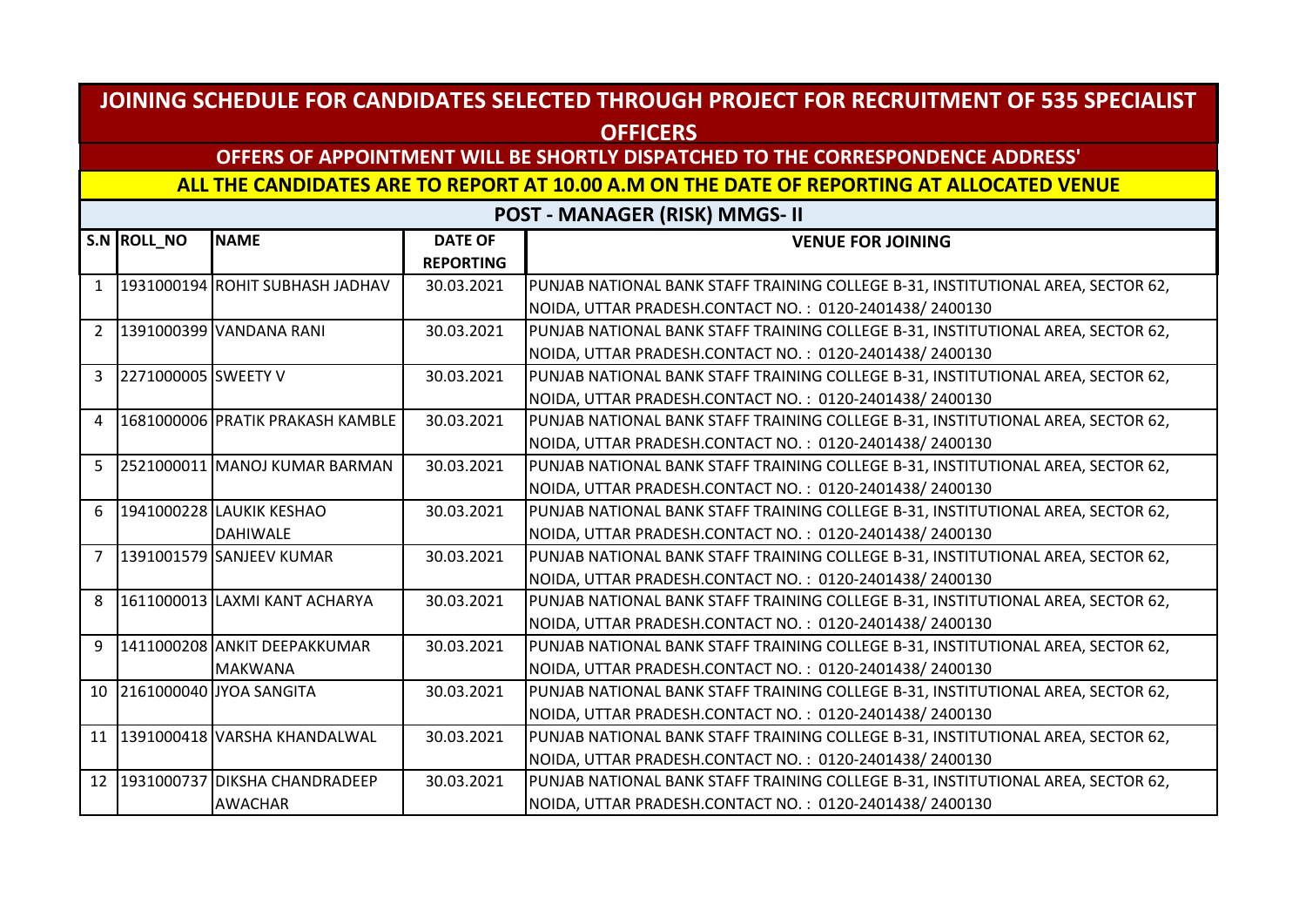# JOINING SCHEDULE FOR CANDIDATES SELECTED THROUGH PROJECT FOR RECRUITMENT OF 535 SPECIALIST OFFICERS

## OFFERS OF APPOINTMENT WILL BE SHORTLY DISPATCHED TO THE CORRESPONDENCE ADDRESS'

## ALL THE CANDIDATES ARE TO REPORT AT 10.00 A.M ON THE DATE OF REPORTING AT ALLOCATED VENUE

## POST - MANAGER (RISK) MMGS- II

| S.N | ROLL_NO | NAME | DATE OF REPORTING | VENUE FOR JOINING |
|---|---|---|---|---|
| 1 | 1931000194 | ROHIT SUBHASH JADHAV | 30.03.2021 | PUNJAB NATIONAL BANK STAFF TRAINING COLLEGE B-31, INSTITUTIONAL AREA, SECTOR 62, NOIDA, UTTAR PRADESH.CONTACT NO. : 0120-2401438/ 2400130 |
| 2 | 1391000399 | VANDANA RANI | 30.03.2021 | PUNJAB NATIONAL BANK STAFF TRAINING COLLEGE B-31, INSTITUTIONAL AREA, SECTOR 62, NOIDA, UTTAR PRADESH.CONTACT NO. : 0120-2401438/ 2400130 |
| 3 | 2271000005 | SWEETY V | 30.03.2021 | PUNJAB NATIONAL BANK STAFF TRAINING COLLEGE B-31, INSTITUTIONAL AREA, SECTOR 62, NOIDA, UTTAR PRADESH.CONTACT NO. : 0120-2401438/ 2400130 |
| 4 | 1681000006 | PRATIK PRAKASH KAMBLE | 30.03.2021 | PUNJAB NATIONAL BANK STAFF TRAINING COLLEGE B-31, INSTITUTIONAL AREA, SECTOR 62, NOIDA, UTTAR PRADESH.CONTACT NO. : 0120-2401438/ 2400130 |
| 5 | 2521000011 | MANOJ KUMAR BARMAN | 30.03.2021 | PUNJAB NATIONAL BANK STAFF TRAINING COLLEGE B-31, INSTITUTIONAL AREA, SECTOR 62, NOIDA, UTTAR PRADESH.CONTACT NO. : 0120-2401438/ 2400130 |
| 6 | 1941000228 | LAUKIK KESHAO DAHIWALE | 30.03.2021 | PUNJAB NATIONAL BANK STAFF TRAINING COLLEGE B-31, INSTITUTIONAL AREA, SECTOR 62, NOIDA, UTTAR PRADESH.CONTACT NO. : 0120-2401438/ 2400130 |
| 7 | 1391001579 | SANJEEV KUMAR | 30.03.2021 | PUNJAB NATIONAL BANK STAFF TRAINING COLLEGE B-31, INSTITUTIONAL AREA, SECTOR 62, NOIDA, UTTAR PRADESH.CONTACT NO. : 0120-2401438/ 2400130 |
| 8 | 1611000013 | LAXMI KANT ACHARYA | 30.03.2021 | PUNJAB NATIONAL BANK STAFF TRAINING COLLEGE B-31, INSTITUTIONAL AREA, SECTOR 62, NOIDA, UTTAR PRADESH.CONTACT NO. : 0120-2401438/ 2400130 |
| 9 | 1411000208 | ANKIT DEEPAKKUMAR MAKWANA | 30.03.2021 | PUNJAB NATIONAL BANK STAFF TRAINING COLLEGE B-31, INSTITUTIONAL AREA, SECTOR 62, NOIDA, UTTAR PRADESH.CONTACT NO. : 0120-2401438/ 2400130 |
| 10 | 2161000040 | JYOA SANGITA | 30.03.2021 | PUNJAB NATIONAL BANK STAFF TRAINING COLLEGE B-31, INSTITUTIONAL AREA, SECTOR 62, NOIDA, UTTAR PRADESH.CONTACT NO. : 0120-2401438/ 2400130 |
| 11 | 1391000418 | VARSHA KHANDALWAL | 30.03.2021 | PUNJAB NATIONAL BANK STAFF TRAINING COLLEGE B-31, INSTITUTIONAL AREA, SECTOR 62, NOIDA, UTTAR PRADESH.CONTACT NO. : 0120-2401438/ 2400130 |
| 12 | 1931000737 | DIKSHA CHANDRADEEP AWACHAR | 30.03.2021 | PUNJAB NATIONAL BANK STAFF TRAINING COLLEGE B-31, INSTITUTIONAL AREA, SECTOR 62, NOIDA, UTTAR PRADESH.CONTACT NO. : 0120-2401438/ 2400130 |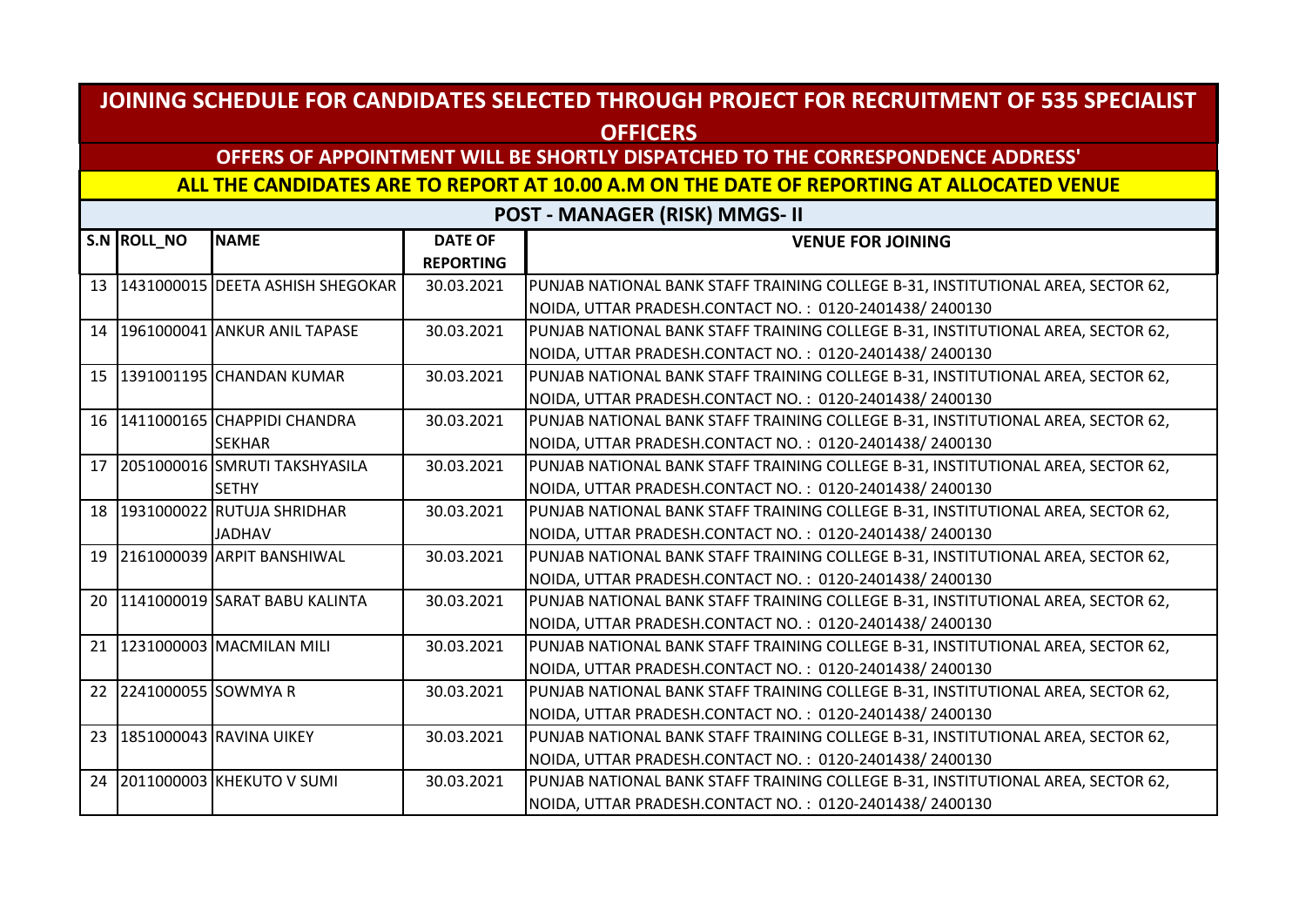# JOINING SCHEDULE FOR CANDIDATES SELECTED THROUGH PROJECT FOR RECRUITMENT OF 535 SPECIALIST OFFICERS

## OFFERS OF APPOINTMENT WILL BE SHORTLY DISPATCHED TO THE CORRESPONDENCE ADDRESS'

## ALL THE CANDIDATES ARE TO REPORT AT 10.00 A.M ON THE DATE OF REPORTING AT ALLOCATED VENUE

### POST - MANAGER (RISK) MMGS- II

| S.N | ROLL_NO | NAME | DATE OF REPORTING | VENUE FOR JOINING |
|---|---|---|---|---|
| 13 | 1431000015 | DEETA ASHISH SHEGOKAR | 30.03.2021 | PUNJAB NATIONAL BANK STAFF TRAINING COLLEGE B-31, INSTITUTIONAL AREA, SECTOR 62, NOIDA, UTTAR PRADESH.CONTACT NO. : 0120-2401438/ 2400130 |
| 14 | 1961000041 | ANKUR ANIL TAPASE | 30.03.2021 | PUNJAB NATIONAL BANK STAFF TRAINING COLLEGE B-31, INSTITUTIONAL AREA, SECTOR 62, NOIDA, UTTAR PRADESH.CONTACT NO. : 0120-2401438/ 2400130 |
| 15 | 1391001195 | CHANDAN KUMAR | 30.03.2021 | PUNJAB NATIONAL BANK STAFF TRAINING COLLEGE B-31, INSTITUTIONAL AREA, SECTOR 62, NOIDA, UTTAR PRADESH.CONTACT NO. : 0120-2401438/ 2400130 |
| 16 | 1411000165 | CHAPPIDI CHANDRA SEKHAR | 30.03.2021 | PUNJAB NATIONAL BANK STAFF TRAINING COLLEGE B-31, INSTITUTIONAL AREA, SECTOR 62, NOIDA, UTTAR PRADESH.CONTACT NO. : 0120-2401438/ 2400130 |
| 17 | 2051000016 | SMRUTI TAKSHYASILA SETHY | 30.03.2021 | PUNJAB NATIONAL BANK STAFF TRAINING COLLEGE B-31, INSTITUTIONAL AREA, SECTOR 62, NOIDA, UTTAR PRADESH.CONTACT NO. : 0120-2401438/ 2400130 |
| 18 | 1931000022 | RUTUJA SHRIDHAR JADHAV | 30.03.2021 | PUNJAB NATIONAL BANK STAFF TRAINING COLLEGE B-31, INSTITUTIONAL AREA, SECTOR 62, NOIDA, UTTAR PRADESH.CONTACT NO. : 0120-2401438/ 2400130 |
| 19 | 2161000039 | ARPIT BANSHIWAL | 30.03.2021 | PUNJAB NATIONAL BANK STAFF TRAINING COLLEGE B-31, INSTITUTIONAL AREA, SECTOR 62, NOIDA, UTTAR PRADESH.CONTACT NO. : 0120-2401438/ 2400130 |
| 20 | 1141000019 | SARAT BABU KALINTA | 30.03.2021 | PUNJAB NATIONAL BANK STAFF TRAINING COLLEGE B-31, INSTITUTIONAL AREA, SECTOR 62, NOIDA, UTTAR PRADESH.CONTACT NO. : 0120-2401438/ 2400130 |
| 21 | 1231000003 | MACMILAN MILI | 30.03.2021 | PUNJAB NATIONAL BANK STAFF TRAINING COLLEGE B-31, INSTITUTIONAL AREA, SECTOR 62, NOIDA, UTTAR PRADESH.CONTACT NO. : 0120-2401438/ 2400130 |
| 22 | 2241000055 | SOWMYA R | 30.03.2021 | PUNJAB NATIONAL BANK STAFF TRAINING COLLEGE B-31, INSTITUTIONAL AREA, SECTOR 62, NOIDA, UTTAR PRADESH.CONTACT NO. : 0120-2401438/ 2400130 |
| 23 | 1851000043 | RAVINA UIKEY | 30.03.2021 | PUNJAB NATIONAL BANK STAFF TRAINING COLLEGE B-31, INSTITUTIONAL AREA, SECTOR 62, NOIDA, UTTAR PRADESH.CONTACT NO. : 0120-2401438/ 2400130 |
| 24 | 2011000003 | KHEKUTO V SUMI | 30.03.2021 | PUNJAB NATIONAL BANK STAFF TRAINING COLLEGE B-31, INSTITUTIONAL AREA, SECTOR 62, NOIDA, UTTAR PRADESH.CONTACT NO. : 0120-2401438/ 2400130 |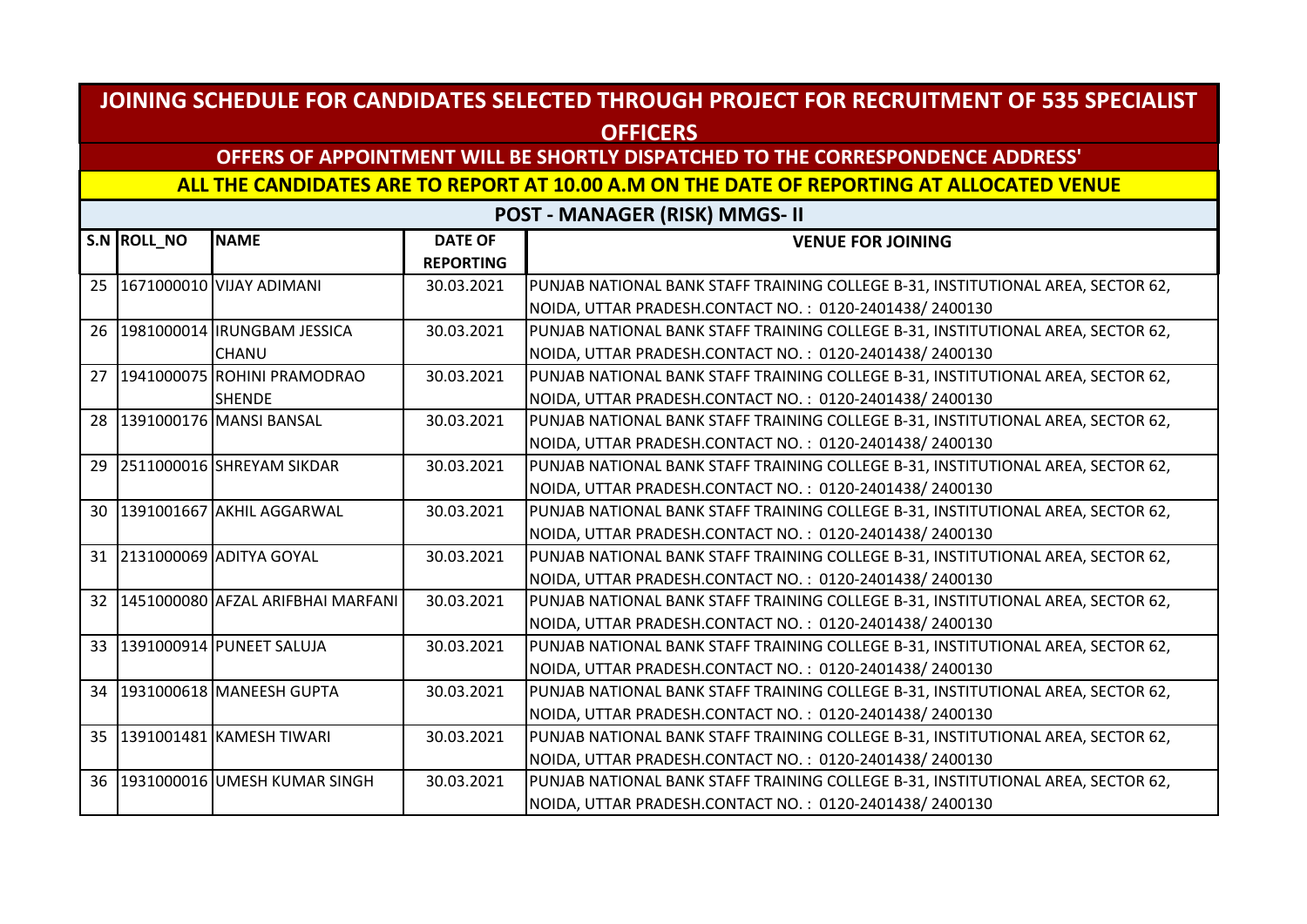# JOINING SCHEDULE FOR CANDIDATES SELECTED THROUGH PROJECT FOR RECRUITMENT OF 535 SPECIALIST OFFICERS

## OFFERS OF APPOINTMENT WILL BE SHORTLY DISPATCHED TO THE CORRESPONDENCE ADDRESS'

## ALL THE CANDIDATES ARE TO REPORT AT 10.00 A.M ON THE DATE OF REPORTING AT ALLOCATED VENUE

### POST - MANAGER (RISK) MMGS- II

| S.N | ROLL_NO | NAME | DATE OF REPORTING | VENUE FOR JOINING |
|---|---|---|---|---|
| 25 | 1671000010 | VIJAY ADIMANI | 30.03.2021 | PUNJAB NATIONAL BANK STAFF TRAINING COLLEGE B-31, INSTITUTIONAL AREA, SECTOR 62, NOIDA, UTTAR PRADESH.CONTACT NO. : 0120-2401438/ 2400130 |
| 26 | 1981000014 | IRUNGBAM JESSICA CHANU | 30.03.2021 | PUNJAB NATIONAL BANK STAFF TRAINING COLLEGE B-31, INSTITUTIONAL AREA, SECTOR 62, NOIDA, UTTAR PRADESH.CONTACT NO. : 0120-2401438/ 2400130 |
| 27 | 1941000075 | ROHINI PRAMODRAO SHENDE | 30.03.2021 | PUNJAB NATIONAL BANK STAFF TRAINING COLLEGE B-31, INSTITUTIONAL AREA, SECTOR 62, NOIDA, UTTAR PRADESH.CONTACT NO. : 0120-2401438/ 2400130 |
| 28 | 1391000176 | MANSI BANSAL | 30.03.2021 | PUNJAB NATIONAL BANK STAFF TRAINING COLLEGE B-31, INSTITUTIONAL AREA, SECTOR 62, NOIDA, UTTAR PRADESH.CONTACT NO. : 0120-2401438/ 2400130 |
| 29 | 2511000016 | SHREYAM SIKDAR | 30.03.2021 | PUNJAB NATIONAL BANK STAFF TRAINING COLLEGE B-31, INSTITUTIONAL AREA, SECTOR 62, NOIDA, UTTAR PRADESH.CONTACT NO. : 0120-2401438/ 2400130 |
| 30 | 1391001667 | AKHIL AGGARWAL | 30.03.2021 | PUNJAB NATIONAL BANK STAFF TRAINING COLLEGE B-31, INSTITUTIONAL AREA, SECTOR 62, NOIDA, UTTAR PRADESH.CONTACT NO. : 0120-2401438/ 2400130 |
| 31 | 2131000069 | ADITYA GOYAL | 30.03.2021 | PUNJAB NATIONAL BANK STAFF TRAINING COLLEGE B-31, INSTITUTIONAL AREA, SECTOR 62, NOIDA, UTTAR PRADESH.CONTACT NO. : 0120-2401438/ 2400130 |
| 32 | 1451000080 | AFZAL ARIFBHAI MARFANI | 30.03.2021 | PUNJAB NATIONAL BANK STAFF TRAINING COLLEGE B-31, INSTITUTIONAL AREA, SECTOR 62, NOIDA, UTTAR PRADESH.CONTACT NO. : 0120-2401438/ 2400130 |
| 33 | 1391000914 | PUNEET SALUJA | 30.03.2021 | PUNJAB NATIONAL BANK STAFF TRAINING COLLEGE B-31, INSTITUTIONAL AREA, SECTOR 62, NOIDA, UTTAR PRADESH.CONTACT NO. : 0120-2401438/ 2400130 |
| 34 | 1931000618 | MANEESH GUPTA | 30.03.2021 | PUNJAB NATIONAL BANK STAFF TRAINING COLLEGE B-31, INSTITUTIONAL AREA, SECTOR 62, NOIDA, UTTAR PRADESH.CONTACT NO. : 0120-2401438/ 2400130 |
| 35 | 1391001481 | KAMESH TIWARI | 30.03.2021 | PUNJAB NATIONAL BANK STAFF TRAINING COLLEGE B-31, INSTITUTIONAL AREA, SECTOR 62, NOIDA, UTTAR PRADESH.CONTACT NO. : 0120-2401438/ 2400130 |
| 36 | 1931000016 | UMESH KUMAR SINGH | 30.03.2021 | PUNJAB NATIONAL BANK STAFF TRAINING COLLEGE B-31, INSTITUTIONAL AREA, SECTOR 62, NOIDA, UTTAR PRADESH.CONTACT NO. : 0120-2401438/ 2400130 |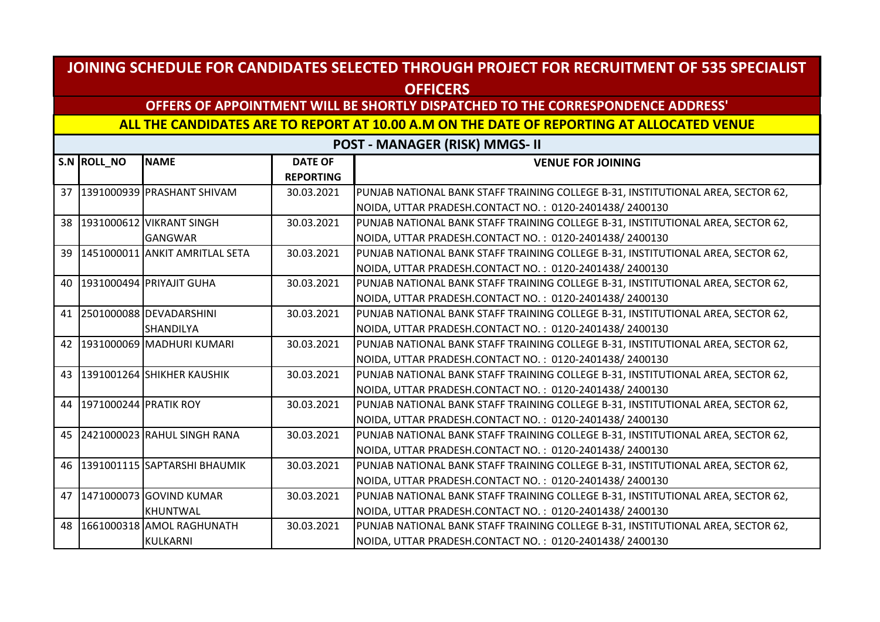# JOINING SCHEDULE FOR CANDIDATES SELECTED THROUGH PROJECT FOR RECRUITMENT OF 535 SPECIALIST OFFICERS

## OFFERS OF APPOINTMENT WILL BE SHORTLY DISPATCHED TO THE CORRESPONDENCE ADDRESS'

## ALL THE CANDIDATES ARE TO REPORT AT 10.00 A.M ON THE DATE OF REPORTING AT ALLOCATED VENUE

### POST - MANAGER (RISK) MMGS- II

| S.N | ROLL_NO | NAME | DATE OF REPORTING | VENUE FOR JOINING |
|---|---|---|---|---|
| 37 | 1391000939 | PRASHANT SHIVAM | 30.03.2021 | PUNJAB NATIONAL BANK STAFF TRAINING COLLEGE B-31, INSTITUTIONAL AREA, SECTOR 62, NOIDA, UTTAR PRADESH.CONTACT NO. : 0120-2401438/ 2400130 |
| 38 | 1931000612 | VIKRANT SINGH GANGWAR | 30.03.2021 | PUNJAB NATIONAL BANK STAFF TRAINING COLLEGE B-31, INSTITUTIONAL AREA, SECTOR 62, NOIDA, UTTAR PRADESH.CONTACT NO. : 0120-2401438/ 2400130 |
| 39 | 1451000011 | ANKIT AMRITLAL SETA | 30.03.2021 | PUNJAB NATIONAL BANK STAFF TRAINING COLLEGE B-31, INSTITUTIONAL AREA, SECTOR 62, NOIDA, UTTAR PRADESH.CONTACT NO. : 0120-2401438/ 2400130 |
| 40 | 1931000494 | PRIYAJIT GUHA | 30.03.2021 | PUNJAB NATIONAL BANK STAFF TRAINING COLLEGE B-31, INSTITUTIONAL AREA, SECTOR 62, NOIDA, UTTAR PRADESH.CONTACT NO. : 0120-2401438/ 2400130 |
| 41 | 2501000088 | DEVADARSHINI SHANDILYA | 30.03.2021 | PUNJAB NATIONAL BANK STAFF TRAINING COLLEGE B-31, INSTITUTIONAL AREA, SECTOR 62, NOIDA, UTTAR PRADESH.CONTACT NO. : 0120-2401438/ 2400130 |
| 42 | 1931000069 | MADHURI KUMARI | 30.03.2021 | PUNJAB NATIONAL BANK STAFF TRAINING COLLEGE B-31, INSTITUTIONAL AREA, SECTOR 62, NOIDA, UTTAR PRADESH.CONTACT NO. : 0120-2401438/ 2400130 |
| 43 | 1391001264 | SHIKHER KAUSHIK | 30.03.2021 | PUNJAB NATIONAL BANK STAFF TRAINING COLLEGE B-31, INSTITUTIONAL AREA, SECTOR 62, NOIDA, UTTAR PRADESH.CONTACT NO. : 0120-2401438/ 2400130 |
| 44 | 1971000244 | PRATIK ROY | 30.03.2021 | PUNJAB NATIONAL BANK STAFF TRAINING COLLEGE B-31, INSTITUTIONAL AREA, SECTOR 62, NOIDA, UTTAR PRADESH.CONTACT NO. : 0120-2401438/ 2400130 |
| 45 | 2421000023 | RAHUL SINGH RANA | 30.03.2021 | PUNJAB NATIONAL BANK STAFF TRAINING COLLEGE B-31, INSTITUTIONAL AREA, SECTOR 62, NOIDA, UTTAR PRADESH.CONTACT NO. : 0120-2401438/ 2400130 |
| 46 | 1391001115 | SAPTARSHI BHAUMIK | 30.03.2021 | PUNJAB NATIONAL BANK STAFF TRAINING COLLEGE B-31, INSTITUTIONAL AREA, SECTOR 62, NOIDA, UTTAR PRADESH.CONTACT NO. : 0120-2401438/ 2400130 |
| 47 | 1471000073 | GOVIND KUMAR KHUNTWAL | 30.03.2021 | PUNJAB NATIONAL BANK STAFF TRAINING COLLEGE B-31, INSTITUTIONAL AREA, SECTOR 62, NOIDA, UTTAR PRADESH.CONTACT NO. : 0120-2401438/ 2400130 |
| 48 | 1661000318 | AMOL RAGHUNATH KULKARNI | 30.03.2021 | PUNJAB NATIONAL BANK STAFF TRAINING COLLEGE B-31, INSTITUTIONAL AREA, SECTOR 62, NOIDA, UTTAR PRADESH.CONTACT NO. : 0120-2401438/ 2400130 |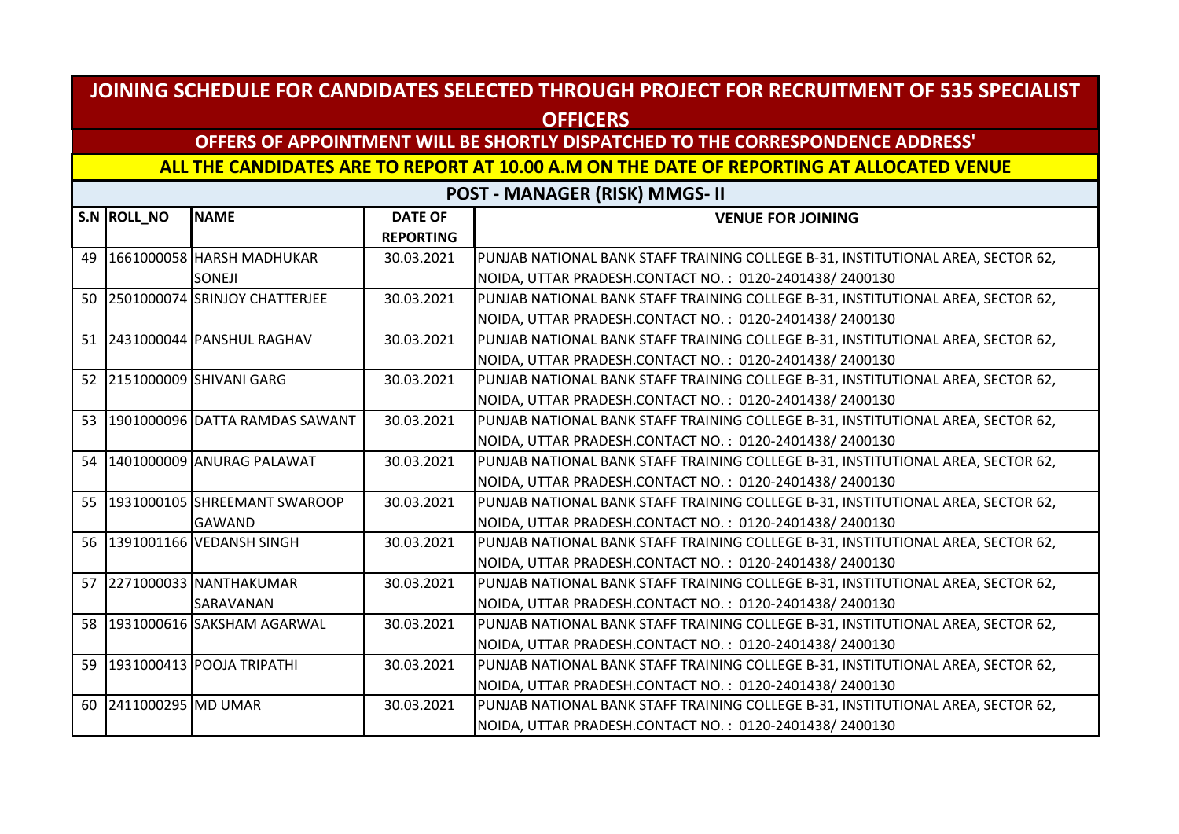# JOINING SCHEDULE FOR CANDIDATES SELECTED THROUGH PROJECT FOR RECRUITMENT OF 535 SPECIALIST OFFICERS

## OFFERS OF APPOINTMENT WILL BE SHORTLY DISPATCHED TO THE CORRESPONDENCE ADDRESS'

## ALL THE CANDIDATES ARE TO REPORT AT 10.00 A.M ON THE DATE OF REPORTING AT ALLOCATED VENUE

### POST - MANAGER (RISK) MMGS- II

| S.N | ROLL_NO | NAME | DATE OF REPORTING | VENUE FOR JOINING |
|---|---|---|---|---|
| 49 | 1661000058 | HARSH MADHUKAR SONEJI | 30.03.2021 | PUNJAB NATIONAL BANK STAFF TRAINING COLLEGE B-31, INSTITUTIONAL AREA, SECTOR 62, NOIDA, UTTAR PRADESH.CONTACT NO. : 0120-2401438/ 2400130 |
| 50 | 2501000074 | SRINJOY CHATTERJEE | 30.03.2021 | PUNJAB NATIONAL BANK STAFF TRAINING COLLEGE B-31, INSTITUTIONAL AREA, SECTOR 62, NOIDA, UTTAR PRADESH.CONTACT NO. : 0120-2401438/ 2400130 |
| 51 | 2431000044 | PANSHUL RAGHAV | 30.03.2021 | PUNJAB NATIONAL BANK STAFF TRAINING COLLEGE B-31, INSTITUTIONAL AREA, SECTOR 62, NOIDA, UTTAR PRADESH.CONTACT NO. : 0120-2401438/ 2400130 |
| 52 | 2151000009 | SHIVANI GARG | 30.03.2021 | PUNJAB NATIONAL BANK STAFF TRAINING COLLEGE B-31, INSTITUTIONAL AREA, SECTOR 62, NOIDA, UTTAR PRADESH.CONTACT NO. : 0120-2401438/ 2400130 |
| 53 | 1901000096 | DATTA RAMDAS SAWANT | 30.03.2021 | PUNJAB NATIONAL BANK STAFF TRAINING COLLEGE B-31, INSTITUTIONAL AREA, SECTOR 62, NOIDA, UTTAR PRADESH.CONTACT NO. : 0120-2401438/ 2400130 |
| 54 | 1401000009 | ANURAG PALAWAT | 30.03.2021 | PUNJAB NATIONAL BANK STAFF TRAINING COLLEGE B-31, INSTITUTIONAL AREA, SECTOR 62, NOIDA, UTTAR PRADESH.CONTACT NO. : 0120-2401438/ 2400130 |
| 55 | 1931000105 | SHREEMANT SWAROOP GAWAND | 30.03.2021 | PUNJAB NATIONAL BANK STAFF TRAINING COLLEGE B-31, INSTITUTIONAL AREA, SECTOR 62, NOIDA, UTTAR PRADESH.CONTACT NO. : 0120-2401438/ 2400130 |
| 56 | 1391001166 | VEDANSH SINGH | 30.03.2021 | PUNJAB NATIONAL BANK STAFF TRAINING COLLEGE B-31, INSTITUTIONAL AREA, SECTOR 62, NOIDA, UTTAR PRADESH.CONTACT NO. : 0120-2401438/ 2400130 |
| 57 | 2271000033 | NANTHAKUMAR SARAVANAN | 30.03.2021 | PUNJAB NATIONAL BANK STAFF TRAINING COLLEGE B-31, INSTITUTIONAL AREA, SECTOR 62, NOIDA, UTTAR PRADESH.CONTACT NO. : 0120-2401438/ 2400130 |
| 58 | 1931000616 | SAKSHAM AGARWAL | 30.03.2021 | PUNJAB NATIONAL BANK STAFF TRAINING COLLEGE B-31, INSTITUTIONAL AREA, SECTOR 62, NOIDA, UTTAR PRADESH.CONTACT NO. : 0120-2401438/ 2400130 |
| 59 | 1931000413 | POOJA TRIPATHI | 30.03.2021 | PUNJAB NATIONAL BANK STAFF TRAINING COLLEGE B-31, INSTITUTIONAL AREA, SECTOR 62, NOIDA, UTTAR PRADESH.CONTACT NO. : 0120-2401438/ 2400130 |
| 60 | 2411000295 | MD UMAR | 30.03.2021 | PUNJAB NATIONAL BANK STAFF TRAINING COLLEGE B-31, INSTITUTIONAL AREA, SECTOR 62, NOIDA, UTTAR PRADESH.CONTACT NO. : 0120-2401438/ 2400130 |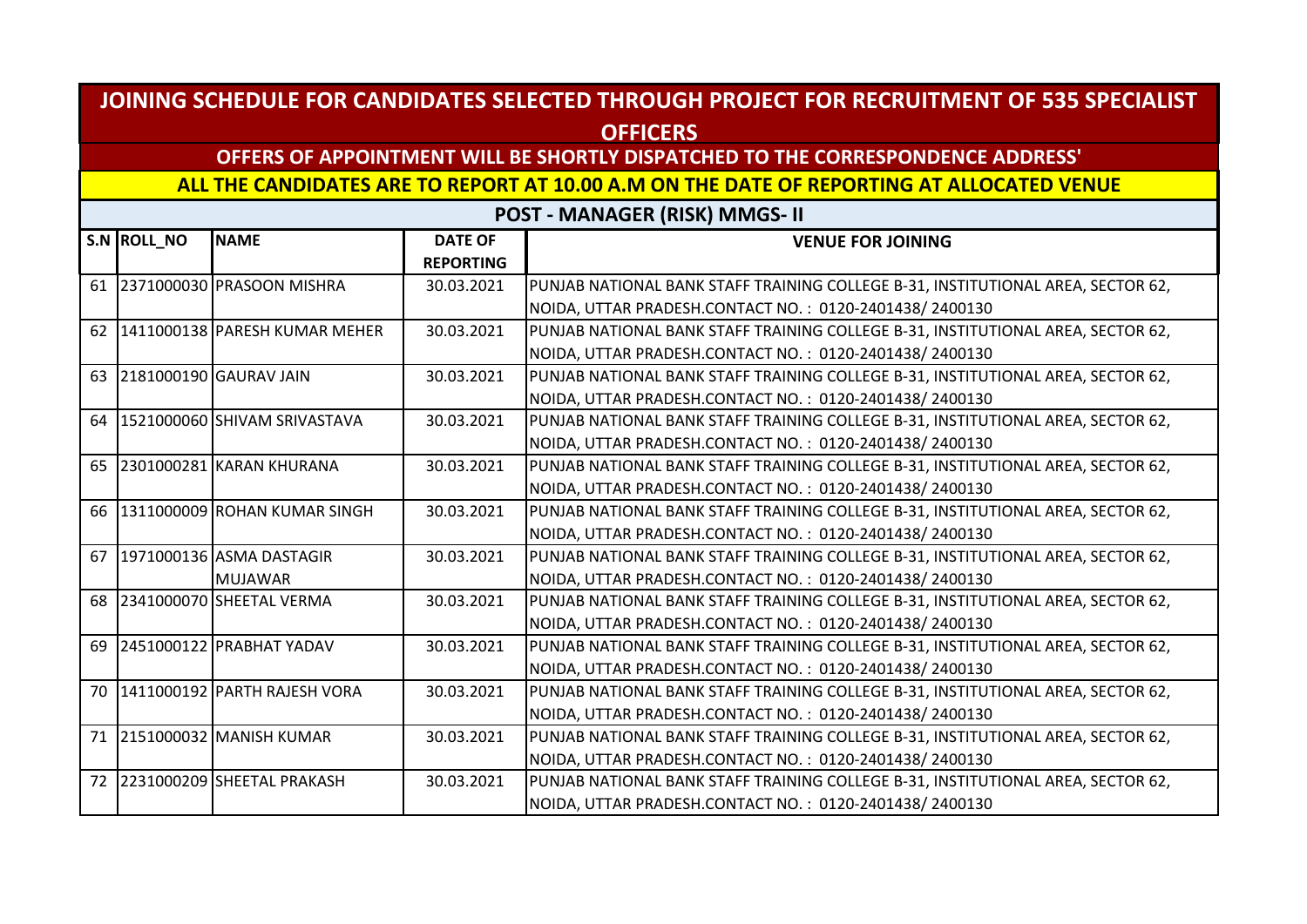# JOINING SCHEDULE FOR CANDIDATES SELECTED THROUGH PROJECT FOR RECRUITMENT OF 535 SPECIALIST OFFICERS

## OFFERS OF APPOINTMENT WILL BE SHORTLY DISPATCHED TO THE CORRESPONDENCE ADDRESS'

## ALL THE CANDIDATES ARE TO REPORT AT 10.00 A.M ON THE DATE OF REPORTING AT ALLOCATED VENUE

### POST - MANAGER (RISK) MMGS- II

| S.N | ROLL_NO | NAME | DATE OF REPORTING | VENUE FOR JOINING |
|---|---|---|---|---|
| 61 | 2371000030 | PRASOON MISHRA | 30.03.2021 | PUNJAB NATIONAL BANK STAFF TRAINING COLLEGE B-31, INSTITUTIONAL AREA, SECTOR 62, NOIDA, UTTAR PRADESH.CONTACT NO. : 0120-2401438/ 2400130 |
| 62 | 1411000138 | PARESH KUMAR MEHER | 30.03.2021 | PUNJAB NATIONAL BANK STAFF TRAINING COLLEGE B-31, INSTITUTIONAL AREA, SECTOR 62, NOIDA, UTTAR PRADESH.CONTACT NO. : 0120-2401438/ 2400130 |
| 63 | 2181000190 | GAURAV JAIN | 30.03.2021 | PUNJAB NATIONAL BANK STAFF TRAINING COLLEGE B-31, INSTITUTIONAL AREA, SECTOR 62, NOIDA, UTTAR PRADESH.CONTACT NO. : 0120-2401438/ 2400130 |
| 64 | 1521000060 | SHIVAM SRIVASTAVA | 30.03.2021 | PUNJAB NATIONAL BANK STAFF TRAINING COLLEGE B-31, INSTITUTIONAL AREA, SECTOR 62, NOIDA, UTTAR PRADESH.CONTACT NO. : 0120-2401438/ 2400130 |
| 65 | 2301000281 | KARAN KHURANA | 30.03.2021 | PUNJAB NATIONAL BANK STAFF TRAINING COLLEGE B-31, INSTITUTIONAL AREA, SECTOR 62, NOIDA, UTTAR PRADESH.CONTACT NO. : 0120-2401438/ 2400130 |
| 66 | 1311000009 | ROHAN KUMAR SINGH | 30.03.2021 | PUNJAB NATIONAL BANK STAFF TRAINING COLLEGE B-31, INSTITUTIONAL AREA, SECTOR 62, NOIDA, UTTAR PRADESH.CONTACT NO. : 0120-2401438/ 2400130 |
| 67 | 1971000136 | ASMA DASTAGIR MUJAWAR | 30.03.2021 | PUNJAB NATIONAL BANK STAFF TRAINING COLLEGE B-31, INSTITUTIONAL AREA, SECTOR 62, NOIDA, UTTAR PRADESH.CONTACT NO. : 0120-2401438/ 2400130 |
| 68 | 2341000070 | SHEETAL VERMA | 30.03.2021 | PUNJAB NATIONAL BANK STAFF TRAINING COLLEGE B-31, INSTITUTIONAL AREA, SECTOR 62, NOIDA, UTTAR PRADESH.CONTACT NO. : 0120-2401438/ 2400130 |
| 69 | 2451000122 | PRABHAT YADAV | 30.03.2021 | PUNJAB NATIONAL BANK STAFF TRAINING COLLEGE B-31, INSTITUTIONAL AREA, SECTOR 62, NOIDA, UTTAR PRADESH.CONTACT NO. : 0120-2401438/ 2400130 |
| 70 | 1411000192 | PARTH RAJESH VORA | 30.03.2021 | PUNJAB NATIONAL BANK STAFF TRAINING COLLEGE B-31, INSTITUTIONAL AREA, SECTOR 62, NOIDA, UTTAR PRADESH.CONTACT NO. : 0120-2401438/ 2400130 |
| 71 | 2151000032 | MANISH KUMAR | 30.03.2021 | PUNJAB NATIONAL BANK STAFF TRAINING COLLEGE B-31, INSTITUTIONAL AREA, SECTOR 62, NOIDA, UTTAR PRADESH.CONTACT NO. : 0120-2401438/ 2400130 |
| 72 | 2231000209 | SHEETAL PRAKASH | 30.03.2021 | PUNJAB NATIONAL BANK STAFF TRAINING COLLEGE B-31, INSTITUTIONAL AREA, SECTOR 62, NOIDA, UTTAR PRADESH.CONTACT NO. : 0120-2401438/ 2400130 |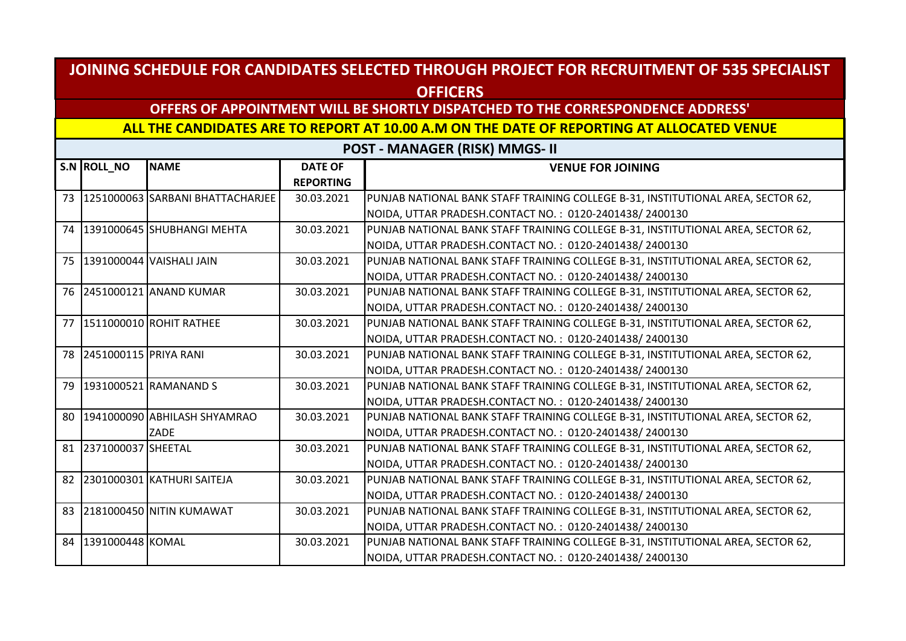# JOINING SCHEDULE FOR CANDIDATES SELECTED THROUGH PROJECT FOR RECRUITMENT OF 535 SPECIALIST OFFICERS

## OFFERS OF APPOINTMENT WILL BE SHORTLY DISPATCHED TO THE CORRESPONDENCE ADDRESS'

## ALL THE CANDIDATES ARE TO REPORT AT 10.00 A.M ON THE DATE OF REPORTING AT ALLOCATED VENUE

### POST - MANAGER (RISK) MMGS- II

| S.N | ROLL_NO | NAME | DATE OF REPORTING | VENUE FOR JOINING |
|---|---|---|---|---|
| 73 | 1251000063 | SARBANI BHATTACHARJEE | 30.03.2021 | PUNJAB NATIONAL BANK STAFF TRAINING COLLEGE B-31, INSTITUTIONAL AREA, SECTOR 62, NOIDA, UTTAR PRADESH.CONTACT NO. : 0120-2401438/ 2400130 |
| 74 | 1391000645 | SHUBHANGI MEHTA | 30.03.2021 | PUNJAB NATIONAL BANK STAFF TRAINING COLLEGE B-31, INSTITUTIONAL AREA, SECTOR 62, NOIDA, UTTAR PRADESH.CONTACT NO. : 0120-2401438/ 2400130 |
| 75 | 1391000044 | VAISHALI JAIN | 30.03.2021 | PUNJAB NATIONAL BANK STAFF TRAINING COLLEGE B-31, INSTITUTIONAL AREA, SECTOR 62, NOIDA, UTTAR PRADESH.CONTACT NO. : 0120-2401438/ 2400130 |
| 76 | 2451000121 | ANAND KUMAR | 30.03.2021 | PUNJAB NATIONAL BANK STAFF TRAINING COLLEGE B-31, INSTITUTIONAL AREA, SECTOR 62, NOIDA, UTTAR PRADESH.CONTACT NO. : 0120-2401438/ 2400130 |
| 77 | 1511000010 | ROHIT RATHEE | 30.03.2021 | PUNJAB NATIONAL BANK STAFF TRAINING COLLEGE B-31, INSTITUTIONAL AREA, SECTOR 62, NOIDA, UTTAR PRADESH.CONTACT NO. : 0120-2401438/ 2400130 |
| 78 | 2451000115 | PRIYA RANI | 30.03.2021 | PUNJAB NATIONAL BANK STAFF TRAINING COLLEGE B-31, INSTITUTIONAL AREA, SECTOR 62, NOIDA, UTTAR PRADESH.CONTACT NO. : 0120-2401438/ 2400130 |
| 79 | 1931000521 | RAMANAND S | 30.03.2021 | PUNJAB NATIONAL BANK STAFF TRAINING COLLEGE B-31, INSTITUTIONAL AREA, SECTOR 62, NOIDA, UTTAR PRADESH.CONTACT NO. : 0120-2401438/ 2400130 |
| 80 | 1941000090 | ABHILASH SHYAMRAO ZADE | 30.03.2021 | PUNJAB NATIONAL BANK STAFF TRAINING COLLEGE B-31, INSTITUTIONAL AREA, SECTOR 62, NOIDA, UTTAR PRADESH.CONTACT NO. : 0120-2401438/ 2400130 |
| 81 | 2371000037 | SHEETAL | 30.03.2021 | PUNJAB NATIONAL BANK STAFF TRAINING COLLEGE B-31, INSTITUTIONAL AREA, SECTOR 62, NOIDA, UTTAR PRADESH.CONTACT NO. : 0120-2401438/ 2400130 |
| 82 | 2301000301 | KATHURI SAITEJA | 30.03.2021 | PUNJAB NATIONAL BANK STAFF TRAINING COLLEGE B-31, INSTITUTIONAL AREA, SECTOR 62, NOIDA, UTTAR PRADESH.CONTACT NO. : 0120-2401438/ 2400130 |
| 83 | 2181000450 | NITIN KUMAWAT | 30.03.2021 | PUNJAB NATIONAL BANK STAFF TRAINING COLLEGE B-31, INSTITUTIONAL AREA, SECTOR 62, NOIDA, UTTAR PRADESH.CONTACT NO. : 0120-2401438/ 2400130 |
| 84 | 1391000448 | KOMAL | 30.03.2021 | PUNJAB NATIONAL BANK STAFF TRAINING COLLEGE B-31, INSTITUTIONAL AREA, SECTOR 62, NOIDA, UTTAR PRADESH.CONTACT NO. : 0120-2401438/ 2400130 |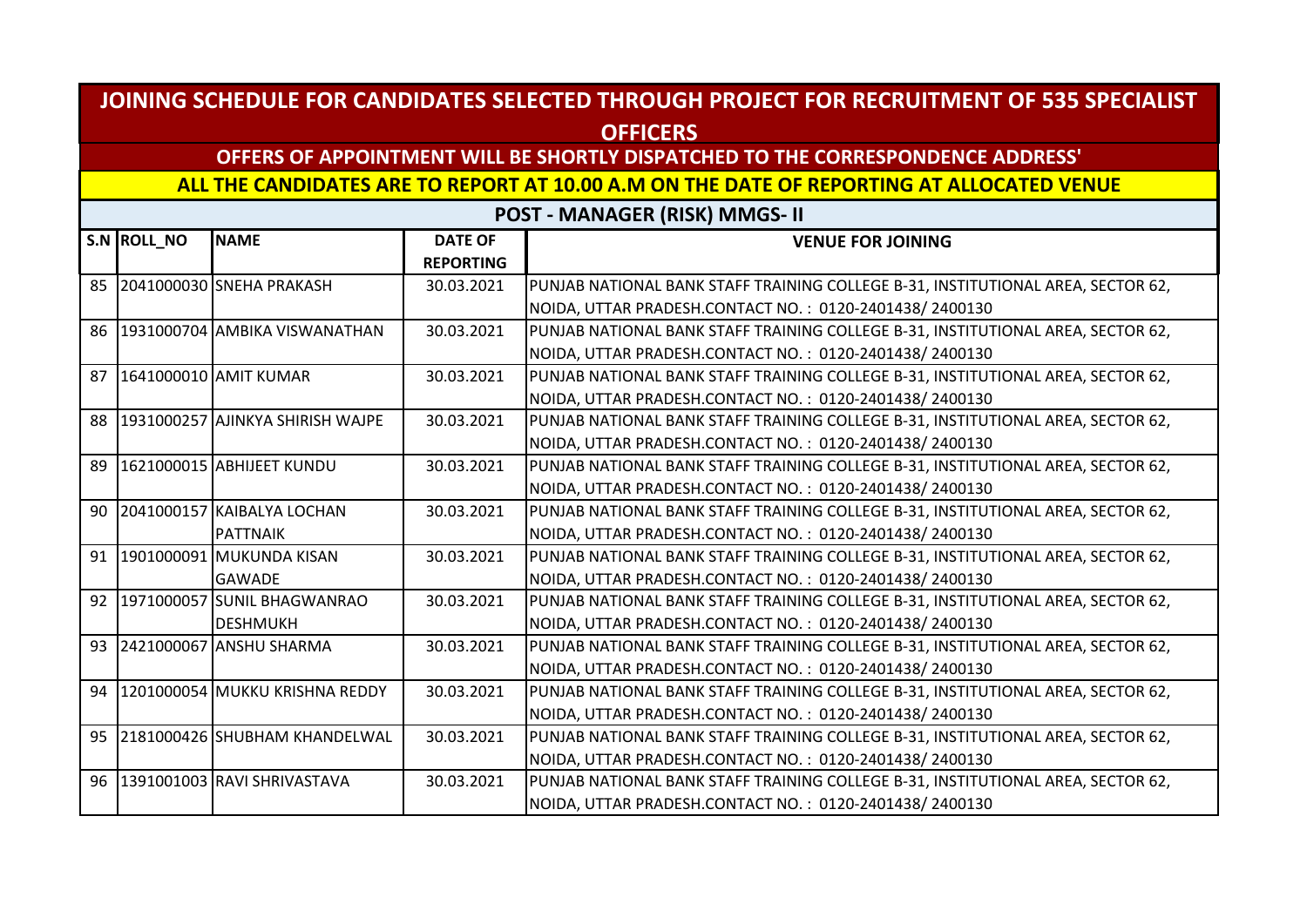# JOINING SCHEDULE FOR CANDIDATES SELECTED THROUGH PROJECT FOR RECRUITMENT OF 535 SPECIALIST OFFICERS

## OFFERS OF APPOINTMENT WILL BE SHORTLY DISPATCHED TO THE CORRESPONDENCE ADDRESS'

## ALL THE CANDIDATES ARE TO REPORT AT 10.00 A.M ON THE DATE OF REPORTING AT ALLOCATED VENUE

### POST - MANAGER (RISK) MMGS- II

| S.N | ROLL_NO | NAME | DATE OF REPORTING | VENUE FOR JOINING |
|---|---|---|---|---|
| 85 | 2041000030 | SNEHA PRAKASH | 30.03.2021 | PUNJAB NATIONAL BANK STAFF TRAINING COLLEGE B-31, INSTITUTIONAL AREA, SECTOR 62, NOIDA, UTTAR PRADESH.CONTACT NO. : 0120-2401438/ 2400130 |
| 86 | 1931000704 | AMBIKA VISWANATHAN | 30.03.2021 | PUNJAB NATIONAL BANK STAFF TRAINING COLLEGE B-31, INSTITUTIONAL AREA, SECTOR 62, NOIDA, UTTAR PRADESH.CONTACT NO. : 0120-2401438/ 2400130 |
| 87 | 1641000010 | AMIT KUMAR | 30.03.2021 | PUNJAB NATIONAL BANK STAFF TRAINING COLLEGE B-31, INSTITUTIONAL AREA, SECTOR 62, NOIDA, UTTAR PRADESH.CONTACT NO. : 0120-2401438/ 2400130 |
| 88 | 1931000257 | AJINKYA SHIRISH WAJPE | 30.03.2021 | PUNJAB NATIONAL BANK STAFF TRAINING COLLEGE B-31, INSTITUTIONAL AREA, SECTOR 62, NOIDA, UTTAR PRADESH.CONTACT NO. : 0120-2401438/ 2400130 |
| 89 | 1621000015 | ABHIJEET KUNDU | 30.03.2021 | PUNJAB NATIONAL BANK STAFF TRAINING COLLEGE B-31, INSTITUTIONAL AREA, SECTOR 62, NOIDA, UTTAR PRADESH.CONTACT NO. : 0120-2401438/ 2400130 |
| 90 | 2041000157 | KAIBALYA LOCHAN PATTNAIK | 30.03.2021 | PUNJAB NATIONAL BANK STAFF TRAINING COLLEGE B-31, INSTITUTIONAL AREA, SECTOR 62, NOIDA, UTTAR PRADESH.CONTACT NO. : 0120-2401438/ 2400130 |
| 91 | 1901000091 | MUKUNDA KISAN GAWADE | 30.03.2021 | PUNJAB NATIONAL BANK STAFF TRAINING COLLEGE B-31, INSTITUTIONAL AREA, SECTOR 62, NOIDA, UTTAR PRADESH.CONTACT NO. : 0120-2401438/ 2400130 |
| 92 | 1971000057 | SUNIL BHAGWANRAO DESHMUKH | 30.03.2021 | PUNJAB NATIONAL BANK STAFF TRAINING COLLEGE B-31, INSTITUTIONAL AREA, SECTOR 62, NOIDA, UTTAR PRADESH.CONTACT NO. : 0120-2401438/ 2400130 |
| 93 | 2421000067 | ANSHU SHARMA | 30.03.2021 | PUNJAB NATIONAL BANK STAFF TRAINING COLLEGE B-31, INSTITUTIONAL AREA, SECTOR 62, NOIDA, UTTAR PRADESH.CONTACT NO. : 0120-2401438/ 2400130 |
| 94 | 1201000054 | MUKKU KRISHNA REDDY | 30.03.2021 | PUNJAB NATIONAL BANK STAFF TRAINING COLLEGE B-31, INSTITUTIONAL AREA, SECTOR 62, NOIDA, UTTAR PRADESH.CONTACT NO. : 0120-2401438/ 2400130 |
| 95 | 2181000426 | SHUBHAM KHANDELWAL | 30.03.2021 | PUNJAB NATIONAL BANK STAFF TRAINING COLLEGE B-31, INSTITUTIONAL AREA, SECTOR 62, NOIDA, UTTAR PRADESH.CONTACT NO. : 0120-2401438/ 2400130 |
| 96 | 1391001003 | RAVI SHRIVASTAVA | 30.03.2021 | PUNJAB NATIONAL BANK STAFF TRAINING COLLEGE B-31, INSTITUTIONAL AREA, SECTOR 62, NOIDA, UTTAR PRADESH.CONTACT NO. : 0120-2401438/ 2400130 |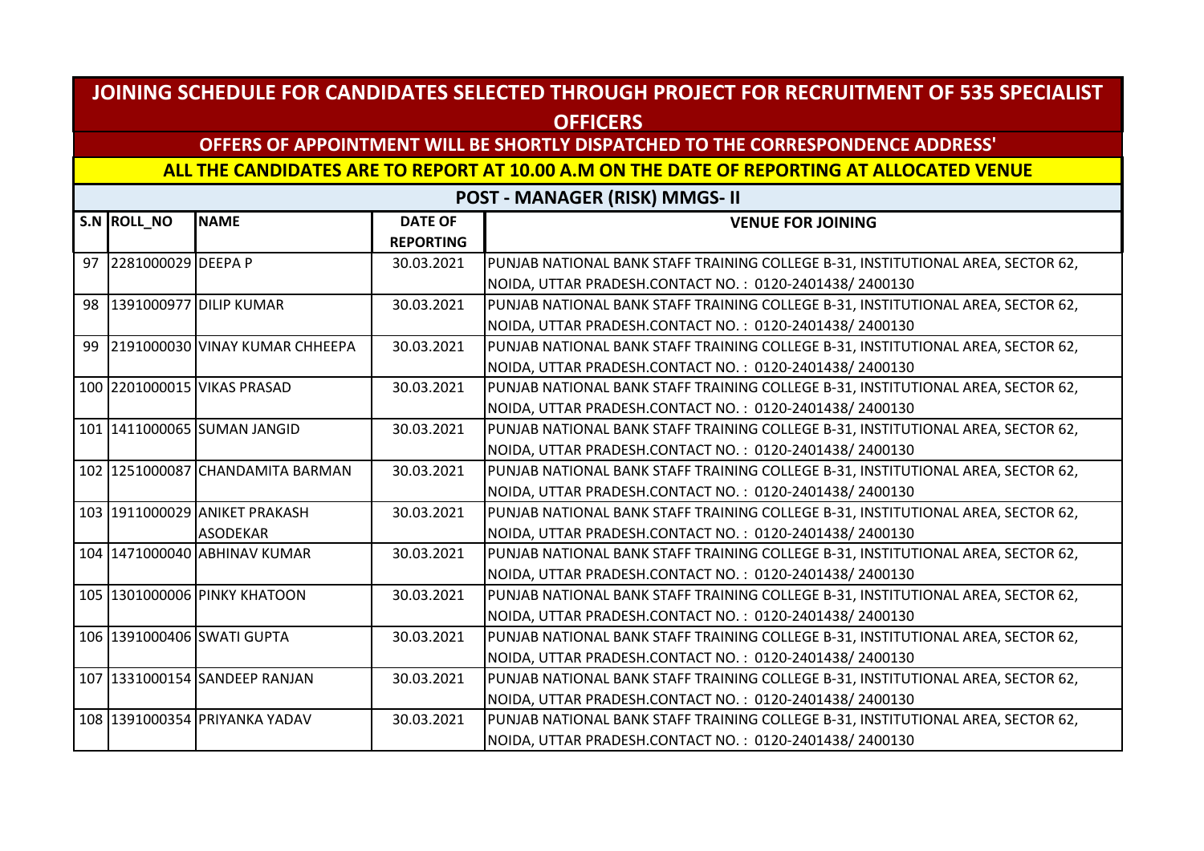# JOINING SCHEDULE FOR CANDIDATES SELECTED THROUGH PROJECT FOR RECRUITMENT OF 535 SPECIALIST OFFICERS

## OFFERS OF APPOINTMENT WILL BE SHORTLY DISPATCHED TO THE CORRESPONDENCE ADDRESS'

## ALL THE CANDIDATES ARE TO REPORT AT 10.00 A.M ON THE DATE OF REPORTING AT ALLOCATED VENUE

### POST - MANAGER (RISK) MMGS- II

| S.N | ROLL_NO | NAME | DATE OF REPORTING | VENUE FOR JOINING |
|---|---|---|---|---|
| 97 | 2281000029 | DEEPA P | 30.03.2021 | PUNJAB NATIONAL BANK STAFF TRAINING COLLEGE B-31, INSTITUTIONAL AREA, SECTOR 62, NOIDA, UTTAR PRADESH.CONTACT NO. : 0120-2401438/ 2400130 |
| 98 | 1391000977 | DILIP KUMAR | 30.03.2021 | PUNJAB NATIONAL BANK STAFF TRAINING COLLEGE B-31, INSTITUTIONAL AREA, SECTOR 62, NOIDA, UTTAR PRADESH.CONTACT NO. : 0120-2401438/ 2400130 |
| 99 | 2191000030 | VINAY KUMAR CHHEEPA | 30.03.2021 | PUNJAB NATIONAL BANK STAFF TRAINING COLLEGE B-31, INSTITUTIONAL AREA, SECTOR 62, NOIDA, UTTAR PRADESH.CONTACT NO. : 0120-2401438/ 2400130 |
| 100 | 2201000015 | VIKAS PRASAD | 30.03.2021 | PUNJAB NATIONAL BANK STAFF TRAINING COLLEGE B-31, INSTITUTIONAL AREA, SECTOR 62, NOIDA, UTTAR PRADESH.CONTACT NO. : 0120-2401438/ 2400130 |
| 101 | 1411000065 | SUMAN JANGID | 30.03.2021 | PUNJAB NATIONAL BANK STAFF TRAINING COLLEGE B-31, INSTITUTIONAL AREA, SECTOR 62, NOIDA, UTTAR PRADESH.CONTACT NO. : 0120-2401438/ 2400130 |
| 102 | 1251000087 | CHANDAMITA BARMAN | 30.03.2021 | PUNJAB NATIONAL BANK STAFF TRAINING COLLEGE B-31, INSTITUTIONAL AREA, SECTOR 62, NOIDA, UTTAR PRADESH.CONTACT NO. : 0120-2401438/ 2400130 |
| 103 | 1911000029 | ANIKET PRAKASH ASODEKAR | 30.03.2021 | PUNJAB NATIONAL BANK STAFF TRAINING COLLEGE B-31, INSTITUTIONAL AREA, SECTOR 62, NOIDA, UTTAR PRADESH.CONTACT NO. : 0120-2401438/ 2400130 |
| 104 | 1471000040 | ABHINAV KUMAR | 30.03.2021 | PUNJAB NATIONAL BANK STAFF TRAINING COLLEGE B-31, INSTITUTIONAL AREA, SECTOR 62, NOIDA, UTTAR PRADESH.CONTACT NO. : 0120-2401438/ 2400130 |
| 105 | 1301000006 | PINKY KHATOON | 30.03.2021 | PUNJAB NATIONAL BANK STAFF TRAINING COLLEGE B-31, INSTITUTIONAL AREA, SECTOR 62, NOIDA, UTTAR PRADESH.CONTACT NO. : 0120-2401438/ 2400130 |
| 106 | 1391000406 | SWATI GUPTA | 30.03.2021 | PUNJAB NATIONAL BANK STAFF TRAINING COLLEGE B-31, INSTITUTIONAL AREA, SECTOR 62, NOIDA, UTTAR PRADESH.CONTACT NO. : 0120-2401438/ 2400130 |
| 107 | 1331000154 | SANDEEP RANJAN | 30.03.2021 | PUNJAB NATIONAL BANK STAFF TRAINING COLLEGE B-31, INSTITUTIONAL AREA, SECTOR 62, NOIDA, UTTAR PRADESH.CONTACT NO. : 0120-2401438/ 2400130 |
| 108 | 1391000354 | PRIYANKA YADAV | 30.03.2021 | PUNJAB NATIONAL BANK STAFF TRAINING COLLEGE B-31, INSTITUTIONAL AREA, SECTOR 62, NOIDA, UTTAR PRADESH.CONTACT NO. : 0120-2401438/ 2400130 |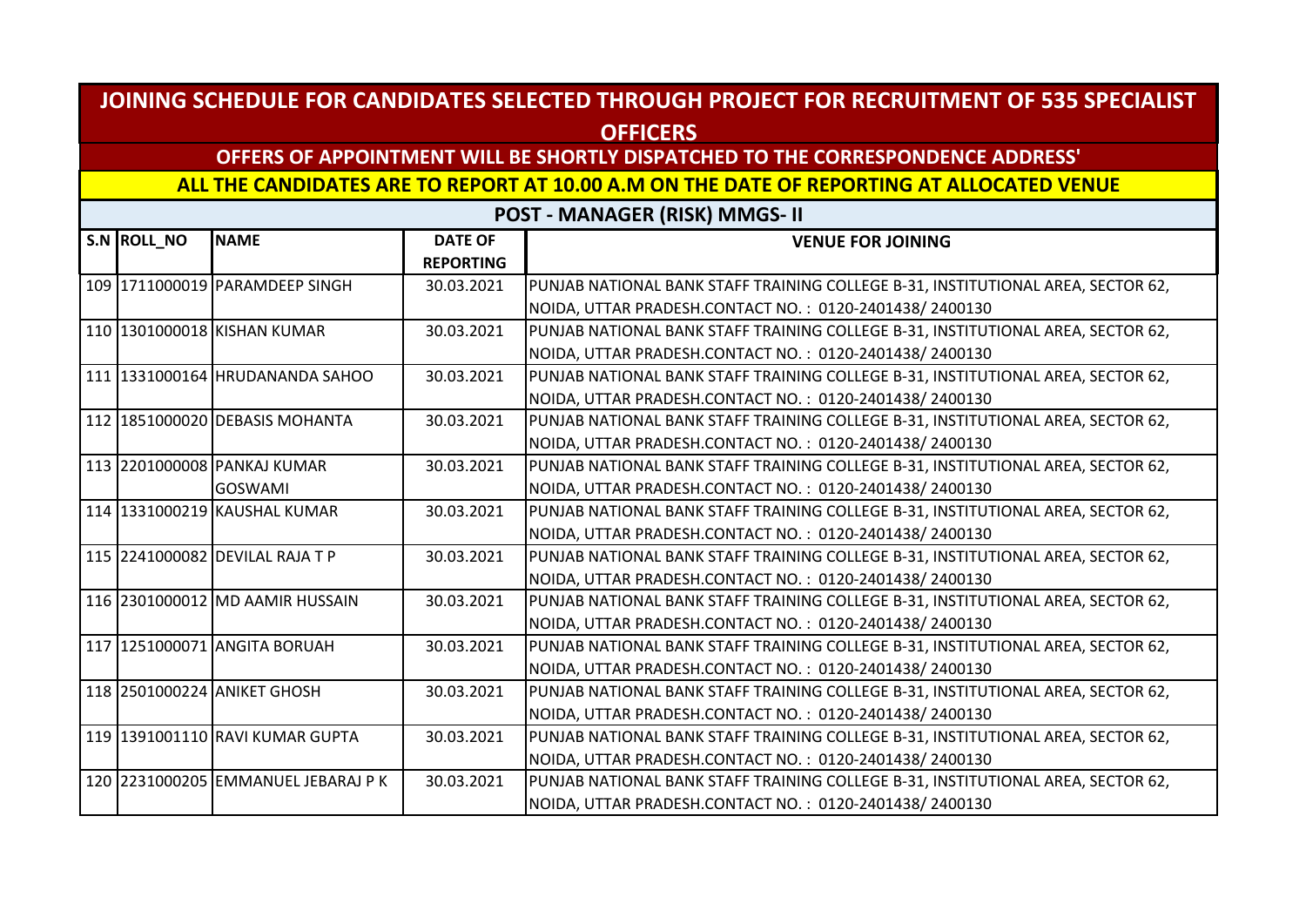# JOINING SCHEDULE FOR CANDIDATES SELECTED THROUGH PROJECT FOR RECRUITMENT OF 535 SPECIALIST OFFICERS

## OFFERS OF APPOINTMENT WILL BE SHORTLY DISPATCHED TO THE CORRESPONDENCE ADDRESS'

## ALL THE CANDIDATES ARE TO REPORT AT 10.00 A.M ON THE DATE OF REPORTING AT ALLOCATED VENUE

### POST - MANAGER (RISK) MMGS- II

| S.N | ROLL_NO | NAME | DATE OF REPORTING | VENUE FOR JOINING |
|---|---|---|---|---|
| 109 | 1711000019 | PARAMDEEP SINGH | 30.03.2021 | PUNJAB NATIONAL BANK STAFF TRAINING COLLEGE B-31, INSTITUTIONAL AREA, SECTOR 62, NOIDA, UTTAR PRADESH.CONTACT NO. : 0120-2401438/ 2400130 |
| 110 | 1301000018 | KISHAN KUMAR | 30.03.2021 | PUNJAB NATIONAL BANK STAFF TRAINING COLLEGE B-31, INSTITUTIONAL AREA, SECTOR 62, NOIDA, UTTAR PRADESH.CONTACT NO. : 0120-2401438/ 2400130 |
| 111 | 1331000164 | HRUDANANDA SAHOO | 30.03.2021 | PUNJAB NATIONAL BANK STAFF TRAINING COLLEGE B-31, INSTITUTIONAL AREA, SECTOR 62, NOIDA, UTTAR PRADESH.CONTACT NO. : 0120-2401438/ 2400130 |
| 112 | 1851000020 | DEBASIS MOHANTA | 30.03.2021 | PUNJAB NATIONAL BANK STAFF TRAINING COLLEGE B-31, INSTITUTIONAL AREA, SECTOR 62, NOIDA, UTTAR PRADESH.CONTACT NO. : 0120-2401438/ 2400130 |
| 113 | 2201000008 | PANKAJ KUMAR GOSWAMI | 30.03.2021 | PUNJAB NATIONAL BANK STAFF TRAINING COLLEGE B-31, INSTITUTIONAL AREA, SECTOR 62, NOIDA, UTTAR PRADESH.CONTACT NO. : 0120-2401438/ 2400130 |
| 114 | 1331000219 | KAUSHAL KUMAR | 30.03.2021 | PUNJAB NATIONAL BANK STAFF TRAINING COLLEGE B-31, INSTITUTIONAL AREA, SECTOR 62, NOIDA, UTTAR PRADESH.CONTACT NO. : 0120-2401438/ 2400130 |
| 115 | 2241000082 | DEVILAL RAJA T P | 30.03.2021 | PUNJAB NATIONAL BANK STAFF TRAINING COLLEGE B-31, INSTITUTIONAL AREA, SECTOR 62, NOIDA, UTTAR PRADESH.CONTACT NO. : 0120-2401438/ 2400130 |
| 116 | 2301000012 | MD AAMIR HUSSAIN | 30.03.2021 | PUNJAB NATIONAL BANK STAFF TRAINING COLLEGE B-31, INSTITUTIONAL AREA, SECTOR 62, NOIDA, UTTAR PRADESH.CONTACT NO. : 0120-2401438/ 2400130 |
| 117 | 1251000071 | ANGITA BORUAH | 30.03.2021 | PUNJAB NATIONAL BANK STAFF TRAINING COLLEGE B-31, INSTITUTIONAL AREA, SECTOR 62, NOIDA, UTTAR PRADESH.CONTACT NO. : 0120-2401438/ 2400130 |
| 118 | 2501000224 | ANIKET GHOSH | 30.03.2021 | PUNJAB NATIONAL BANK STAFF TRAINING COLLEGE B-31, INSTITUTIONAL AREA, SECTOR 62, NOIDA, UTTAR PRADESH.CONTACT NO. : 0120-2401438/ 2400130 |
| 119 | 1391001110 | RAVI KUMAR GUPTA | 30.03.2021 | PUNJAB NATIONAL BANK STAFF TRAINING COLLEGE B-31, INSTITUTIONAL AREA, SECTOR 62, NOIDA, UTTAR PRADESH.CONTACT NO. : 0120-2401438/ 2400130 |
| 120 | 2231000205 | EMMANUEL JEBARAJ P K | 30.03.2021 | PUNJAB NATIONAL BANK STAFF TRAINING COLLEGE B-31, INSTITUTIONAL AREA, SECTOR 62, NOIDA, UTTAR PRADESH.CONTACT NO. : 0120-2401438/ 2400130 |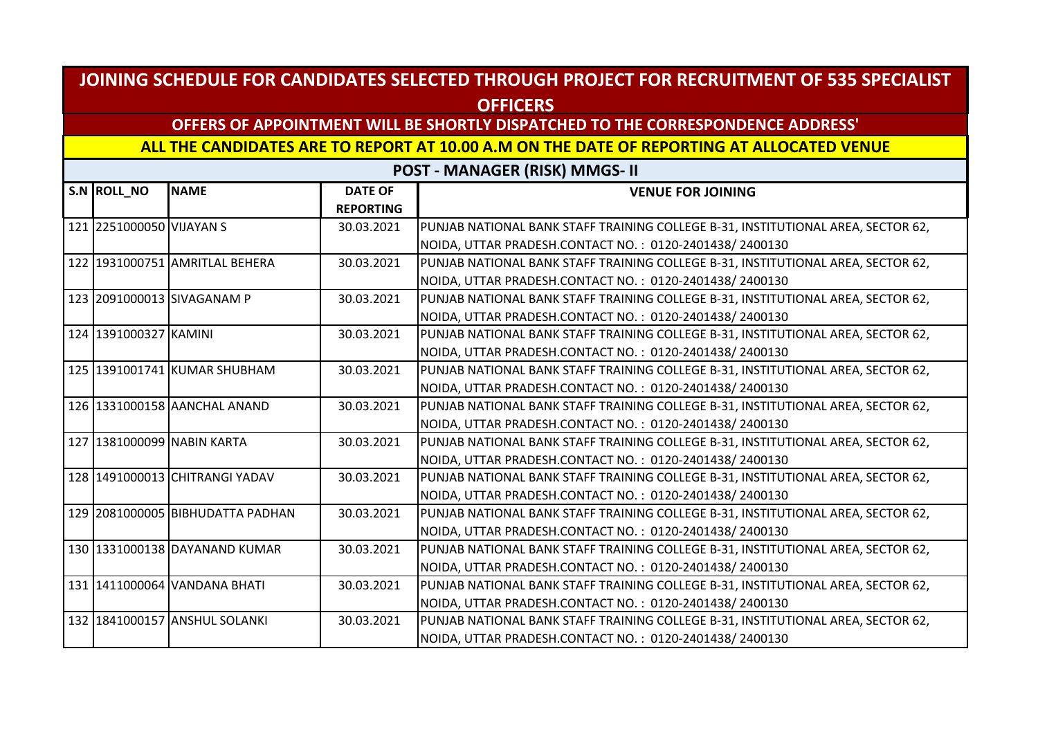# JOINING SCHEDULE FOR CANDIDATES SELECTED THROUGH PROJECT FOR RECRUITMENT OF 535 SPECIALIST OFFICERS

## OFFERS OF APPOINTMENT WILL BE SHORTLY DISPATCHED TO THE CORRESPONDENCE ADDRESS'

## ALL THE CANDIDATES ARE TO REPORT AT 10.00 A.M ON THE DATE OF REPORTING AT ALLOCATED VENUE

### POST - MANAGER (RISK) MMGS- II

| S.N | ROLL_NO | NAME | DATE OF REPORTING | VENUE FOR JOINING |
|---|---|---|---|---|
| 121 | 2251000050 | VIJAYAN S | 30.03.2021 | PUNJAB NATIONAL BANK STAFF TRAINING COLLEGE B-31, INSTITUTIONAL AREA, SECTOR 62, NOIDA, UTTAR PRADESH.CONTACT NO. : 0120-2401438/ 2400130 |
| 122 | 1931000751 | AMRITLAL BEHERA | 30.03.2021 | PUNJAB NATIONAL BANK STAFF TRAINING COLLEGE B-31, INSTITUTIONAL AREA, SECTOR 62, NOIDA, UTTAR PRADESH.CONTACT NO. : 0120-2401438/ 2400130 |
| 123 | 2091000013 | SIVAGANAM P | 30.03.2021 | PUNJAB NATIONAL BANK STAFF TRAINING COLLEGE B-31, INSTITUTIONAL AREA, SECTOR 62, NOIDA, UTTAR PRADESH.CONTACT NO. : 0120-2401438/ 2400130 |
| 124 | 1391000327 | KAMINI | 30.03.2021 | PUNJAB NATIONAL BANK STAFF TRAINING COLLEGE B-31, INSTITUTIONAL AREA, SECTOR 62, NOIDA, UTTAR PRADESH.CONTACT NO. : 0120-2401438/ 2400130 |
| 125 | 1391001741 | KUMAR SHUBHAM | 30.03.2021 | PUNJAB NATIONAL BANK STAFF TRAINING COLLEGE B-31, INSTITUTIONAL AREA, SECTOR 62, NOIDA, UTTAR PRADESH.CONTACT NO. : 0120-2401438/ 2400130 |
| 126 | 1331000158 | AANCHAL ANAND | 30.03.2021 | PUNJAB NATIONAL BANK STAFF TRAINING COLLEGE B-31, INSTITUTIONAL AREA, SECTOR 62, NOIDA, UTTAR PRADESH.CONTACT NO. : 0120-2401438/ 2400130 |
| 127 | 1381000099 | NABIN KARTA | 30.03.2021 | PUNJAB NATIONAL BANK STAFF TRAINING COLLEGE B-31, INSTITUTIONAL AREA, SECTOR 62, NOIDA, UTTAR PRADESH.CONTACT NO. : 0120-2401438/ 2400130 |
| 128 | 1491000013 | CHITRANGI YADAV | 30.03.2021 | PUNJAB NATIONAL BANK STAFF TRAINING COLLEGE B-31, INSTITUTIONAL AREA, SECTOR 62, NOIDA, UTTAR PRADESH.CONTACT NO. : 0120-2401438/ 2400130 |
| 129 | 2081000005 | BIBHUDATTA PADHAN | 30.03.2021 | PUNJAB NATIONAL BANK STAFF TRAINING COLLEGE B-31, INSTITUTIONAL AREA, SECTOR 62, NOIDA, UTTAR PRADESH.CONTACT NO. : 0120-2401438/ 2400130 |
| 130 | 1331000138 | DAYANAND KUMAR | 30.03.2021 | PUNJAB NATIONAL BANK STAFF TRAINING COLLEGE B-31, INSTITUTIONAL AREA, SECTOR 62, NOIDA, UTTAR PRADESH.CONTACT NO. : 0120-2401438/ 2400130 |
| 131 | 1411000064 | VANDANA BHATI | 30.03.2021 | PUNJAB NATIONAL BANK STAFF TRAINING COLLEGE B-31, INSTITUTIONAL AREA, SECTOR 62, NOIDA, UTTAR PRADESH.CONTACT NO. : 0120-2401438/ 2400130 |
| 132 | 1841000157 | ANSHUL SOLANKI | 30.03.2021 | PUNJAB NATIONAL BANK STAFF TRAINING COLLEGE B-31, INSTITUTIONAL AREA, SECTOR 62, NOIDA, UTTAR PRADESH.CONTACT NO. : 0120-2401438/ 2400130 |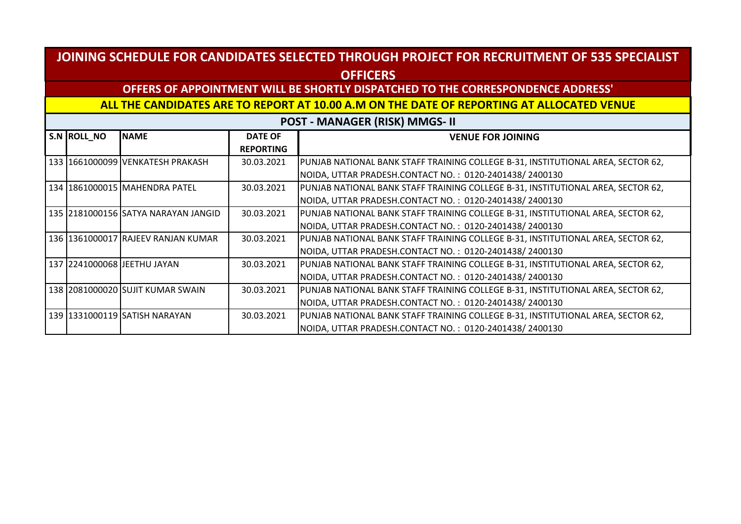# JOINING SCHEDULE FOR CANDIDATES SELECTED THROUGH PROJECT FOR RECRUITMENT OF 535 SPECIALIST OFFICERS

**OFFERS OF APPOINTMENT WILL BE SHORTLY DISPATCHED TO THE CORRESPONDENCE ADDRESS'**

**ALL THE CANDIDATES ARE TO REPORT AT 10.00 A.M ON THE DATE OF REPORTING AT ALLOCATED VENUE**

## POST - MANAGER (RISK) MMGS- II

| S.N | ROLL_NO | NAME | DATE OF REPORTING | VENUE FOR JOINING |
|---|---|---|---|---|
| 133 | 1661000099 | VENKATESH PRAKASH | 30.03.2021 | PUNJAB NATIONAL BANK STAFF TRAINING COLLEGE B-31, INSTITUTIONAL AREA, SECTOR 62, NOIDA, UTTAR PRADESH.CONTACT NO. : 0120-2401438/ 2400130 |
| 134 | 1861000015 | MAHENDRA PATEL | 30.03.2021 | PUNJAB NATIONAL BANK STAFF TRAINING COLLEGE B-31, INSTITUTIONAL AREA, SECTOR 62, NOIDA, UTTAR PRADESH.CONTACT NO. : 0120-2401438/ 2400130 |
| 135 | 2181000156 | SATYA NARAYAN JANGID | 30.03.2021 | PUNJAB NATIONAL BANK STAFF TRAINING COLLEGE B-31, INSTITUTIONAL AREA, SECTOR 62, NOIDA, UTTAR PRADESH.CONTACT NO. : 0120-2401438/ 2400130 |
| 136 | 1361000017 | RAJEEV RANJAN KUMAR | 30.03.2021 | PUNJAB NATIONAL BANK STAFF TRAINING COLLEGE B-31, INSTITUTIONAL AREA, SECTOR 62, NOIDA, UTTAR PRADESH.CONTACT NO. : 0120-2401438/ 2400130 |
| 137 | 2241000068 | JEETHU JAYAN | 30.03.2021 | PUNJAB NATIONAL BANK STAFF TRAINING COLLEGE B-31, INSTITUTIONAL AREA, SECTOR 62, NOIDA, UTTAR PRADESH.CONTACT NO. : 0120-2401438/ 2400130 |
| 138 | 2081000020 | SUJIT KUMAR SWAIN | 30.03.2021 | PUNJAB NATIONAL BANK STAFF TRAINING COLLEGE B-31, INSTITUTIONAL AREA, SECTOR 62, NOIDA, UTTAR PRADESH.CONTACT NO. : 0120-2401438/ 2400130 |
| 139 | 1331000119 | SATISH NARAYAN | 30.03.2021 | PUNJAB NATIONAL BANK STAFF TRAINING COLLEGE B-31, INSTITUTIONAL AREA, SECTOR 62, NOIDA, UTTAR PRADESH.CONTACT NO. : 0120-2401438/ 2400130 |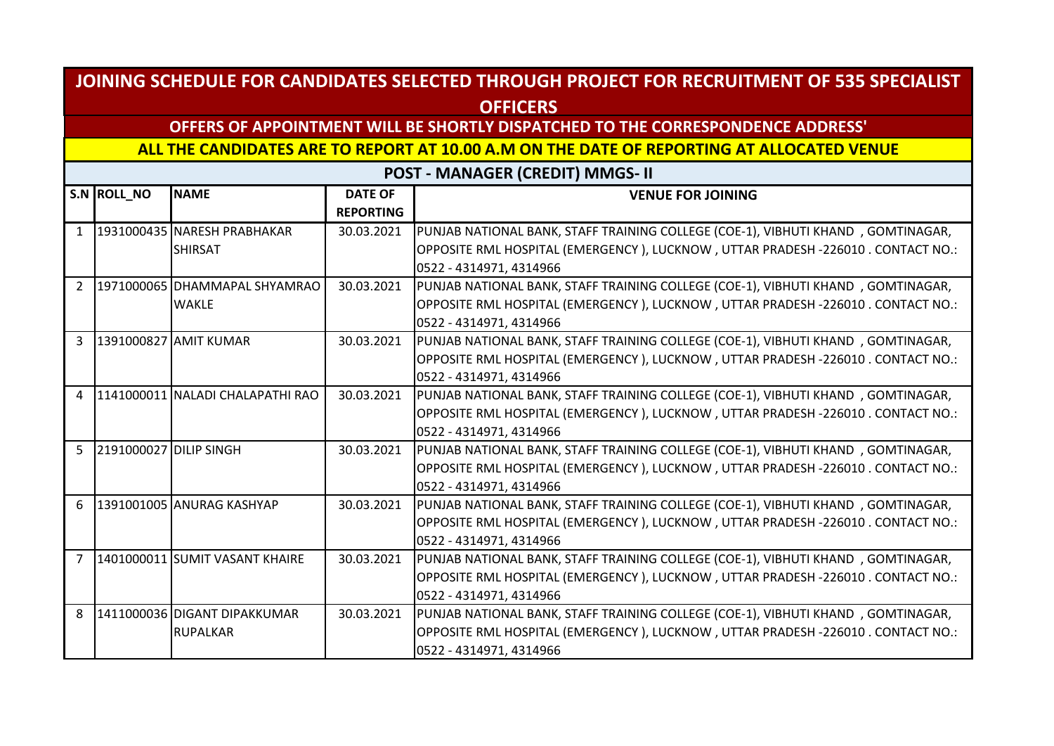# JOINING SCHEDULE FOR CANDIDATES SELECTED THROUGH PROJECT FOR RECRUITMENT OF 535 SPECIALIST OFFICERS

## OFFERS OF APPOINTMENT WILL BE SHORTLY DISPATCHED TO THE CORRESPONDENCE ADDRESS'

## ALL THE CANDIDATES ARE TO REPORT AT 10.00 A.M ON THE DATE OF REPORTING AT ALLOCATED VENUE

## POST - MANAGER (CREDIT) MMGS- II

| S.N | ROLL_NO | NAME | DATE OF REPORTING | VENUE FOR JOINING |
|---|---|---|---|---|
| 1 | 1931000435 | NARESH PRABHAKAR SHIRSAT | 30.03.2021 | PUNJAB NATIONAL BANK, STAFF TRAINING COLLEGE (COE-1), VIBHUTI KHAND , GOMTINAGAR, OPPOSITE RML HOSPITAL (EMERGENCY ), LUCKNOW , UTTAR PRADESH -226010 . CONTACT NO.: 0522 - 4314971, 4314966 |
| 2 | 1971000065 | DHAMMAPAL SHYAMRAO WAKLE | 30.03.2021 | PUNJAB NATIONAL BANK, STAFF TRAINING COLLEGE (COE-1), VIBHUTI KHAND , GOMTINAGAR, OPPOSITE RML HOSPITAL (EMERGENCY ), LUCKNOW , UTTAR PRADESH -226010 . CONTACT NO.: 0522 - 4314971, 4314966 |
| 3 | 1391000827 | AMIT KUMAR | 30.03.2021 | PUNJAB NATIONAL BANK, STAFF TRAINING COLLEGE (COE-1), VIBHUTI KHAND , GOMTINAGAR, OPPOSITE RML HOSPITAL (EMERGENCY ), LUCKNOW , UTTAR PRADESH -226010 . CONTACT NO.: 0522 - 4314971, 4314966 |
| 4 | 1141000011 | NALADI CHALAPATHI RAO | 30.03.2021 | PUNJAB NATIONAL BANK, STAFF TRAINING COLLEGE (COE-1), VIBHUTI KHAND , GOMTINAGAR, OPPOSITE RML HOSPITAL (EMERGENCY ), LUCKNOW , UTTAR PRADESH -226010 . CONTACT NO.: 0522 - 4314971, 4314966 |
| 5 | 2191000027 | DILIP SINGH | 30.03.2021 | PUNJAB NATIONAL BANK, STAFF TRAINING COLLEGE (COE-1), VIBHUTI KHAND , GOMTINAGAR, OPPOSITE RML HOSPITAL (EMERGENCY ), LUCKNOW , UTTAR PRADESH -226010 . CONTACT NO.: 0522 - 4314971, 4314966 |
| 6 | 1391001005 | ANURAG KASHYAP | 30.03.2021 | PUNJAB NATIONAL BANK, STAFF TRAINING COLLEGE (COE-1), VIBHUTI KHAND , GOMTINAGAR, OPPOSITE RML HOSPITAL (EMERGENCY ), LUCKNOW , UTTAR PRADESH -226010 . CONTACT NO.: 0522 - 4314971, 4314966 |
| 7 | 1401000011 | SUMIT VASANT KHAIRE | 30.03.2021 | PUNJAB NATIONAL BANK, STAFF TRAINING COLLEGE (COE-1), VIBHUTI KHAND , GOMTINAGAR, OPPOSITE RML HOSPITAL (EMERGENCY ), LUCKNOW , UTTAR PRADESH -226010 . CONTACT NO.: 0522 - 4314971, 4314966 |
| 8 | 1411000036 | DIGANT DIPAKKUMAR RUPALKAR | 30.03.2021 | PUNJAB NATIONAL BANK, STAFF TRAINING COLLEGE (COE-1), VIBHUTI KHAND , GOMTINAGAR, OPPOSITE RML HOSPITAL (EMERGENCY ), LUCKNOW , UTTAR PRADESH -226010 . CONTACT NO.: 0522 - 4314971, 4314966 |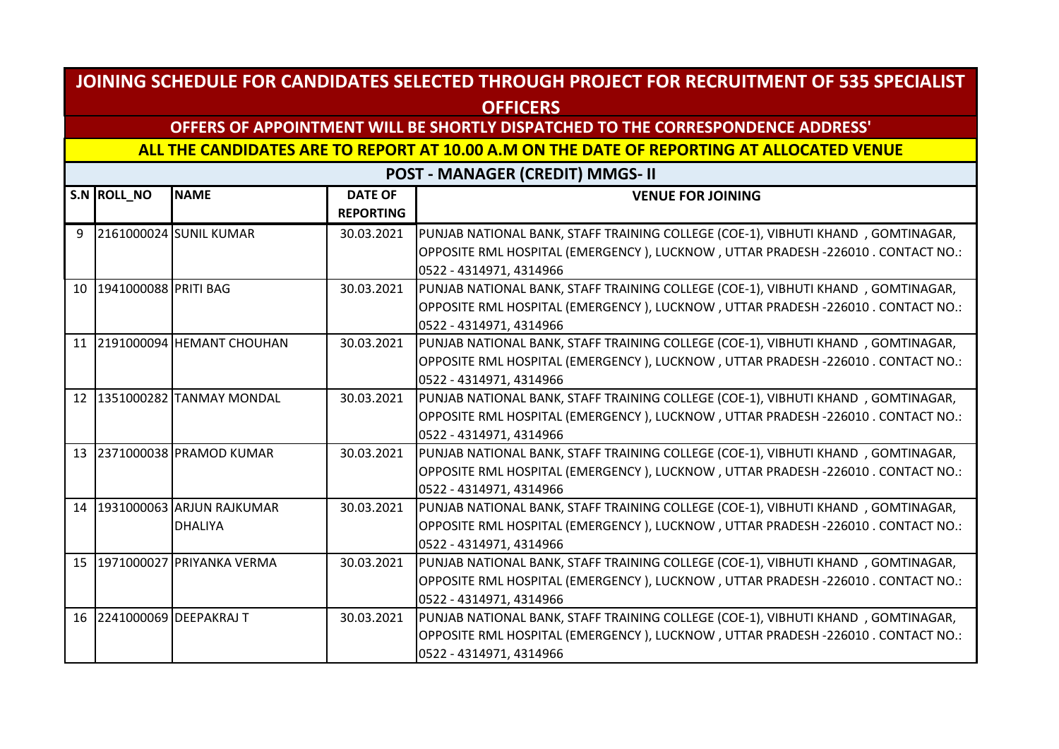# JOINING SCHEDULE FOR CANDIDATES SELECTED THROUGH PROJECT FOR RECRUITMENT OF 535 SPECIALIST OFFICERS

## OFFERS OF APPOINTMENT WILL BE SHORTLY DISPATCHED TO THE CORRESPONDENCE ADDRESS'

## ALL THE CANDIDATES ARE TO REPORT AT 10.00 A.M ON THE DATE OF REPORTING AT ALLOCATED VENUE

### POST - MANAGER (CREDIT) MMGS- II

| S.N | ROLL_NO | NAME | DATE OF REPORTING | VENUE FOR JOINING |
|---|---|---|---|---|
| 9 | 2161000024 | SUNIL KUMAR | 30.03.2021 | PUNJAB NATIONAL BANK, STAFF TRAINING COLLEGE (COE-1), VIBHUTI KHAND , GOMTINAGAR, OPPOSITE RML HOSPITAL (EMERGENCY ), LUCKNOW , UTTAR PRADESH -226010 . CONTACT NO.: 0522 - 4314971, 4314966 |
| 10 | 1941000088 | PRITI BAG | 30.03.2021 | PUNJAB NATIONAL BANK, STAFF TRAINING COLLEGE (COE-1), VIBHUTI KHAND , GOMTINAGAR, OPPOSITE RML HOSPITAL (EMERGENCY ), LUCKNOW , UTTAR PRADESH -226010 . CONTACT NO.: 0522 - 4314971, 4314966 |
| 11 | 2191000094 | HEMANT CHOUHAN | 30.03.2021 | PUNJAB NATIONAL BANK, STAFF TRAINING COLLEGE (COE-1), VIBHUTI KHAND , GOMTINAGAR, OPPOSITE RML HOSPITAL (EMERGENCY ), LUCKNOW , UTTAR PRADESH -226010 . CONTACT NO.: 0522 - 4314971, 4314966 |
| 12 | 1351000282 | TANMAY MONDAL | 30.03.2021 | PUNJAB NATIONAL BANK, STAFF TRAINING COLLEGE (COE-1), VIBHUTI KHAND , GOMTINAGAR, OPPOSITE RML HOSPITAL (EMERGENCY ), LUCKNOW , UTTAR PRADESH -226010 . CONTACT NO.: 0522 - 4314971, 4314966 |
| 13 | 2371000038 | PRAMOD KUMAR | 30.03.2021 | PUNJAB NATIONAL BANK, STAFF TRAINING COLLEGE (COE-1), VIBHUTI KHAND , GOMTINAGAR, OPPOSITE RML HOSPITAL (EMERGENCY ), LUCKNOW , UTTAR PRADESH -226010 . CONTACT NO.: 0522 - 4314971, 4314966 |
| 14 | 1931000063 | ARJUN RAJKUMAR DHALIYA | 30.03.2021 | PUNJAB NATIONAL BANK, STAFF TRAINING COLLEGE (COE-1), VIBHUTI KHAND , GOMTINAGAR, OPPOSITE RML HOSPITAL (EMERGENCY ), LUCKNOW , UTTAR PRADESH -226010 . CONTACT NO.: 0522 - 4314971, 4314966 |
| 15 | 1971000027 | PRIYANKA VERMA | 30.03.2021 | PUNJAB NATIONAL BANK, STAFF TRAINING COLLEGE (COE-1), VIBHUTI KHAND , GOMTINAGAR, OPPOSITE RML HOSPITAL (EMERGENCY ), LUCKNOW , UTTAR PRADESH -226010 . CONTACT NO.: 0522 - 4314971, 4314966 |
| 16 | 2241000069 | DEEPAKRAJ T | 30.03.2021 | PUNJAB NATIONAL BANK, STAFF TRAINING COLLEGE (COE-1), VIBHUTI KHAND , GOMTINAGAR, OPPOSITE RML HOSPITAL (EMERGENCY ), LUCKNOW , UTTAR PRADESH -226010 . CONTACT NO.: 0522 - 4314971, 4314966 |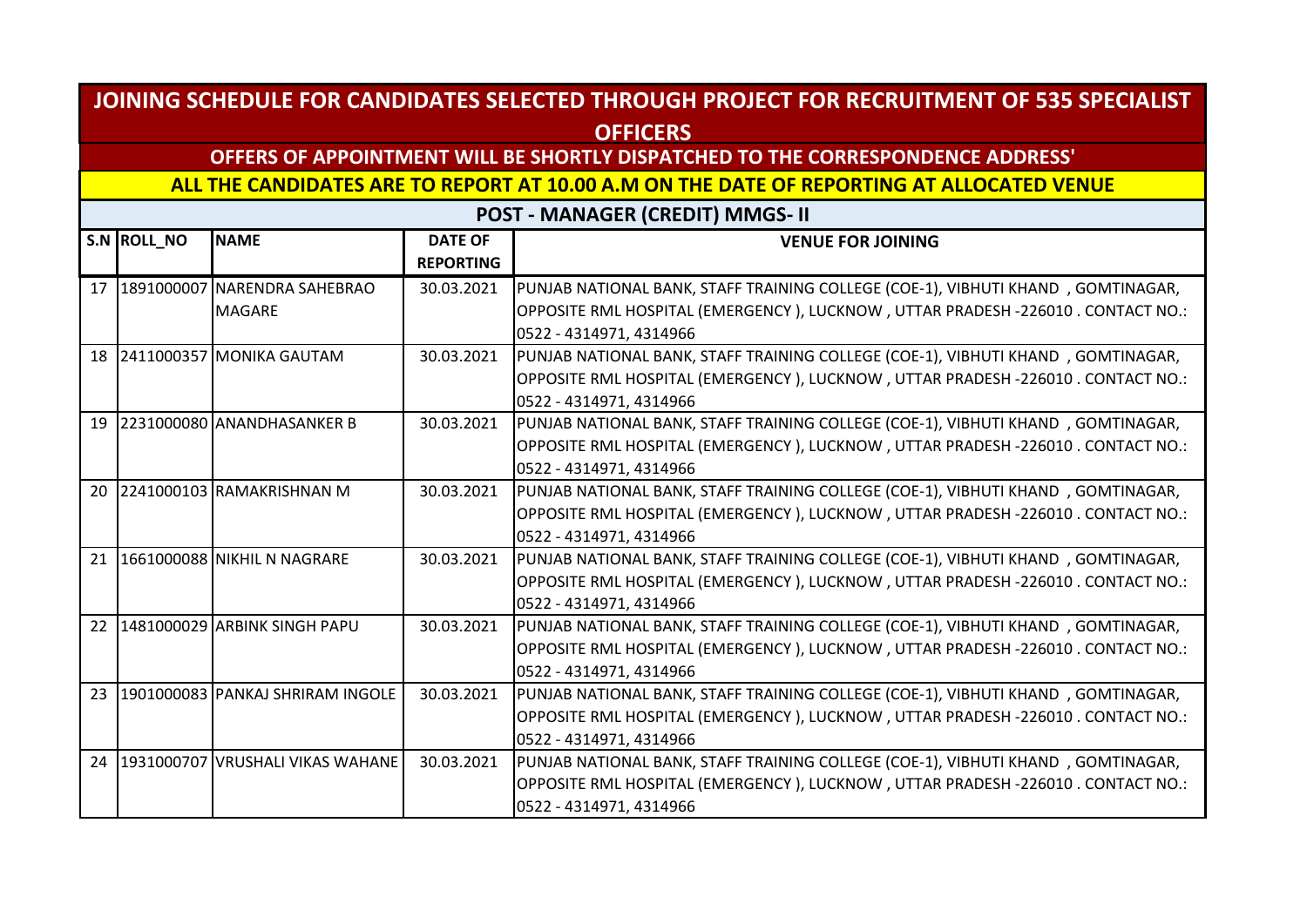# JOINING SCHEDULE FOR CANDIDATES SELECTED THROUGH PROJECT FOR RECRUITMENT OF 535 SPECIALIST OFFICERS

## OFFERS OF APPOINTMENT WILL BE SHORTLY DISPATCHED TO THE CORRESPONDENCE ADDRESS'

## ALL THE CANDIDATES ARE TO REPORT AT 10.00 A.M ON THE DATE OF REPORTING AT ALLOCATED VENUE

### POST - MANAGER (CREDIT) MMGS- II

| S.N | ROLL_NO | NAME | DATE OF REPORTING | VENUE FOR JOINING |
|---|---|---|---|---|
| 17 | 1891000007 | NARENDRA SAHEBRAO MAGARE | 30.03.2021 | PUNJAB NATIONAL BANK, STAFF TRAINING COLLEGE (COE-1), VIBHUTI KHAND , GOMTINAGAR, OPPOSITE RML HOSPITAL (EMERGENCY ), LUCKNOW , UTTAR PRADESH -226010 . CONTACT NO.: 0522 - 4314971, 4314966 |
| 18 | 2411000357 | MONIKA GAUTAM | 30.03.2021 | PUNJAB NATIONAL BANK, STAFF TRAINING COLLEGE (COE-1), VIBHUTI KHAND , GOMTINAGAR, OPPOSITE RML HOSPITAL (EMERGENCY ), LUCKNOW , UTTAR PRADESH -226010 . CONTACT NO.: 0522 - 4314971, 4314966 |
| 19 | 2231000080 | ANANDHASANKER B | 30.03.2021 | PUNJAB NATIONAL BANK, STAFF TRAINING COLLEGE (COE-1), VIBHUTI KHAND , GOMTINAGAR, OPPOSITE RML HOSPITAL (EMERGENCY ), LUCKNOW , UTTAR PRADESH -226010 . CONTACT NO.: 0522 - 4314971, 4314966 |
| 20 | 2241000103 | RAMAKRISHNAN M | 30.03.2021 | PUNJAB NATIONAL BANK, STAFF TRAINING COLLEGE (COE-1), VIBHUTI KHAND , GOMTINAGAR, OPPOSITE RML HOSPITAL (EMERGENCY ), LUCKNOW , UTTAR PRADESH -226010 . CONTACT NO.: 0522 - 4314971, 4314966 |
| 21 | 1661000088 | NIKHIL N NAGRARE | 30.03.2021 | PUNJAB NATIONAL BANK, STAFF TRAINING COLLEGE (COE-1), VIBHUTI KHAND , GOMTINAGAR, OPPOSITE RML HOSPITAL (EMERGENCY ), LUCKNOW , UTTAR PRADESH -226010 . CONTACT NO.: 0522 - 4314971, 4314966 |
| 22 | 1481000029 | ARBINK SINGH PAPU | 30.03.2021 | PUNJAB NATIONAL BANK, STAFF TRAINING COLLEGE (COE-1), VIBHUTI KHAND , GOMTINAGAR, OPPOSITE RML HOSPITAL (EMERGENCY ), LUCKNOW , UTTAR PRADESH -226010 . CONTACT NO.: 0522 - 4314971, 4314966 |
| 23 | 1901000083 | PANKAJ SHRIRAM INGOLE | 30.03.2021 | PUNJAB NATIONAL BANK, STAFF TRAINING COLLEGE (COE-1), VIBHUTI KHAND , GOMTINAGAR, OPPOSITE RML HOSPITAL (EMERGENCY ), LUCKNOW , UTTAR PRADESH -226010 . CONTACT NO.: 0522 - 4314971, 4314966 |
| 24 | 1931000707 | VRUSHALI VIKAS WAHANE | 30.03.2021 | PUNJAB NATIONAL BANK, STAFF TRAINING COLLEGE (COE-1), VIBHUTI KHAND , GOMTINAGAR, OPPOSITE RML HOSPITAL (EMERGENCY ), LUCKNOW , UTTAR PRADESH -226010 . CONTACT NO.: 0522 - 4314971, 4314966 |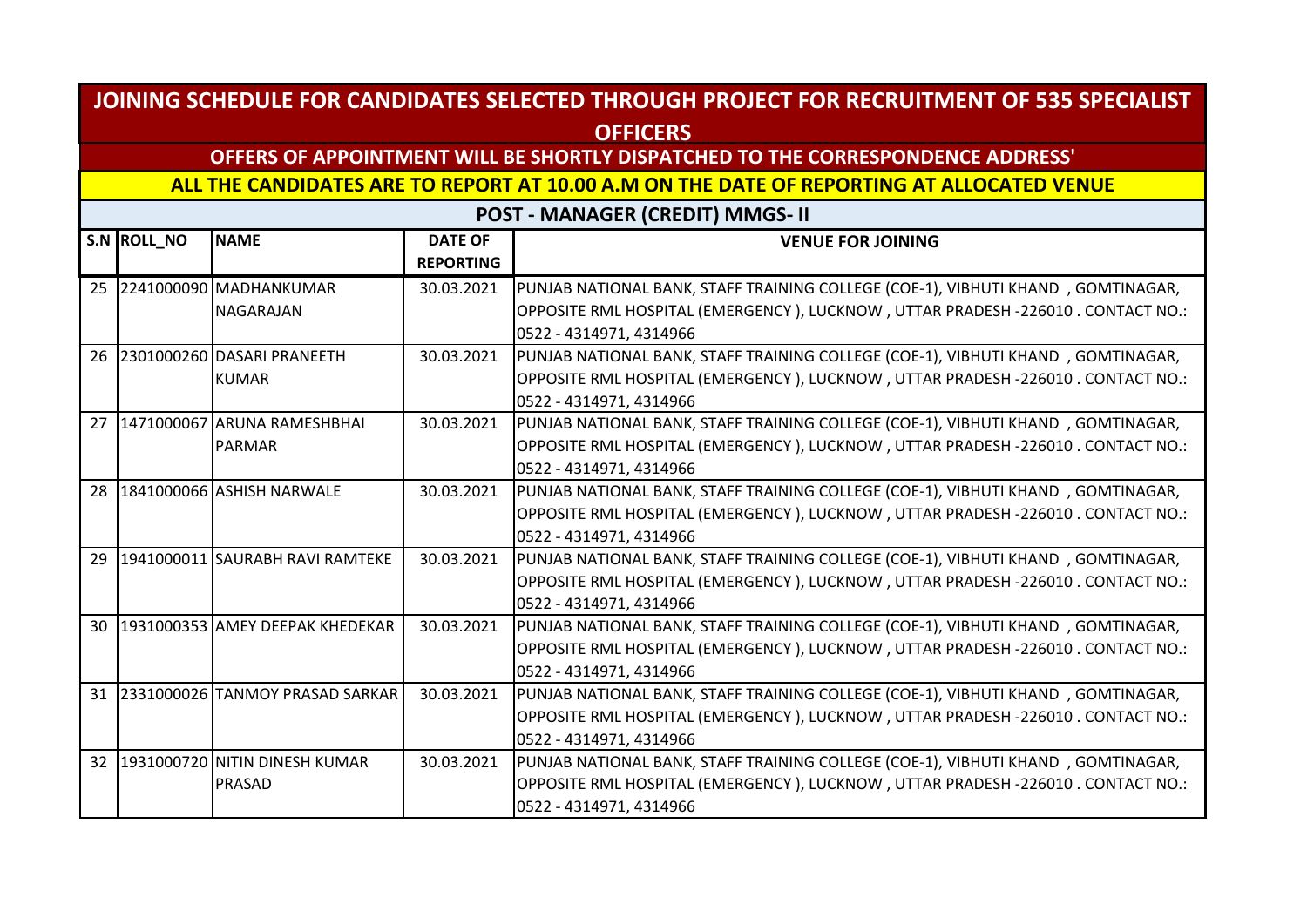# JOINING SCHEDULE FOR CANDIDATES SELECTED THROUGH PROJECT FOR RECRUITMENT OF 535 SPECIALIST OFFICERS

## OFFERS OF APPOINTMENT WILL BE SHORTLY DISPATCHED TO THE CORRESPONDENCE ADDRESS'

## ALL THE CANDIDATES ARE TO REPORT AT 10.00 A.M ON THE DATE OF REPORTING AT ALLOCATED VENUE

### POST - MANAGER (CREDIT) MMGS- II

| S.N | ROLL_NO | NAME | DATE OF REPORTING | VENUE FOR JOINING |
|---|---|---|---|---|
| 25 | 2241000090 | MADHANKUMAR NAGARAJAN | 30.03.2021 | PUNJAB NATIONAL BANK, STAFF TRAINING COLLEGE (COE-1), VIBHUTI KHAND , GOMTINAGAR, OPPOSITE RML HOSPITAL (EMERGENCY ), LUCKNOW , UTTAR PRADESH -226010 . CONTACT NO.: 0522 - 4314971, 4314966 |
| 26 | 2301000260 | DASARI PRANEETH KUMAR | 30.03.2021 | PUNJAB NATIONAL BANK, STAFF TRAINING COLLEGE (COE-1), VIBHUTI KHAND , GOMTINAGAR, OPPOSITE RML HOSPITAL (EMERGENCY ), LUCKNOW , UTTAR PRADESH -226010 . CONTACT NO.: 0522 - 4314971, 4314966 |
| 27 | 1471000067 | ARUNA RAMESHBHAI PARMAR | 30.03.2021 | PUNJAB NATIONAL BANK, STAFF TRAINING COLLEGE (COE-1), VIBHUTI KHAND , GOMTINAGAR, OPPOSITE RML HOSPITAL (EMERGENCY ), LUCKNOW , UTTAR PRADESH -226010 . CONTACT NO.: 0522 - 4314971, 4314966 |
| 28 | 1841000066 | ASHISH NARWALE | 30.03.2021 | PUNJAB NATIONAL BANK, STAFF TRAINING COLLEGE (COE-1), VIBHUTI KHAND , GOMTINAGAR, OPPOSITE RML HOSPITAL (EMERGENCY ), LUCKNOW , UTTAR PRADESH -226010 . CONTACT NO.: 0522 - 4314971, 4314966 |
| 29 | 1941000011 | SAURABH RAVI RAMTEKE | 30.03.2021 | PUNJAB NATIONAL BANK, STAFF TRAINING COLLEGE (COE-1), VIBHUTI KHAND , GOMTINAGAR, OPPOSITE RML HOSPITAL (EMERGENCY ), LUCKNOW , UTTAR PRADESH -226010 . CONTACT NO.: 0522 - 4314971, 4314966 |
| 30 | 1931000353 | AMEY DEEPAK KHEDEKAR | 30.03.2021 | PUNJAB NATIONAL BANK, STAFF TRAINING COLLEGE (COE-1), VIBHUTI KHAND , GOMTINAGAR, OPPOSITE RML HOSPITAL (EMERGENCY ), LUCKNOW , UTTAR PRADESH -226010 . CONTACT NO.: 0522 - 4314971, 4314966 |
| 31 | 2331000026 | TANMOY PRASAD SARKAR | 30.03.2021 | PUNJAB NATIONAL BANK, STAFF TRAINING COLLEGE (COE-1), VIBHUTI KHAND , GOMTINAGAR, OPPOSITE RML HOSPITAL (EMERGENCY ), LUCKNOW , UTTAR PRADESH -226010 . CONTACT NO.: 0522 - 4314971, 4314966 |
| 32 | 1931000720 | NITIN DINESH KUMAR PRASAD | 30.03.2021 | PUNJAB NATIONAL BANK, STAFF TRAINING COLLEGE (COE-1), VIBHUTI KHAND , GOMTINAGAR, OPPOSITE RML HOSPITAL (EMERGENCY ), LUCKNOW , UTTAR PRADESH -226010 . CONTACT NO.: 0522 - 4314971, 4314966 |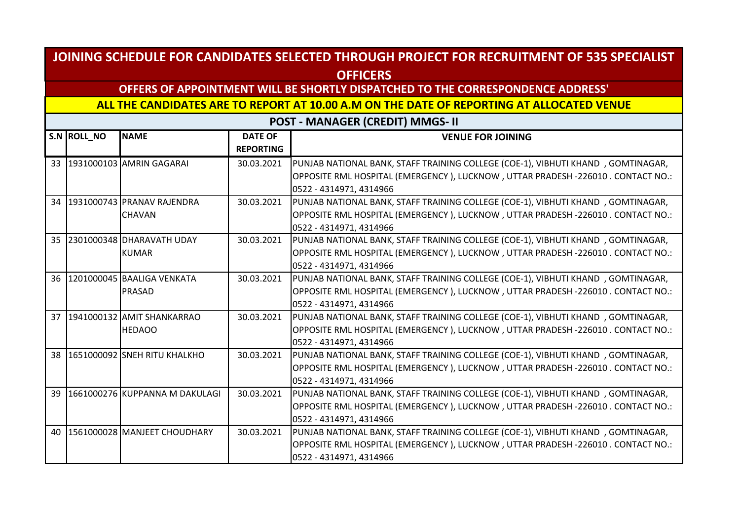# JOINING SCHEDULE FOR CANDIDATES SELECTED THROUGH PROJECT FOR RECRUITMENT OF 535 SPECIALIST OFFICERS

## OFFERS OF APPOINTMENT WILL BE SHORTLY DISPATCHED TO THE CORRESPONDENCE ADDRESS'

## ALL THE CANDIDATES ARE TO REPORT AT 10.00 A.M ON THE DATE OF REPORTING AT ALLOCATED VENUE

### POST - MANAGER (CREDIT) MMGS- II

| S.N | ROLL_NO | NAME | DATE OF REPORTING | VENUE FOR JOINING |
|---|---|---|---|---|
| 33 | 1931000103 | AMRIN GAGARAI | 30.03.2021 | PUNJAB NATIONAL BANK, STAFF TRAINING COLLEGE (COE-1), VIBHUTI KHAND , GOMTINAGAR, OPPOSITE RML HOSPITAL (EMERGENCY ), LUCKNOW , UTTAR PRADESH -226010 . CONTACT NO.: 0522 - 4314971, 4314966 |
| 34 | 1931000743 | PRANAV RAJENDRA CHAVAN | 30.03.2021 | PUNJAB NATIONAL BANK, STAFF TRAINING COLLEGE (COE-1), VIBHUTI KHAND , GOMTINAGAR, OPPOSITE RML HOSPITAL (EMERGENCY ), LUCKNOW , UTTAR PRADESH -226010 . CONTACT NO.: 0522 - 4314971, 4314966 |
| 35 | 2301000348 | DHARAVATH UDAY KUMAR | 30.03.2021 | PUNJAB NATIONAL BANK, STAFF TRAINING COLLEGE (COE-1), VIBHUTI KHAND , GOMTINAGAR, OPPOSITE RML HOSPITAL (EMERGENCY ), LUCKNOW , UTTAR PRADESH -226010 . CONTACT NO.: 0522 - 4314971, 4314966 |
| 36 | 1201000045 | BAALIGA VENKATA PRASAD | 30.03.2021 | PUNJAB NATIONAL BANK, STAFF TRAINING COLLEGE (COE-1), VIBHUTI KHAND , GOMTINAGAR, OPPOSITE RML HOSPITAL (EMERGENCY ), LUCKNOW , UTTAR PRADESH -226010 . CONTACT NO.: 0522 - 4314971, 4314966 |
| 37 | 1941000132 | AMIT SHANKARRAO HEDAOO | 30.03.2021 | PUNJAB NATIONAL BANK, STAFF TRAINING COLLEGE (COE-1), VIBHUTI KHAND , GOMTINAGAR, OPPOSITE RML HOSPITAL (EMERGENCY ), LUCKNOW , UTTAR PRADESH -226010 . CONTACT NO.: 0522 - 4314971, 4314966 |
| 38 | 1651000092 | SNEH RITU KHALKHO | 30.03.2021 | PUNJAB NATIONAL BANK, STAFF TRAINING COLLEGE (COE-1), VIBHUTI KHAND , GOMTINAGAR, OPPOSITE RML HOSPITAL (EMERGENCY ), LUCKNOW , UTTAR PRADESH -226010 . CONTACT NO.: 0522 - 4314971, 4314966 |
| 39 | 1661000276 | KUPPANNA M DAKULAGI | 30.03.2021 | PUNJAB NATIONAL BANK, STAFF TRAINING COLLEGE (COE-1), VIBHUTI KHAND , GOMTINAGAR, OPPOSITE RML HOSPITAL (EMERGENCY ), LUCKNOW , UTTAR PRADESH -226010 . CONTACT NO.: 0522 - 4314971, 4314966 |
| 40 | 1561000028 | MANJEET CHOUDHARY | 30.03.2021 | PUNJAB NATIONAL BANK, STAFF TRAINING COLLEGE (COE-1), VIBHUTI KHAND , GOMTINAGAR, OPPOSITE RML HOSPITAL (EMERGENCY ), LUCKNOW , UTTAR PRADESH -226010 . CONTACT NO.: 0522 - 4314971, 4314966 |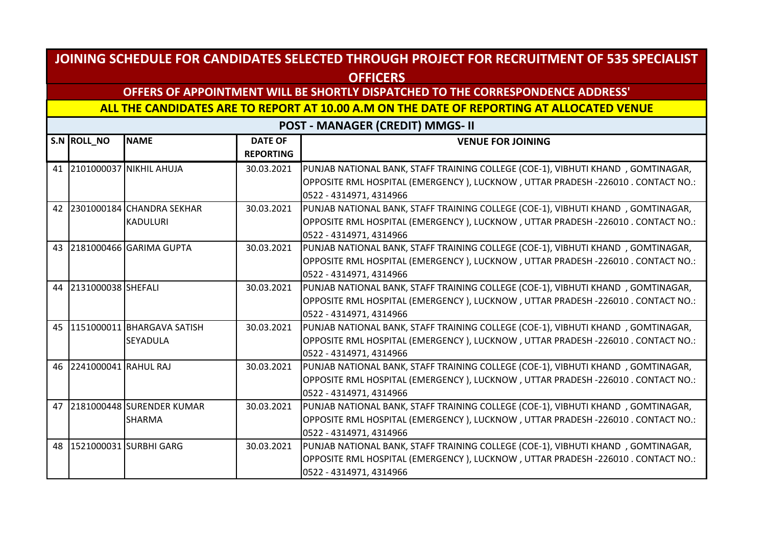# JOINING SCHEDULE FOR CANDIDATES SELECTED THROUGH PROJECT FOR RECRUITMENT OF 535 SPECIALIST OFFICERS

## OFFERS OF APPOINTMENT WILL BE SHORTLY DISPATCHED TO THE CORRESPONDENCE ADDRESS'

## ALL THE CANDIDATES ARE TO REPORT AT 10.00 A.M ON THE DATE OF REPORTING AT ALLOCATED VENUE

### POST - MANAGER (CREDIT) MMGS- II

| S.N | ROLL_NO | NAME | DATE OF REPORTING | VENUE FOR JOINING |
|---|---|---|---|---|
| 41 | 2101000037 | NIKHIL AHUJA | 30.03.2021 | PUNJAB NATIONAL BANK, STAFF TRAINING COLLEGE (COE-1), VIBHUTI KHAND , GOMTINAGAR, OPPOSITE RML HOSPITAL (EMERGENCY ), LUCKNOW , UTTAR PRADESH -226010 . CONTACT NO.: 0522 - 4314971, 4314966 |
| 42 | 2301000184 | CHANDRA SEKHAR KADULURI | 30.03.2021 | PUNJAB NATIONAL BANK, STAFF TRAINING COLLEGE (COE-1), VIBHUTI KHAND , GOMTINAGAR, OPPOSITE RML HOSPITAL (EMERGENCY ), LUCKNOW , UTTAR PRADESH -226010 . CONTACT NO.: 0522 - 4314971, 4314966 |
| 43 | 2181000466 | GARIMA GUPTA | 30.03.2021 | PUNJAB NATIONAL BANK, STAFF TRAINING COLLEGE (COE-1), VIBHUTI KHAND , GOMTINAGAR, OPPOSITE RML HOSPITAL (EMERGENCY ), LUCKNOW , UTTAR PRADESH -226010 . CONTACT NO.: 0522 - 4314971, 4314966 |
| 44 | 2131000038 | SHEFALI | 30.03.2021 | PUNJAB NATIONAL BANK, STAFF TRAINING COLLEGE (COE-1), VIBHUTI KHAND , GOMTINAGAR, OPPOSITE RML HOSPITAL (EMERGENCY ), LUCKNOW , UTTAR PRADESH -226010 . CONTACT NO.: 0522 - 4314971, 4314966 |
| 45 | 1151000011 | BHARGAVA SATISH SEYADULA | 30.03.2021 | PUNJAB NATIONAL BANK, STAFF TRAINING COLLEGE (COE-1), VIBHUTI KHAND , GOMTINAGAR, OPPOSITE RML HOSPITAL (EMERGENCY ), LUCKNOW , UTTAR PRADESH -226010 . CONTACT NO.: 0522 - 4314971, 4314966 |
| 46 | 2241000041 | RAHUL RAJ | 30.03.2021 | PUNJAB NATIONAL BANK, STAFF TRAINING COLLEGE (COE-1), VIBHUTI KHAND , GOMTINAGAR, OPPOSITE RML HOSPITAL (EMERGENCY ), LUCKNOW , UTTAR PRADESH -226010 . CONTACT NO.: 0522 - 4314971, 4314966 |
| 47 | 2181000448 | SURENDER KUMAR SHARMA | 30.03.2021 | PUNJAB NATIONAL BANK, STAFF TRAINING COLLEGE (COE-1), VIBHUTI KHAND , GOMTINAGAR, OPPOSITE RML HOSPITAL (EMERGENCY ), LUCKNOW , UTTAR PRADESH -226010 . CONTACT NO.: 0522 - 4314971, 4314966 |
| 48 | 1521000031 | SURBHI GARG | 30.03.2021 | PUNJAB NATIONAL BANK, STAFF TRAINING COLLEGE (COE-1), VIBHUTI KHAND , GOMTINAGAR, OPPOSITE RML HOSPITAL (EMERGENCY ), LUCKNOW , UTTAR PRADESH -226010 . CONTACT NO.: 0522 - 4314971, 4314966 |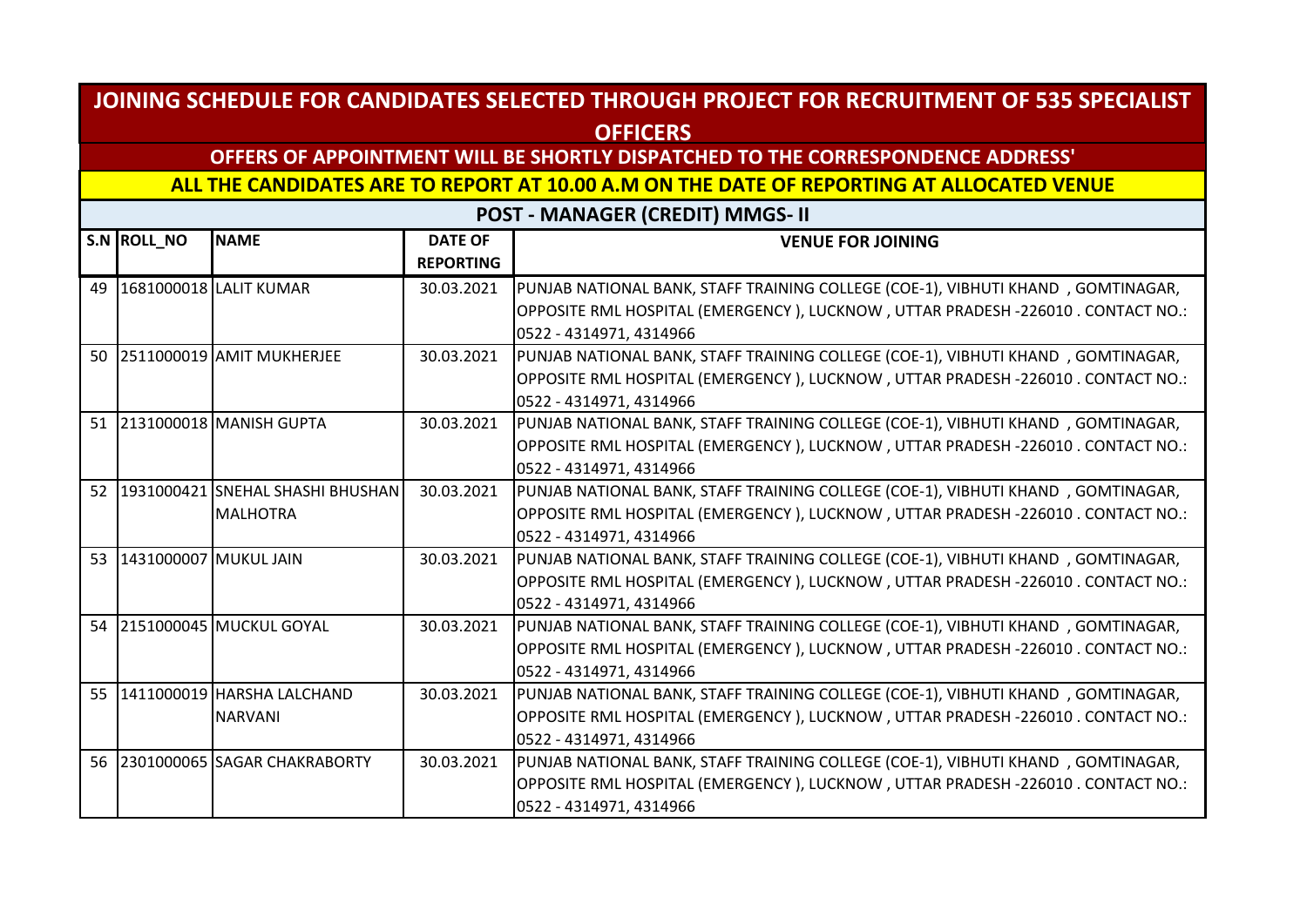# JOINING SCHEDULE FOR CANDIDATES SELECTED THROUGH PROJECT FOR RECRUITMENT OF 535 SPECIALIST OFFICERS

## OFFERS OF APPOINTMENT WILL BE SHORTLY DISPATCHED TO THE CORRESPONDENCE ADDRESS'

## ALL THE CANDIDATES ARE TO REPORT AT 10.00 A.M ON THE DATE OF REPORTING AT ALLOCATED VENUE

### POST - MANAGER (CREDIT) MMGS- II

| S.N | ROLL_NO | NAME | DATE OF REPORTING | VENUE FOR JOINING |
|---|---|---|---|---|
| 49 | 1681000018 | LALIT KUMAR | 30.03.2021 | PUNJAB NATIONAL BANK, STAFF TRAINING COLLEGE (COE-1), VIBHUTI KHAND , GOMTINAGAR, OPPOSITE RML HOSPITAL (EMERGENCY ), LUCKNOW , UTTAR PRADESH -226010 . CONTACT NO.: 0522 - 4314971, 4314966 |
| 50 | 2511000019 | AMIT MUKHERJEE | 30.03.2021 | PUNJAB NATIONAL BANK, STAFF TRAINING COLLEGE (COE-1), VIBHUTI KHAND , GOMTINAGAR, OPPOSITE RML HOSPITAL (EMERGENCY ), LUCKNOW , UTTAR PRADESH -226010 . CONTACT NO.: 0522 - 4314971, 4314966 |
| 51 | 2131000018 | MANISH GUPTA | 30.03.2021 | PUNJAB NATIONAL BANK, STAFF TRAINING COLLEGE (COE-1), VIBHUTI KHAND , GOMTINAGAR, OPPOSITE RML HOSPITAL (EMERGENCY ), LUCKNOW , UTTAR PRADESH -226010 . CONTACT NO.: 0522 - 4314971, 4314966 |
| 52 | 1931000421 | SNEHAL SHASHI BHUSHAN MALHOTRA | 30.03.2021 | PUNJAB NATIONAL BANK, STAFF TRAINING COLLEGE (COE-1), VIBHUTI KHAND , GOMTINAGAR, OPPOSITE RML HOSPITAL (EMERGENCY ), LUCKNOW , UTTAR PRADESH -226010 . CONTACT NO.: 0522 - 4314971, 4314966 |
| 53 | 1431000007 | MUKUL JAIN | 30.03.2021 | PUNJAB NATIONAL BANK, STAFF TRAINING COLLEGE (COE-1), VIBHUTI KHAND , GOMTINAGAR, OPPOSITE RML HOSPITAL (EMERGENCY ), LUCKNOW , UTTAR PRADESH -226010 . CONTACT NO.: 0522 - 4314971, 4314966 |
| 54 | 2151000045 | MUCKUL GOYAL | 30.03.2021 | PUNJAB NATIONAL BANK, STAFF TRAINING COLLEGE (COE-1), VIBHUTI KHAND , GOMTINAGAR, OPPOSITE RML HOSPITAL (EMERGENCY ), LUCKNOW , UTTAR PRADESH -226010 . CONTACT NO.: 0522 - 4314971, 4314966 |
| 55 | 1411000019 | HARSHA LALCHAND NARVANI | 30.03.2021 | PUNJAB NATIONAL BANK, STAFF TRAINING COLLEGE (COE-1), VIBHUTI KHAND , GOMTINAGAR, OPPOSITE RML HOSPITAL (EMERGENCY ), LUCKNOW , UTTAR PRADESH -226010 . CONTACT NO.: 0522 - 4314971, 4314966 |
| 56 | 2301000065 | SAGAR CHAKRABORTY | 30.03.2021 | PUNJAB NATIONAL BANK, STAFF TRAINING COLLEGE (COE-1), VIBHUTI KHAND , GOMTINAGAR, OPPOSITE RML HOSPITAL (EMERGENCY ), LUCKNOW , UTTAR PRADESH -226010 . CONTACT NO.: 0522 - 4314971, 4314966 |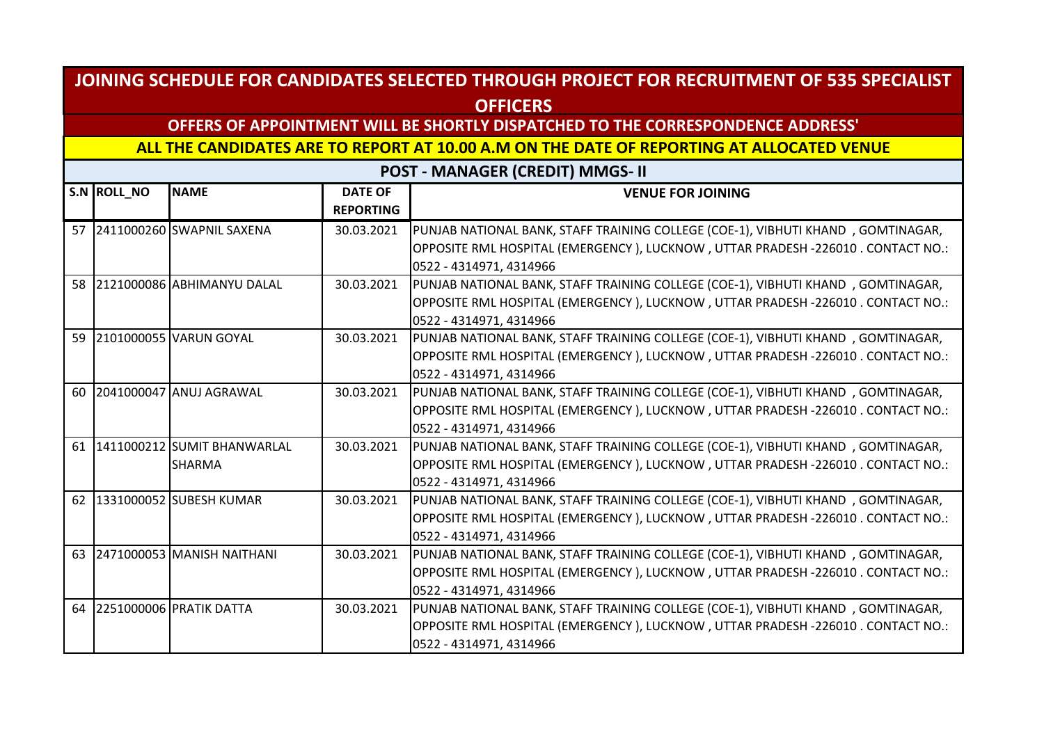# JOINING SCHEDULE FOR CANDIDATES SELECTED THROUGH PROJECT FOR RECRUITMENT OF 535 SPECIALIST OFFICERS

## OFFERS OF APPOINTMENT WILL BE SHORTLY DISPATCHED TO THE CORRESPONDENCE ADDRESS'

## ALL THE CANDIDATES ARE TO REPORT AT 10.00 A.M ON THE DATE OF REPORTING AT ALLOCATED VENUE

### POST - MANAGER (CREDIT) MMGS- II

| S.N | ROLL_NO | NAME | DATE OF REPORTING | VENUE FOR JOINING |
|---|---|---|---|---|
| 57 | 2411000260 | SWAPNIL SAXENA | 30.03.2021 | PUNJAB NATIONAL BANK, STAFF TRAINING COLLEGE (COE-1), VIBHUTI KHAND , GOMTINAGAR, OPPOSITE RML HOSPITAL (EMERGENCY ), LUCKNOW , UTTAR PRADESH -226010 . CONTACT NO.: 0522 - 4314971, 4314966 |
| 58 | 2121000086 | ABHIMANYU DALAL | 30.03.2021 | PUNJAB NATIONAL BANK, STAFF TRAINING COLLEGE (COE-1), VIBHUTI KHAND , GOMTINAGAR, OPPOSITE RML HOSPITAL (EMERGENCY ), LUCKNOW , UTTAR PRADESH -226010 . CONTACT NO.: 0522 - 4314971, 4314966 |
| 59 | 2101000055 | VARUN GOYAL | 30.03.2021 | PUNJAB NATIONAL BANK, STAFF TRAINING COLLEGE (COE-1), VIBHUTI KHAND , GOMTINAGAR, OPPOSITE RML HOSPITAL (EMERGENCY ), LUCKNOW , UTTAR PRADESH -226010 . CONTACT NO.: 0522 - 4314971, 4314966 |
| 60 | 2041000047 | ANUJ AGRAWAL | 30.03.2021 | PUNJAB NATIONAL BANK, STAFF TRAINING COLLEGE (COE-1), VIBHUTI KHAND , GOMTINAGAR, OPPOSITE RML HOSPITAL (EMERGENCY ), LUCKNOW , UTTAR PRADESH -226010 . CONTACT NO.: 0522 - 4314971, 4314966 |
| 61 | 1411000212 | SUMIT BHANWARLAL SHARMA | 30.03.2021 | PUNJAB NATIONAL BANK, STAFF TRAINING COLLEGE (COE-1), VIBHUTI KHAND , GOMTINAGAR, OPPOSITE RML HOSPITAL (EMERGENCY ), LUCKNOW , UTTAR PRADESH -226010 . CONTACT NO.: 0522 - 4314971, 4314966 |
| 62 | 1331000052 | SUBESH KUMAR | 30.03.2021 | PUNJAB NATIONAL BANK, STAFF TRAINING COLLEGE (COE-1), VIBHUTI KHAND , GOMTINAGAR, OPPOSITE RML HOSPITAL (EMERGENCY ), LUCKNOW , UTTAR PRADESH -226010 . CONTACT NO.: 0522 - 4314971, 4314966 |
| 63 | 2471000053 | MANISH NAITHANI | 30.03.2021 | PUNJAB NATIONAL BANK, STAFF TRAINING COLLEGE (COE-1), VIBHUTI KHAND , GOMTINAGAR, OPPOSITE RML HOSPITAL (EMERGENCY ), LUCKNOW , UTTAR PRADESH -226010 . CONTACT NO.: 0522 - 4314971, 4314966 |
| 64 | 2251000006 | PRATIK DATTA | 30.03.2021 | PUNJAB NATIONAL BANK, STAFF TRAINING COLLEGE (COE-1), VIBHUTI KHAND , GOMTINAGAR, OPPOSITE RML HOSPITAL (EMERGENCY ), LUCKNOW , UTTAR PRADESH -226010 . CONTACT NO.: 0522 - 4314971, 4314966 |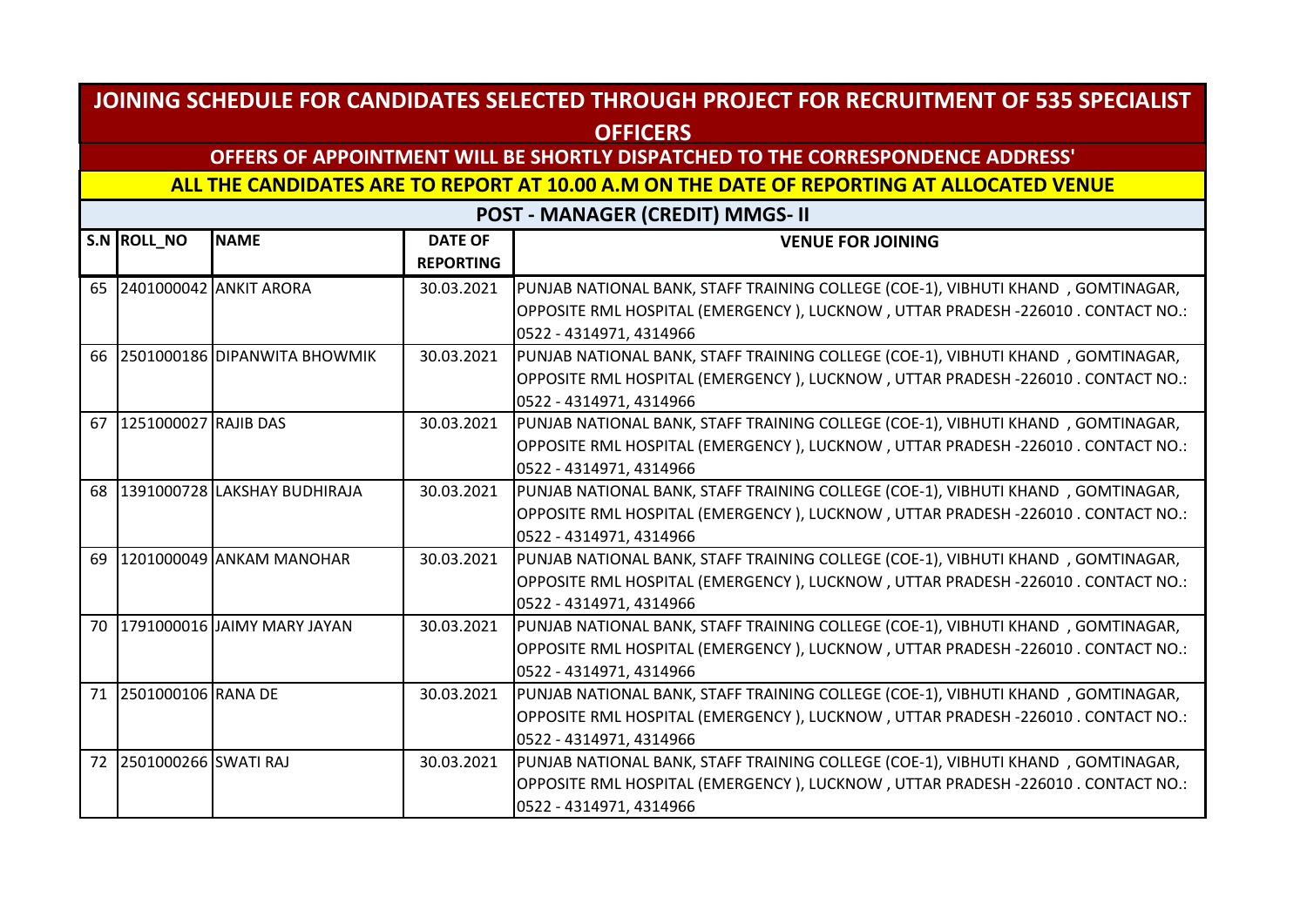# JOINING SCHEDULE FOR CANDIDATES SELECTED THROUGH PROJECT FOR RECRUITMENT OF 535 SPECIALIST OFFICERS

## OFFERS OF APPOINTMENT WILL BE SHORTLY DISPATCHED TO THE CORRESPONDENCE ADDRESS'

## ALL THE CANDIDATES ARE TO REPORT AT 10.00 A.M ON THE DATE OF REPORTING AT ALLOCATED VENUE

### POST - MANAGER (CREDIT) MMGS- II

| S.N | ROLL_NO | NAME | DATE OF REPORTING | VENUE FOR JOINING |
|---|---|---|---|---|
| 65 | 2401000042 | ANKIT ARORA | 30.03.2021 | PUNJAB NATIONAL BANK, STAFF TRAINING COLLEGE (COE-1), VIBHUTI KHAND , GOMTINAGAR, OPPOSITE RML HOSPITAL (EMERGENCY ), LUCKNOW , UTTAR PRADESH -226010 . CONTACT NO.: 0522 - 4314971, 4314966 |
| 66 | 2501000186 | DIPANWITA BHOWMIK | 30.03.2021 | PUNJAB NATIONAL BANK, STAFF TRAINING COLLEGE (COE-1), VIBHUTI KHAND , GOMTINAGAR, OPPOSITE RML HOSPITAL (EMERGENCY ), LUCKNOW , UTTAR PRADESH -226010 . CONTACT NO.: 0522 - 4314971, 4314966 |
| 67 | 1251000027 | RAJIB DAS | 30.03.2021 | PUNJAB NATIONAL BANK, STAFF TRAINING COLLEGE (COE-1), VIBHUTI KHAND , GOMTINAGAR, OPPOSITE RML HOSPITAL (EMERGENCY ), LUCKNOW , UTTAR PRADESH -226010 . CONTACT NO.: 0522 - 4314971, 4314966 |
| 68 | 1391000728 | LAKSHAY BUDHIRAJA | 30.03.2021 | PUNJAB NATIONAL BANK, STAFF TRAINING COLLEGE (COE-1), VIBHUTI KHAND , GOMTINAGAR, OPPOSITE RML HOSPITAL (EMERGENCY ), LUCKNOW , UTTAR PRADESH -226010 . CONTACT NO.: 0522 - 4314971, 4314966 |
| 69 | 1201000049 | ANKAM MANOHAR | 30.03.2021 | PUNJAB NATIONAL BANK, STAFF TRAINING COLLEGE (COE-1), VIBHUTI KHAND , GOMTINAGAR, OPPOSITE RML HOSPITAL (EMERGENCY ), LUCKNOW , UTTAR PRADESH -226010 . CONTACT NO.: 0522 - 4314971, 4314966 |
| 70 | 1791000016 | JAIMY MARY JAYAN | 30.03.2021 | PUNJAB NATIONAL BANK, STAFF TRAINING COLLEGE (COE-1), VIBHUTI KHAND , GOMTINAGAR, OPPOSITE RML HOSPITAL (EMERGENCY ), LUCKNOW , UTTAR PRADESH -226010 . CONTACT NO.: 0522 - 4314971, 4314966 |
| 71 | 2501000106 | RANA DE | 30.03.2021 | PUNJAB NATIONAL BANK, STAFF TRAINING COLLEGE (COE-1), VIBHUTI KHAND , GOMTINAGAR, OPPOSITE RML HOSPITAL (EMERGENCY ), LUCKNOW , UTTAR PRADESH -226010 . CONTACT NO.: 0522 - 4314971, 4314966 |
| 72 | 2501000266 | SWATI RAJ | 30.03.2021 | PUNJAB NATIONAL BANK, STAFF TRAINING COLLEGE (COE-1), VIBHUTI KHAND , GOMTINAGAR, OPPOSITE RML HOSPITAL (EMERGENCY ), LUCKNOW , UTTAR PRADESH -226010 . CONTACT NO.: 0522 - 4314971, 4314966 |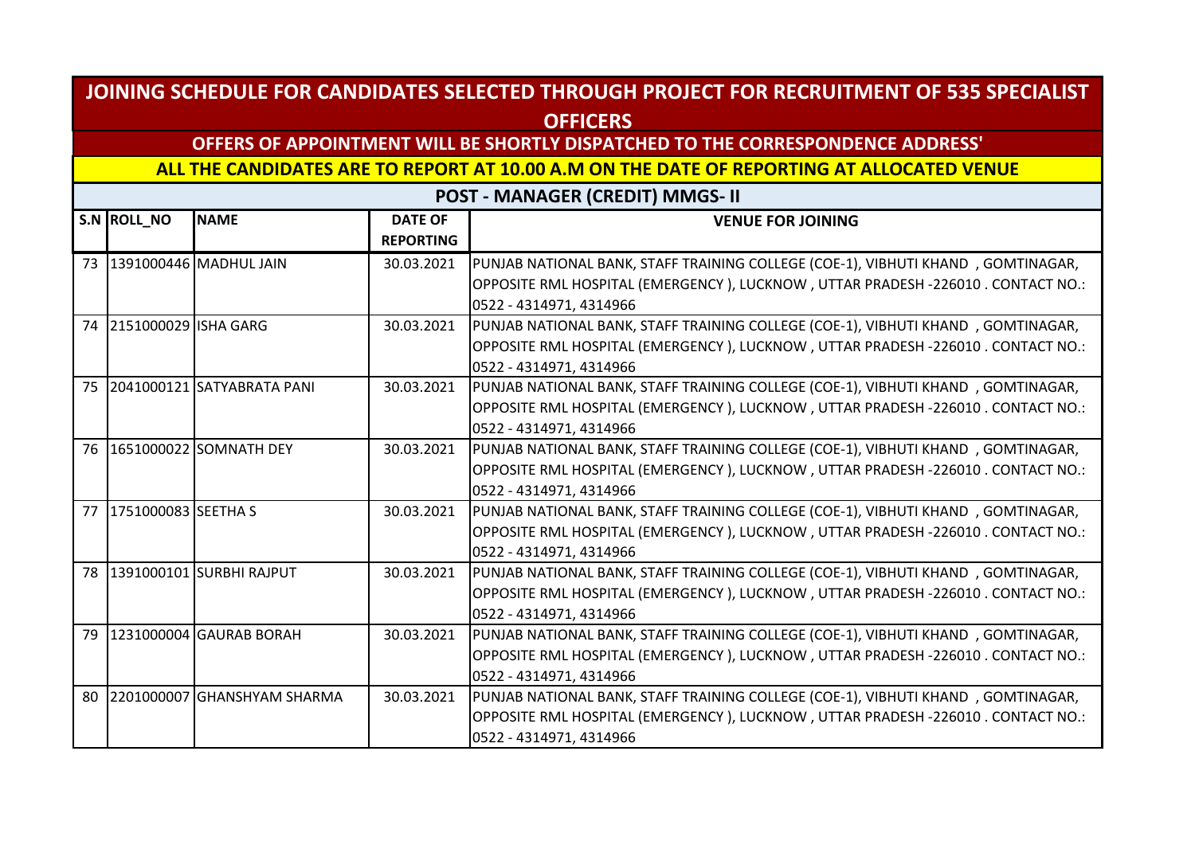# JOINING SCHEDULE FOR CANDIDATES SELECTED THROUGH PROJECT FOR RECRUITMENT OF 535 SPECIALIST OFFICERS

## OFFERS OF APPOINTMENT WILL BE SHORTLY DISPATCHED TO THE CORRESPONDENCE ADDRESS'

## ALL THE CANDIDATES ARE TO REPORT AT 10.00 A.M ON THE DATE OF REPORTING AT ALLOCATED VENUE

### POST - MANAGER (CREDIT) MMGS- II

| S.N | ROLL_NO | NAME | DATE OF REPORTING | VENUE FOR JOINING |
|---|---|---|---|---|
| 73 | 1391000446 | MADHUL JAIN | 30.03.2021 | PUNJAB NATIONAL BANK, STAFF TRAINING COLLEGE (COE-1), VIBHUTI KHAND , GOMTINAGAR, OPPOSITE RML HOSPITAL (EMERGENCY ), LUCKNOW , UTTAR PRADESH -226010 . CONTACT NO.: 0522 - 4314971, 4314966 |
| 74 | 2151000029 | ISHA GARG | 30.03.2021 | PUNJAB NATIONAL BANK, STAFF TRAINING COLLEGE (COE-1), VIBHUTI KHAND , GOMTINAGAR, OPPOSITE RML HOSPITAL (EMERGENCY ), LUCKNOW , UTTAR PRADESH -226010 . CONTACT NO.: 0522 - 4314971, 4314966 |
| 75 | 2041000121 | SATYABRATA PANI | 30.03.2021 | PUNJAB NATIONAL BANK, STAFF TRAINING COLLEGE (COE-1), VIBHUTI KHAND , GOMTINAGAR, OPPOSITE RML HOSPITAL (EMERGENCY ), LUCKNOW , UTTAR PRADESH -226010 . CONTACT NO.: 0522 - 4314971, 4314966 |
| 76 | 1651000022 | SOMNATH DEY | 30.03.2021 | PUNJAB NATIONAL BANK, STAFF TRAINING COLLEGE (COE-1), VIBHUTI KHAND , GOMTINAGAR, OPPOSITE RML HOSPITAL (EMERGENCY ), LUCKNOW , UTTAR PRADESH -226010 . CONTACT NO.: 0522 - 4314971, 4314966 |
| 77 | 1751000083 | SEETHA S | 30.03.2021 | PUNJAB NATIONAL BANK, STAFF TRAINING COLLEGE (COE-1), VIBHUTI KHAND , GOMTINAGAR, OPPOSITE RML HOSPITAL (EMERGENCY ), LUCKNOW , UTTAR PRADESH -226010 . CONTACT NO.: 0522 - 4314971, 4314966 |
| 78 | 1391000101 | SURBHI RAJPUT | 30.03.2021 | PUNJAB NATIONAL BANK, STAFF TRAINING COLLEGE (COE-1), VIBHUTI KHAND , GOMTINAGAR, OPPOSITE RML HOSPITAL (EMERGENCY ), LUCKNOW , UTTAR PRADESH -226010 . CONTACT NO.: 0522 - 4314971, 4314966 |
| 79 | 1231000004 | GAURAB BORAH | 30.03.2021 | PUNJAB NATIONAL BANK, STAFF TRAINING COLLEGE (COE-1), VIBHUTI KHAND , GOMTINAGAR, OPPOSITE RML HOSPITAL (EMERGENCY ), LUCKNOW , UTTAR PRADESH -226010 . CONTACT NO.: 0522 - 4314971, 4314966 |
| 80 | 2201000007 | GHANSHYAM SHARMA | 30.03.2021 | PUNJAB NATIONAL BANK, STAFF TRAINING COLLEGE (COE-1), VIBHUTI KHAND , GOMTINAGAR, OPPOSITE RML HOSPITAL (EMERGENCY ), LUCKNOW , UTTAR PRADESH -226010 . CONTACT NO.: 0522 - 4314971, 4314966 |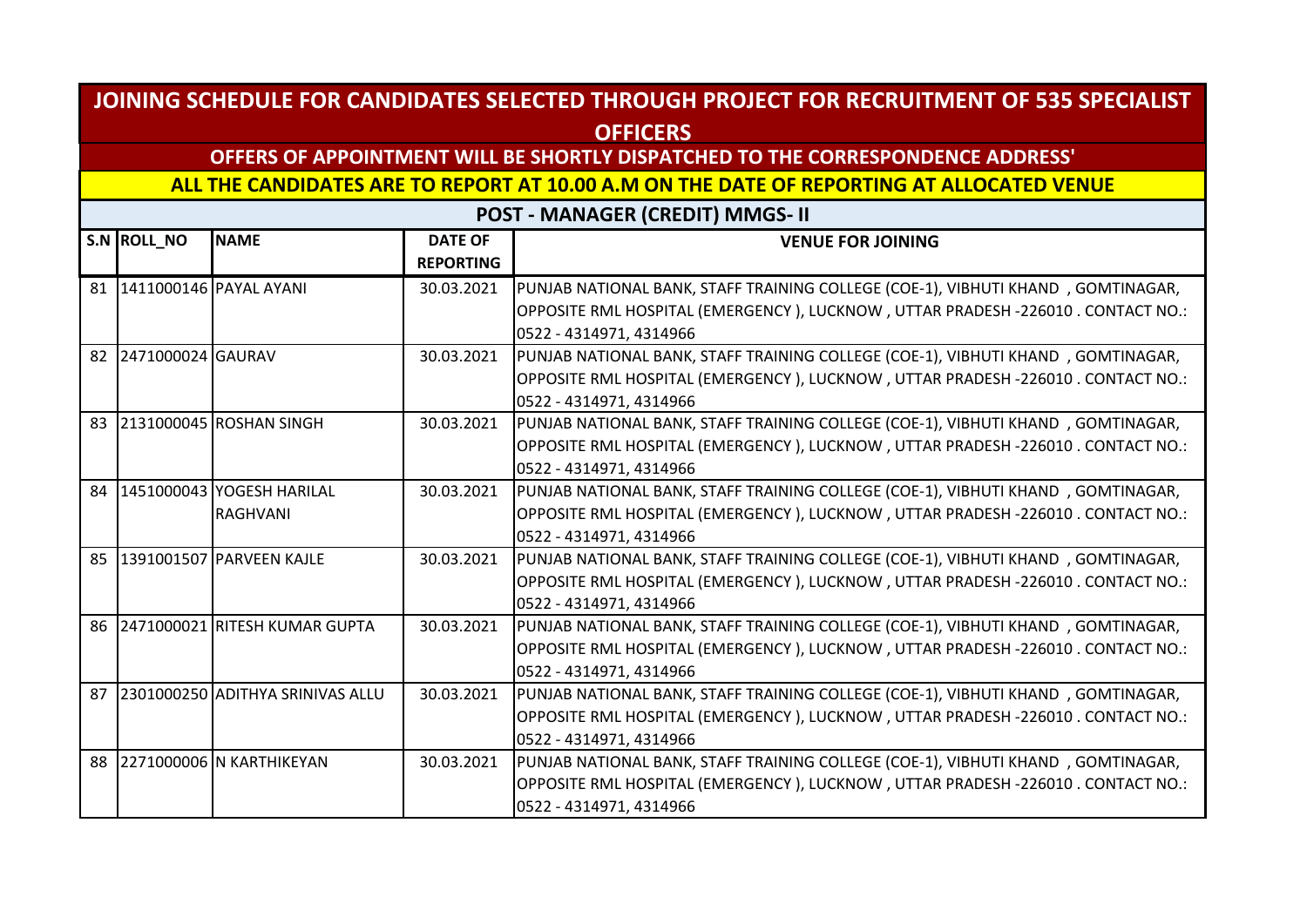# JOINING SCHEDULE FOR CANDIDATES SELECTED THROUGH PROJECT FOR RECRUITMENT OF 535 SPECIALIST OFFICERS

## OFFERS OF APPOINTMENT WILL BE SHORTLY DISPATCHED TO THE CORRESPONDENCE ADDRESS'

## ALL THE CANDIDATES ARE TO REPORT AT 10.00 A.M ON THE DATE OF REPORTING AT ALLOCATED VENUE

### POST - MANAGER (CREDIT) MMGS- II

| S.N | ROLL_NO | NAME | DATE OF REPORTING | VENUE FOR JOINING |
|---|---|---|---|---|
| 81 | 1411000146 | PAYAL AYANI | 30.03.2021 | PUNJAB NATIONAL BANK, STAFF TRAINING COLLEGE (COE-1), VIBHUTI KHAND , GOMTINAGAR, OPPOSITE RML HOSPITAL (EMERGENCY ), LUCKNOW , UTTAR PRADESH -226010 . CONTACT NO.: 0522 - 4314971, 4314966 |
| 82 | 2471000024 | GAURAV | 30.03.2021 | PUNJAB NATIONAL BANK, STAFF TRAINING COLLEGE (COE-1), VIBHUTI KHAND , GOMTINAGAR, OPPOSITE RML HOSPITAL (EMERGENCY ), LUCKNOW , UTTAR PRADESH -226010 . CONTACT NO.: 0522 - 4314971, 4314966 |
| 83 | 2131000045 | ROSHAN SINGH | 30.03.2021 | PUNJAB NATIONAL BANK, STAFF TRAINING COLLEGE (COE-1), VIBHUTI KHAND , GOMTINAGAR, OPPOSITE RML HOSPITAL (EMERGENCY ), LUCKNOW , UTTAR PRADESH -226010 . CONTACT NO.: 0522 - 4314971, 4314966 |
| 84 | 1451000043 | YOGESH HARILAL RAGHVANI | 30.03.2021 | PUNJAB NATIONAL BANK, STAFF TRAINING COLLEGE (COE-1), VIBHUTI KHAND , GOMTINAGAR, OPPOSITE RML HOSPITAL (EMERGENCY ), LUCKNOW , UTTAR PRADESH -226010 . CONTACT NO.: 0522 - 4314971, 4314966 |
| 85 | 1391001507 | PARVEEN KAJLE | 30.03.2021 | PUNJAB NATIONAL BANK, STAFF TRAINING COLLEGE (COE-1), VIBHUTI KHAND , GOMTINAGAR, OPPOSITE RML HOSPITAL (EMERGENCY ), LUCKNOW , UTTAR PRADESH -226010 . CONTACT NO.: 0522 - 4314971, 4314966 |
| 86 | 2471000021 | RITESH KUMAR GUPTA | 30.03.2021 | PUNJAB NATIONAL BANK, STAFF TRAINING COLLEGE (COE-1), VIBHUTI KHAND , GOMTINAGAR, OPPOSITE RML HOSPITAL (EMERGENCY ), LUCKNOW , UTTAR PRADESH -226010 . CONTACT NO.: 0522 - 4314971, 4314966 |
| 87 | 2301000250 | ADITHYA SRINIVAS ALLU | 30.03.2021 | PUNJAB NATIONAL BANK, STAFF TRAINING COLLEGE (COE-1), VIBHUTI KHAND , GOMTINAGAR, OPPOSITE RML HOSPITAL (EMERGENCY ), LUCKNOW , UTTAR PRADESH -226010 . CONTACT NO.: 0522 - 4314971, 4314966 |
| 88 | 2271000006 | N KARTHIKEYAN | 30.03.2021 | PUNJAB NATIONAL BANK, STAFF TRAINING COLLEGE (COE-1), VIBHUTI KHAND , GOMTINAGAR, OPPOSITE RML HOSPITAL (EMERGENCY ), LUCKNOW , UTTAR PRADESH -226010 . CONTACT NO.: 0522 - 4314971, 4314966 |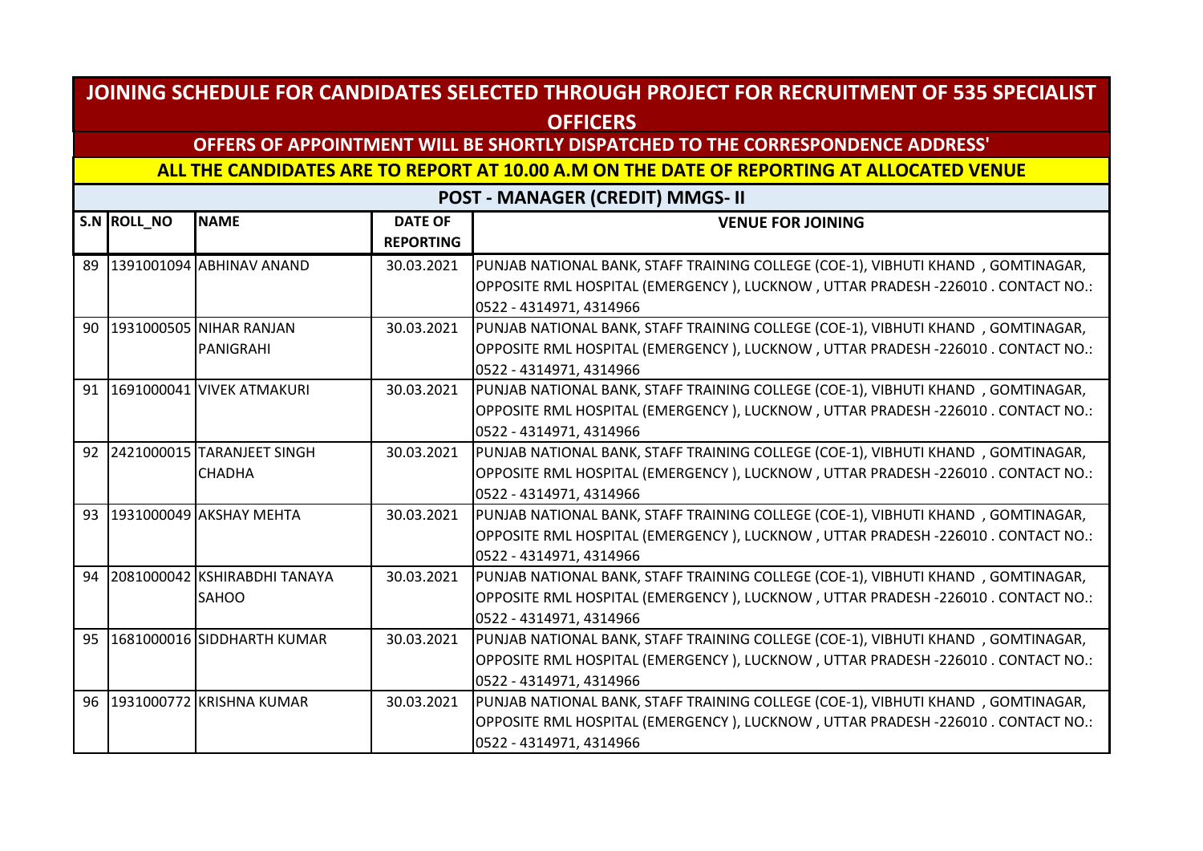## JOINING SCHEDULE FOR CANDIDATES SELECTED THROUGH PROJECT FOR RECRUITMENT OF 535 SPECIALIST OFFICERS

**OFFERS OF APPOINTMENT WILL BE SHORTLY DISPATCHED TO THE CORRESPONDENCE ADDRESS'**

**ALL THE CANDIDATES ARE TO REPORT AT 10.00 A.M ON THE DATE OF REPORTING AT ALLOCATED VENUE**

### POST - MANAGER (CREDIT) MMGS- II

| S.N | ROLL_NO | NAME | DATE OF REPORTING | VENUE FOR JOINING |
|---|---|---|---|---|
| 89 | 1391001094 | ABHINAV ANAND | 30.03.2021 | PUNJAB NATIONAL BANK, STAFF TRAINING COLLEGE (COE-1), VIBHUTI KHAND , GOMTINAGAR, OPPOSITE RML HOSPITAL (EMERGENCY ), LUCKNOW , UTTAR PRADESH -226010 . CONTACT NO.: 0522 - 4314971, 4314966 |
| 90 | 1931000505 | NIHAR RANJAN PANIGRAHI | 30.03.2021 | PUNJAB NATIONAL BANK, STAFF TRAINING COLLEGE (COE-1), VIBHUTI KHAND , GOMTINAGAR, OPPOSITE RML HOSPITAL (EMERGENCY ), LUCKNOW , UTTAR PRADESH -226010 . CONTACT NO.: 0522 - 4314971, 4314966 |
| 91 | 1691000041 | VIVEK ATMAKURI | 30.03.2021 | PUNJAB NATIONAL BANK, STAFF TRAINING COLLEGE (COE-1), VIBHUTI KHAND , GOMTINAGAR, OPPOSITE RML HOSPITAL (EMERGENCY ), LUCKNOW , UTTAR PRADESH -226010 . CONTACT NO.: 0522 - 4314971, 4314966 |
| 92 | 2421000015 | TARANJEET SINGH CHADHA | 30.03.2021 | PUNJAB NATIONAL BANK, STAFF TRAINING COLLEGE (COE-1), VIBHUTI KHAND , GOMTINAGAR, OPPOSITE RML HOSPITAL (EMERGENCY ), LUCKNOW , UTTAR PRADESH -226010 . CONTACT NO.: 0522 - 4314971, 4314966 |
| 93 | 1931000049 | AKSHAY MEHTA | 30.03.2021 | PUNJAB NATIONAL BANK, STAFF TRAINING COLLEGE (COE-1), VIBHUTI KHAND , GOMTINAGAR, OPPOSITE RML HOSPITAL (EMERGENCY ), LUCKNOW , UTTAR PRADESH -226010 . CONTACT NO.: 0522 - 4314971, 4314966 |
| 94 | 2081000042 | KSHIRABDHI TANAYA SAHOO | 30.03.2021 | PUNJAB NATIONAL BANK, STAFF TRAINING COLLEGE (COE-1), VIBHUTI KHAND , GOMTINAGAR, OPPOSITE RML HOSPITAL (EMERGENCY ), LUCKNOW , UTTAR PRADESH -226010 . CONTACT NO.: 0522 - 4314971, 4314966 |
| 95 | 1681000016 | SIDDHARTH KUMAR | 30.03.2021 | PUNJAB NATIONAL BANK, STAFF TRAINING COLLEGE (COE-1), VIBHUTI KHAND , GOMTINAGAR, OPPOSITE RML HOSPITAL (EMERGENCY ), LUCKNOW , UTTAR PRADESH -226010 . CONTACT NO.: 0522 - 4314971, 4314966 |
| 96 | 1931000772 | KRISHNA KUMAR | 30.03.2021 | PUNJAB NATIONAL BANK, STAFF TRAINING COLLEGE (COE-1), VIBHUTI KHAND , GOMTINAGAR, OPPOSITE RML HOSPITAL (EMERGENCY ), LUCKNOW , UTTAR PRADESH -226010 . CONTACT NO.: 0522 - 4314971, 4314966 |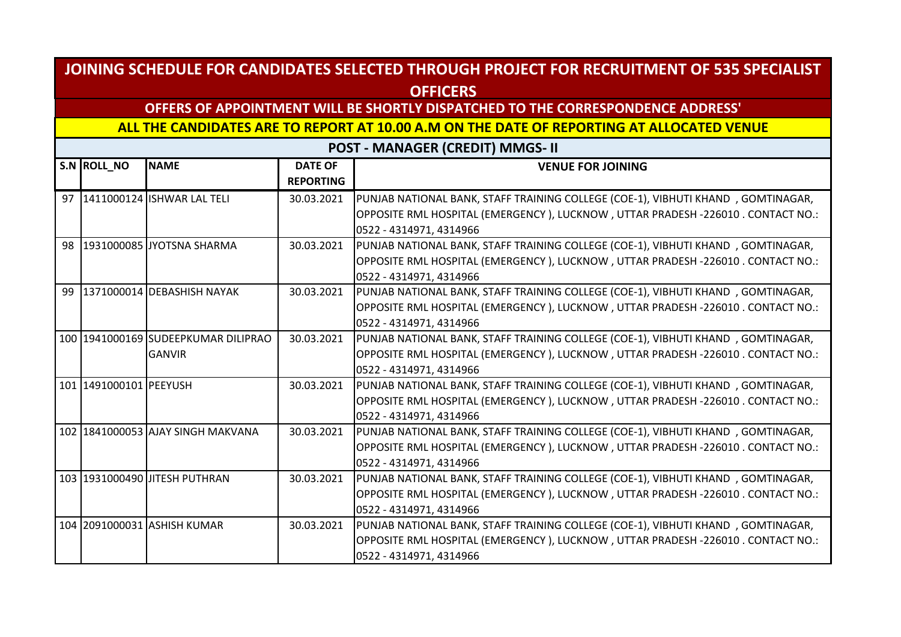# JOINING SCHEDULE FOR CANDIDATES SELECTED THROUGH PROJECT FOR RECRUITMENT OF 535 SPECIALIST OFFICERS

## OFFERS OF APPOINTMENT WILL BE SHORTLY DISPATCHED TO THE CORRESPONDENCE ADDRESS'

## ALL THE CANDIDATES ARE TO REPORT AT 10.00 A.M ON THE DATE OF REPORTING AT ALLOCATED VENUE

### POST - MANAGER (CREDIT) MMGS- II

| S.N | ROLL_NO | NAME | DATE OF REPORTING | VENUE FOR JOINING |
|---|---|---|---|---|
| 97 | 1411000124 | ISHWAR LAL TELI | 30.03.2021 | PUNJAB NATIONAL BANK, STAFF TRAINING COLLEGE (COE-1), VIBHUTI KHAND , GOMTINAGAR, OPPOSITE RML HOSPITAL (EMERGENCY ), LUCKNOW , UTTAR PRADESH -226010 . CONTACT NO.: 0522 - 4314971, 4314966 |
| 98 | 1931000085 | JYOTSNA SHARMA | 30.03.2021 | PUNJAB NATIONAL BANK, STAFF TRAINING COLLEGE (COE-1), VIBHUTI KHAND , GOMTINAGAR, OPPOSITE RML HOSPITAL (EMERGENCY ), LUCKNOW , UTTAR PRADESH -226010 . CONTACT NO.: 0522 - 4314971, 4314966 |
| 99 | 1371000014 | DEBASHISH NAYAK | 30.03.2021 | PUNJAB NATIONAL BANK, STAFF TRAINING COLLEGE (COE-1), VIBHUTI KHAND , GOMTINAGAR, OPPOSITE RML HOSPITAL (EMERGENCY ), LUCKNOW , UTTAR PRADESH -226010 . CONTACT NO.: 0522 - 4314971, 4314966 |
| 100 | 1941000169 | SUDEEPKUMAR DILIPRAO GANVIR | 30.03.2021 | PUNJAB NATIONAL BANK, STAFF TRAINING COLLEGE (COE-1), VIBHUTI KHAND , GOMTINAGAR, OPPOSITE RML HOSPITAL (EMERGENCY ), LUCKNOW , UTTAR PRADESH -226010 . CONTACT NO.: 0522 - 4314971, 4314966 |
| 101 | 1491000101 | PEEYUSH | 30.03.2021 | PUNJAB NATIONAL BANK, STAFF TRAINING COLLEGE (COE-1), VIBHUTI KHAND , GOMTINAGAR, OPPOSITE RML HOSPITAL (EMERGENCY ), LUCKNOW , UTTAR PRADESH -226010 . CONTACT NO.: 0522 - 4314971, 4314966 |
| 102 | 1841000053 | AJAY SINGH MAKVANA | 30.03.2021 | PUNJAB NATIONAL BANK, STAFF TRAINING COLLEGE (COE-1), VIBHUTI KHAND , GOMTINAGAR, OPPOSITE RML HOSPITAL (EMERGENCY ), LUCKNOW , UTTAR PRADESH -226010 . CONTACT NO.: 0522 - 4314971, 4314966 |
| 103 | 1931000490 | JITESH PUTHRAN | 30.03.2021 | PUNJAB NATIONAL BANK, STAFF TRAINING COLLEGE (COE-1), VIBHUTI KHAND , GOMTINAGAR, OPPOSITE RML HOSPITAL (EMERGENCY ), LUCKNOW , UTTAR PRADESH -226010 . CONTACT NO.: 0522 - 4314971, 4314966 |
| 104 | 2091000031 | ASHISH KUMAR | 30.03.2021 | PUNJAB NATIONAL BANK, STAFF TRAINING COLLEGE (COE-1), VIBHUTI KHAND , GOMTINAGAR, OPPOSITE RML HOSPITAL (EMERGENCY ), LUCKNOW , UTTAR PRADESH -226010 . CONTACT NO.: 0522 - 4314971, 4314966 |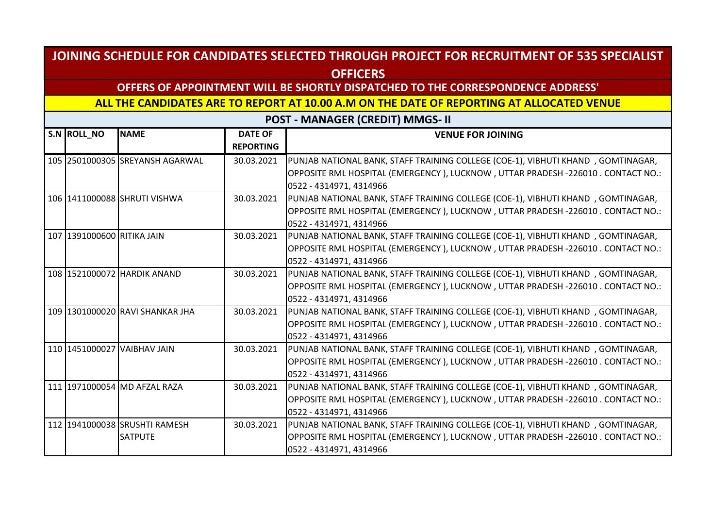## JOINING SCHEDULE FOR CANDIDATES SELECTED THROUGH PROJECT FOR RECRUITMENT OF 535 SPECIALIST OFFICERS

**OFFERS OF APPOINTMENT WILL BE SHORTLY DISPATCHED TO THE CORRESPONDENCE ADDRESS'**

**ALL THE CANDIDATES ARE TO REPORT AT 10.00 A.M ON THE DATE OF REPORTING AT ALLOCATED VENUE**

### POST - MANAGER (CREDIT) MMGS- II

| S.N | ROLL_NO | NAME | DATE OF REPORTING | VENUE FOR JOINING |
|---|---|---|---|---|
| 105 | 2501000305 | SREYANSH AGARWAL | 30.03.2021 | PUNJAB NATIONAL BANK, STAFF TRAINING COLLEGE (COE-1), VIBHUTI KHAND , GOMTINAGAR, OPPOSITE RML HOSPITAL (EMERGENCY ), LUCKNOW , UTTAR PRADESH -226010 . CONTACT NO.: 0522 - 4314971, 4314966 |
| 106 | 1411000088 | SHRUTI VISHWA | 30.03.2021 | PUNJAB NATIONAL BANK, STAFF TRAINING COLLEGE (COE-1), VIBHUTI KHAND , GOMTINAGAR, OPPOSITE RML HOSPITAL (EMERGENCY ), LUCKNOW , UTTAR PRADESH -226010 . CONTACT NO.: 0522 - 4314971, 4314966 |
| 107 | 1391000600 | RITIKA JAIN | 30.03.2021 | PUNJAB NATIONAL BANK, STAFF TRAINING COLLEGE (COE-1), VIBHUTI KHAND , GOMTINAGAR, OPPOSITE RML HOSPITAL (EMERGENCY ), LUCKNOW , UTTAR PRADESH -226010 . CONTACT NO.: 0522 - 4314971, 4314966 |
| 108 | 1521000072 | HARDIK ANAND | 30.03.2021 | PUNJAB NATIONAL BANK, STAFF TRAINING COLLEGE (COE-1), VIBHUTI KHAND , GOMTINAGAR, OPPOSITE RML HOSPITAL (EMERGENCY ), LUCKNOW , UTTAR PRADESH -226010 . CONTACT NO.: 0522 - 4314971, 4314966 |
| 109 | 1301000020 | RAVI SHANKAR JHA | 30.03.2021 | PUNJAB NATIONAL BANK, STAFF TRAINING COLLEGE (COE-1), VIBHUTI KHAND , GOMTINAGAR, OPPOSITE RML HOSPITAL (EMERGENCY ), LUCKNOW , UTTAR PRADESH -226010 . CONTACT NO.: 0522 - 4314971, 4314966 |
| 110 | 1451000027 | VAIBHAV JAIN | 30.03.2021 | PUNJAB NATIONAL BANK, STAFF TRAINING COLLEGE (COE-1), VIBHUTI KHAND , GOMTINAGAR, OPPOSITE RML HOSPITAL (EMERGENCY ), LUCKNOW , UTTAR PRADESH -226010 . CONTACT NO.: 0522 - 4314971, 4314966 |
| 111 | 1971000054 | MD AFZAL RAZA | 30.03.2021 | PUNJAB NATIONAL BANK, STAFF TRAINING COLLEGE (COE-1), VIBHUTI KHAND , GOMTINAGAR, OPPOSITE RML HOSPITAL (EMERGENCY ), LUCKNOW , UTTAR PRADESH -226010 . CONTACT NO.: 0522 - 4314971, 4314966 |
| 112 | 1941000038 | SRUSHTI RAMESH SATPUTE | 30.03.2021 | PUNJAB NATIONAL BANK, STAFF TRAINING COLLEGE (COE-1), VIBHUTI KHAND , GOMTINAGAR, OPPOSITE RML HOSPITAL (EMERGENCY ), LUCKNOW , UTTAR PRADESH -226010 . CONTACT NO.: 0522 - 4314971, 4314966 |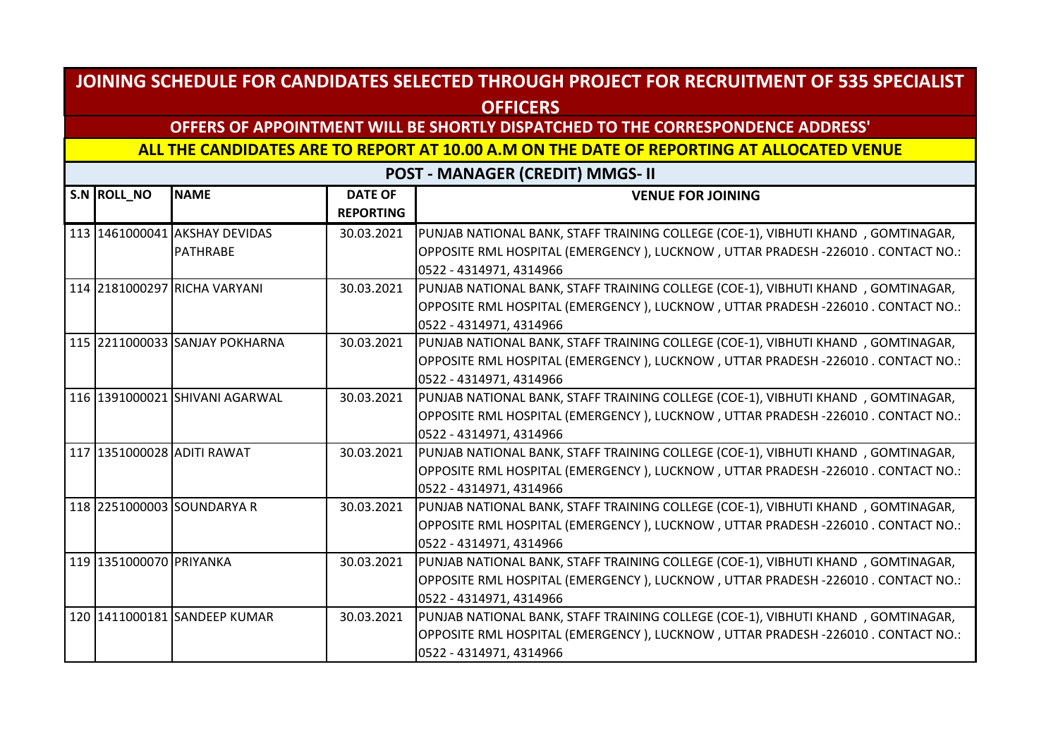# JOINING SCHEDULE FOR CANDIDATES SELECTED THROUGH PROJECT FOR RECRUITMENT OF 535 SPECIALIST OFFICERS

## OFFERS OF APPOINTMENT WILL BE SHORTLY DISPATCHED TO THE CORRESPONDENCE ADDRESS'

## ALL THE CANDIDATES ARE TO REPORT AT 10.00 A.M ON THE DATE OF REPORTING AT ALLOCATED VENUE

### POST - MANAGER (CREDIT) MMGS- II

| S.N | ROLL_NO | NAME | DATE OF REPORTING | VENUE FOR JOINING |
|---|---|---|---|---|
| 113 | 1461000041 | AKSHAY DEVIDAS PATHRABE | 30.03.2021 | PUNJAB NATIONAL BANK, STAFF TRAINING COLLEGE (COE-1), VIBHUTI KHAND , GOMTINAGAR, OPPOSITE RML HOSPITAL (EMERGENCY ), LUCKNOW , UTTAR PRADESH -226010 . CONTACT NO.: 0522 - 4314971, 4314966 |
| 114 | 2181000297 | RICHA VARYANI | 30.03.2021 | PUNJAB NATIONAL BANK, STAFF TRAINING COLLEGE (COE-1), VIBHUTI KHAND , GOMTINAGAR, OPPOSITE RML HOSPITAL (EMERGENCY ), LUCKNOW , UTTAR PRADESH -226010 . CONTACT NO.: 0522 - 4314971, 4314966 |
| 115 | 2211000033 | SANJAY POKHARNA | 30.03.2021 | PUNJAB NATIONAL BANK, STAFF TRAINING COLLEGE (COE-1), VIBHUTI KHAND , GOMTINAGAR, OPPOSITE RML HOSPITAL (EMERGENCY ), LUCKNOW , UTTAR PRADESH -226010 . CONTACT NO.: 0522 - 4314971, 4314966 |
| 116 | 1391000021 | SHIVANI AGARWAL | 30.03.2021 | PUNJAB NATIONAL BANK, STAFF TRAINING COLLEGE (COE-1), VIBHUTI KHAND , GOMTINAGAR, OPPOSITE RML HOSPITAL (EMERGENCY ), LUCKNOW , UTTAR PRADESH -226010 . CONTACT NO.: 0522 - 4314971, 4314966 |
| 117 | 1351000028 | ADITI RAWAT | 30.03.2021 | PUNJAB NATIONAL BANK, STAFF TRAINING COLLEGE (COE-1), VIBHUTI KHAND , GOMTINAGAR, OPPOSITE RML HOSPITAL (EMERGENCY ), LUCKNOW , UTTAR PRADESH -226010 . CONTACT NO.: 0522 - 4314971, 4314966 |
| 118 | 2251000003 | SOUNDARYA R | 30.03.2021 | PUNJAB NATIONAL BANK, STAFF TRAINING COLLEGE (COE-1), VIBHUTI KHAND , GOMTINAGAR, OPPOSITE RML HOSPITAL (EMERGENCY ), LUCKNOW , UTTAR PRADESH -226010 . CONTACT NO.: 0522 - 4314971, 4314966 |
| 119 | 1351000070 | PRIYANKA | 30.03.2021 | PUNJAB NATIONAL BANK, STAFF TRAINING COLLEGE (COE-1), VIBHUTI KHAND , GOMTINAGAR, OPPOSITE RML HOSPITAL (EMERGENCY ), LUCKNOW , UTTAR PRADESH -226010 . CONTACT NO.: 0522 - 4314971, 4314966 |
| 120 | 1411000181 | SANDEEP KUMAR | 30.03.2021 | PUNJAB NATIONAL BANK, STAFF TRAINING COLLEGE (COE-1), VIBHUTI KHAND , GOMTINAGAR, OPPOSITE RML HOSPITAL (EMERGENCY ), LUCKNOW , UTTAR PRADESH -226010 . CONTACT NO.: 0522 - 4314971, 4314966 |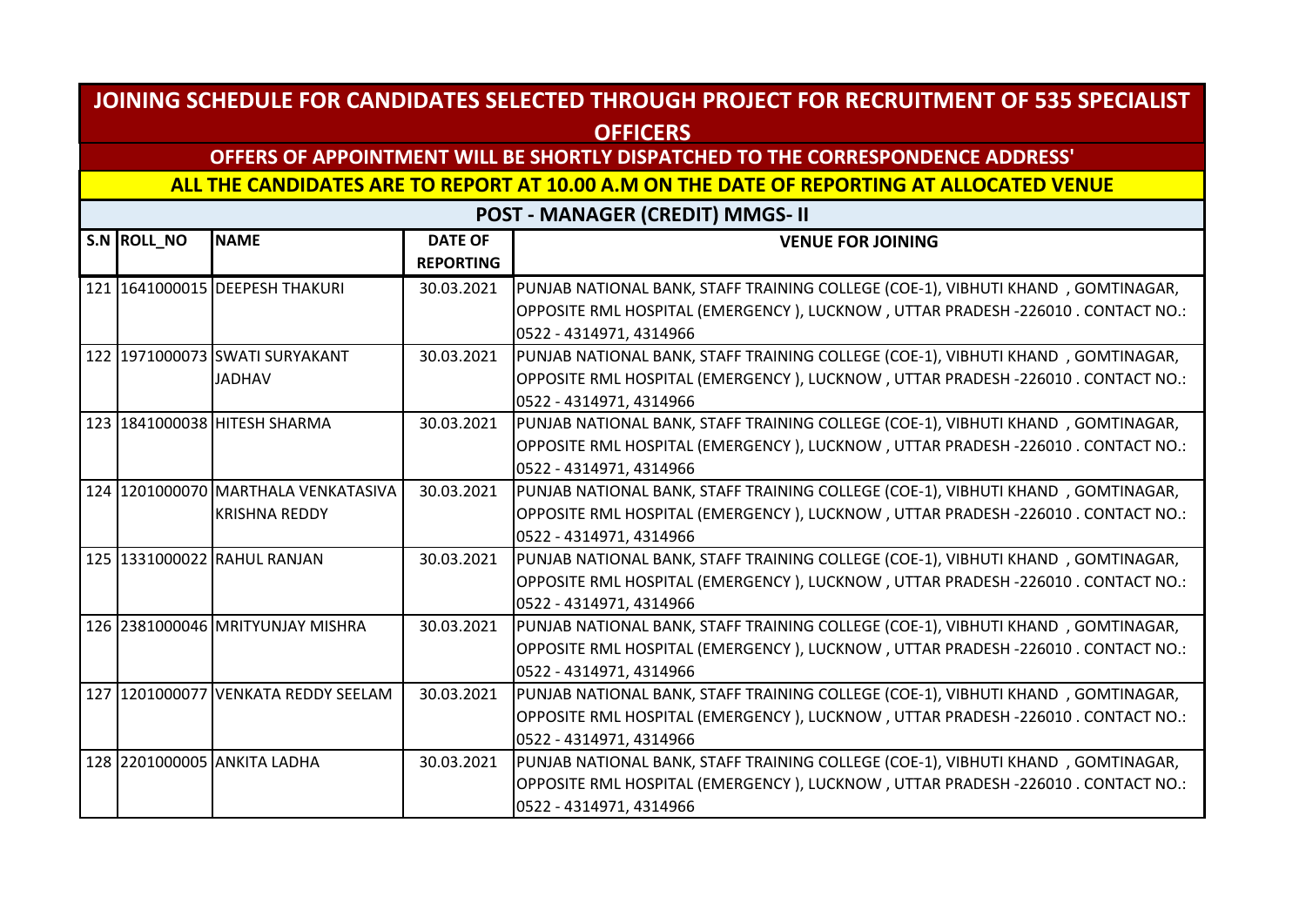# JOINING SCHEDULE FOR CANDIDATES SELECTED THROUGH PROJECT FOR RECRUITMENT OF 535 SPECIALIST OFFICERS

## OFFERS OF APPOINTMENT WILL BE SHORTLY DISPATCHED TO THE CORRESPONDENCE ADDRESS'

## ALL THE CANDIDATES ARE TO REPORT AT 10.00 A.M ON THE DATE OF REPORTING AT ALLOCATED VENUE

### POST - MANAGER (CREDIT) MMGS- II

| S.N | ROLL_NO | NAME | DATE OF REPORTING | VENUE FOR JOINING |
|---|---|---|---|---|
| 121 | 1641000015 | DEEPESH THAKURI | 30.03.2021 | PUNJAB NATIONAL BANK, STAFF TRAINING COLLEGE (COE-1), VIBHUTI KHAND , GOMTINAGAR, OPPOSITE RML HOSPITAL (EMERGENCY ), LUCKNOW , UTTAR PRADESH -226010 . CONTACT NO.: 0522 - 4314971, 4314966 |
| 122 | 1971000073 | SWATI SURYAKANT JADHAV | 30.03.2021 | PUNJAB NATIONAL BANK, STAFF TRAINING COLLEGE (COE-1), VIBHUTI KHAND , GOMTINAGAR, OPPOSITE RML HOSPITAL (EMERGENCY ), LUCKNOW , UTTAR PRADESH -226010 . CONTACT NO.: 0522 - 4314971, 4314966 |
| 123 | 1841000038 | HITESH SHARMA | 30.03.2021 | PUNJAB NATIONAL BANK, STAFF TRAINING COLLEGE (COE-1), VIBHUTI KHAND , GOMTINAGAR, OPPOSITE RML HOSPITAL (EMERGENCY ), LUCKNOW , UTTAR PRADESH -226010 . CONTACT NO.: 0522 - 4314971, 4314966 |
| 124 | 1201000070 | MARTHALA VENKATASIVA KRISHNA REDDY | 30.03.2021 | PUNJAB NATIONAL BANK, STAFF TRAINING COLLEGE (COE-1), VIBHUTI KHAND , GOMTINAGAR, OPPOSITE RML HOSPITAL (EMERGENCY ), LUCKNOW , UTTAR PRADESH -226010 . CONTACT NO.: 0522 - 4314971, 4314966 |
| 125 | 1331000022 | RAHUL RANJAN | 30.03.2021 | PUNJAB NATIONAL BANK, STAFF TRAINING COLLEGE (COE-1), VIBHUTI KHAND , GOMTINAGAR, OPPOSITE RML HOSPITAL (EMERGENCY ), LUCKNOW , UTTAR PRADESH -226010 . CONTACT NO.: 0522 - 4314971, 4314966 |
| 126 | 2381000046 | MRITYUNJAY MISHRA | 30.03.2021 | PUNJAB NATIONAL BANK, STAFF TRAINING COLLEGE (COE-1), VIBHUTI KHAND , GOMTINAGAR, OPPOSITE RML HOSPITAL (EMERGENCY ), LUCKNOW , UTTAR PRADESH -226010 . CONTACT NO.: 0522 - 4314971, 4314966 |
| 127 | 1201000077 | VENKATA REDDY SEELAM | 30.03.2021 | PUNJAB NATIONAL BANK, STAFF TRAINING COLLEGE (COE-1), VIBHUTI KHAND , GOMTINAGAR, OPPOSITE RML HOSPITAL (EMERGENCY ), LUCKNOW , UTTAR PRADESH -226010 . CONTACT NO.: 0522 - 4314971, 4314966 |
| 128 | 2201000005 | ANKITA LADHA | 30.03.2021 | PUNJAB NATIONAL BANK, STAFF TRAINING COLLEGE (COE-1), VIBHUTI KHAND , GOMTINAGAR, OPPOSITE RML HOSPITAL (EMERGENCY ), LUCKNOW , UTTAR PRADESH -226010 . CONTACT NO.: 0522 - 4314971, 4314966 |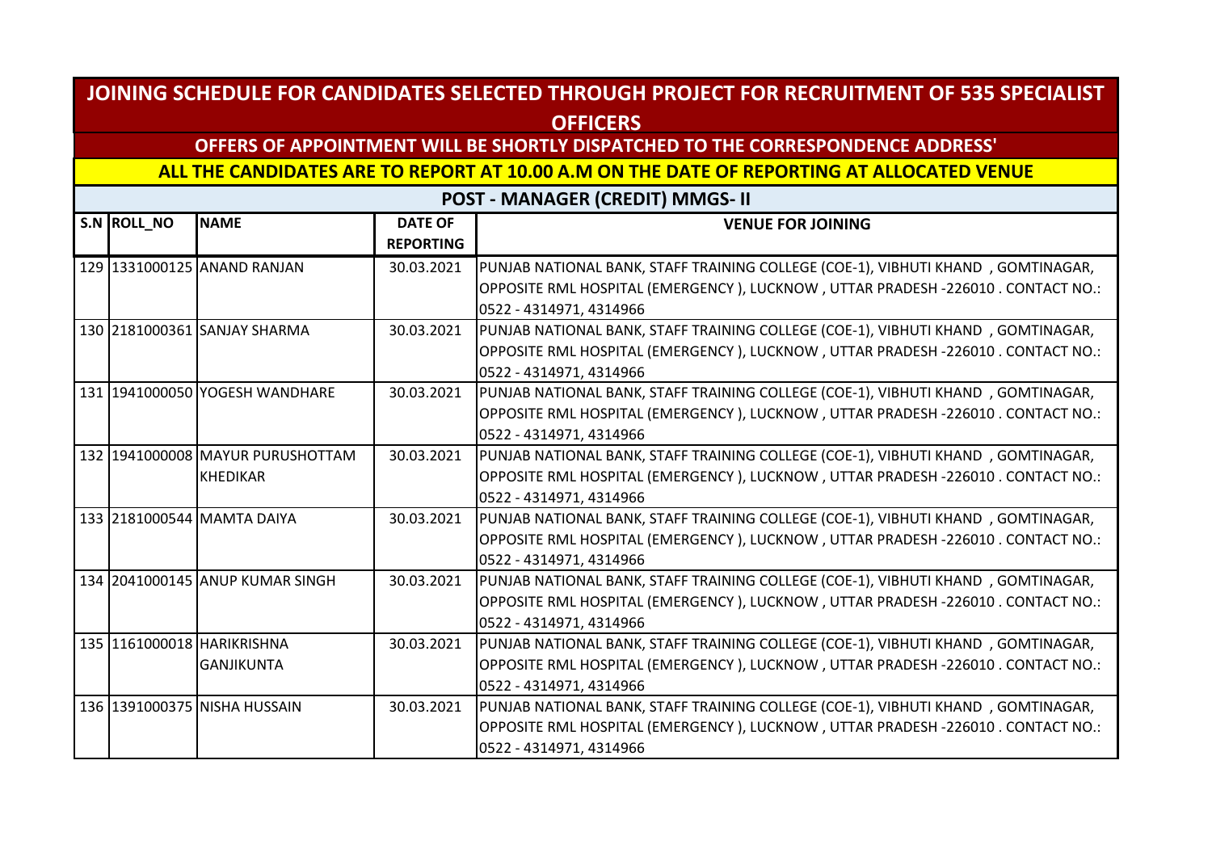# JOINING SCHEDULE FOR CANDIDATES SELECTED THROUGH PROJECT FOR RECRUITMENT OF 535 SPECIALIST OFFICERS

## OFFERS OF APPOINTMENT WILL BE SHORTLY DISPATCHED TO THE CORRESPONDENCE ADDRESS'

## ALL THE CANDIDATES ARE TO REPORT AT 10.00 A.M ON THE DATE OF REPORTING AT ALLOCATED VENUE

### POST - MANAGER (CREDIT) MMGS- II

| S.N | ROLL_NO | NAME | DATE OF REPORTING | VENUE FOR JOINING |
|---|---|---|---|---|
| 129 | 1331000125 | ANAND RANJAN | 30.03.2021 | PUNJAB NATIONAL BANK, STAFF TRAINING COLLEGE (COE-1), VIBHUTI KHAND , GOMTINAGAR, OPPOSITE RML HOSPITAL (EMERGENCY ), LUCKNOW , UTTAR PRADESH -226010 . CONTACT NO.: 0522 - 4314971, 4314966 |
| 130 | 2181000361 | SANJAY SHARMA | 30.03.2021 | PUNJAB NATIONAL BANK, STAFF TRAINING COLLEGE (COE-1), VIBHUTI KHAND , GOMTINAGAR, OPPOSITE RML HOSPITAL (EMERGENCY ), LUCKNOW , UTTAR PRADESH -226010 . CONTACT NO.: 0522 - 4314971, 4314966 |
| 131 | 1941000050 | YOGESH WANDHARE | 30.03.2021 | PUNJAB NATIONAL BANK, STAFF TRAINING COLLEGE (COE-1), VIBHUTI KHAND , GOMTINAGAR, OPPOSITE RML HOSPITAL (EMERGENCY ), LUCKNOW , UTTAR PRADESH -226010 . CONTACT NO.: 0522 - 4314971, 4314966 |
| 132 | 1941000008 | MAYUR PURUSHOTTAM KHEDIKAR | 30.03.2021 | PUNJAB NATIONAL BANK, STAFF TRAINING COLLEGE (COE-1), VIBHUTI KHAND , GOMTINAGAR, OPPOSITE RML HOSPITAL (EMERGENCY ), LUCKNOW , UTTAR PRADESH -226010 . CONTACT NO.: 0522 - 4314971, 4314966 |
| 133 | 2181000544 | MAMTA DAIYA | 30.03.2021 | PUNJAB NATIONAL BANK, STAFF TRAINING COLLEGE (COE-1), VIBHUTI KHAND , GOMTINAGAR, OPPOSITE RML HOSPITAL (EMERGENCY ), LUCKNOW , UTTAR PRADESH -226010 . CONTACT NO.: 0522 - 4314971, 4314966 |
| 134 | 2041000145 | ANUP KUMAR SINGH | 30.03.2021 | PUNJAB NATIONAL BANK, STAFF TRAINING COLLEGE (COE-1), VIBHUTI KHAND , GOMTINAGAR, OPPOSITE RML HOSPITAL (EMERGENCY ), LUCKNOW , UTTAR PRADESH -226010 . CONTACT NO.: 0522 - 4314971, 4314966 |
| 135 | 1161000018 | HARIKRISHNA GANJIKUNTA | 30.03.2021 | PUNJAB NATIONAL BANK, STAFF TRAINING COLLEGE (COE-1), VIBHUTI KHAND , GOMTINAGAR, OPPOSITE RML HOSPITAL (EMERGENCY ), LUCKNOW , UTTAR PRADESH -226010 . CONTACT NO.: 0522 - 4314971, 4314966 |
| 136 | 1391000375 | NISHA HUSSAIN | 30.03.2021 | PUNJAB NATIONAL BANK, STAFF TRAINING COLLEGE (COE-1), VIBHUTI KHAND , GOMTINAGAR, OPPOSITE RML HOSPITAL (EMERGENCY ), LUCKNOW , UTTAR PRADESH -226010 . CONTACT NO.: 0522 - 4314971, 4314966 |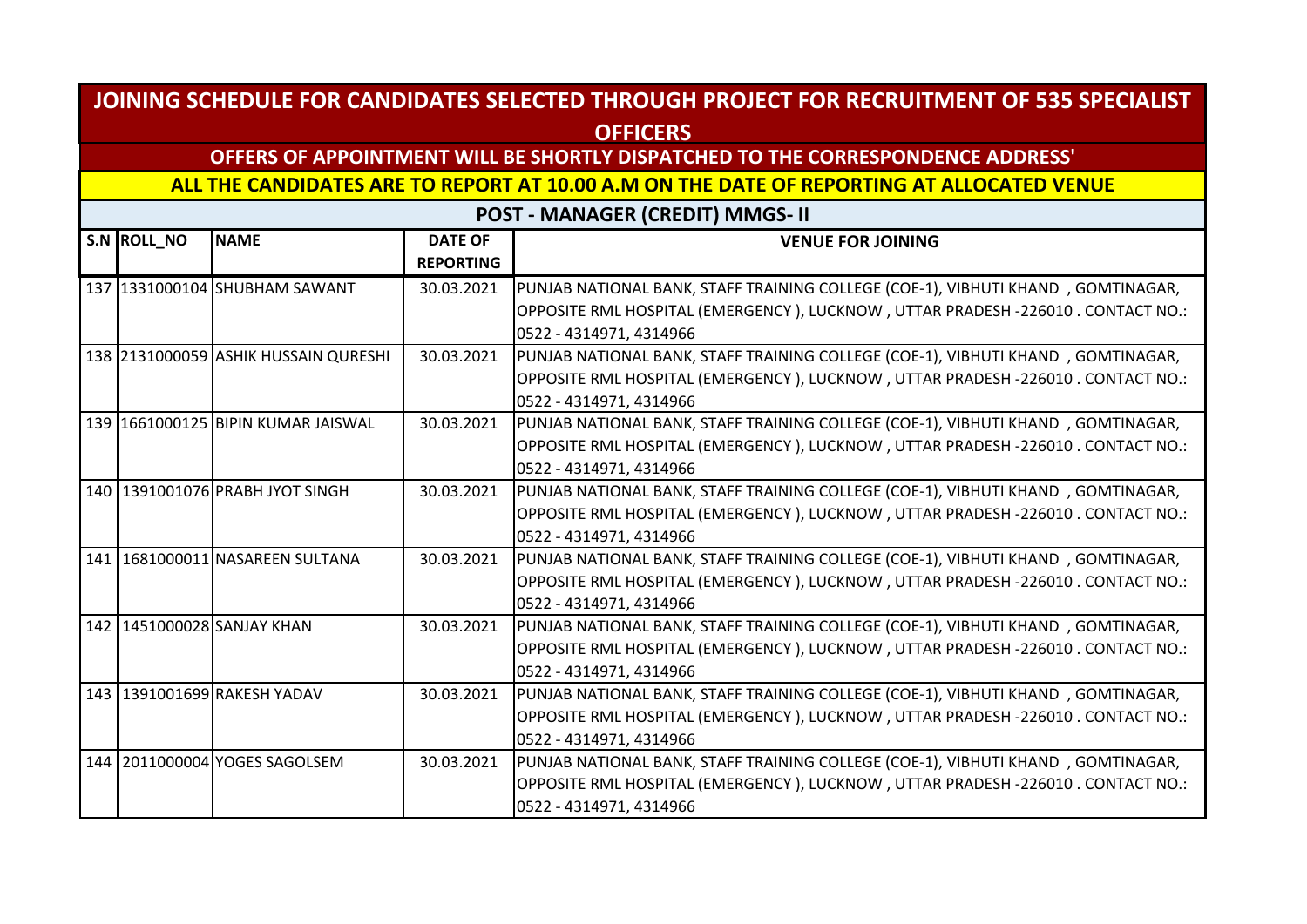# JOINING SCHEDULE FOR CANDIDATES SELECTED THROUGH PROJECT FOR RECRUITMENT OF 535 SPECIALIST OFFICERS

## OFFERS OF APPOINTMENT WILL BE SHORTLY DISPATCHED TO THE CORRESPONDENCE ADDRESS'

## ALL THE CANDIDATES ARE TO REPORT AT 10.00 A.M ON THE DATE OF REPORTING AT ALLOCATED VENUE

### POST - MANAGER (CREDIT) MMGS- II

| S.N | ROLL_NO | NAME | DATE OF REPORTING | VENUE FOR JOINING |
|---|---|---|---|---|
| 137 | 1331000104 | SHUBHAM SAWANT | 30.03.2021 | PUNJAB NATIONAL BANK, STAFF TRAINING COLLEGE (COE-1), VIBHUTI KHAND , GOMTINAGAR, OPPOSITE RML HOSPITAL (EMERGENCY ), LUCKNOW , UTTAR PRADESH -226010 . CONTACT NO.: 0522 - 4314971, 4314966 |
| 138 | 2131000059 | ASHIK HUSSAIN QURESHI | 30.03.2021 | PUNJAB NATIONAL BANK, STAFF TRAINING COLLEGE (COE-1), VIBHUTI KHAND , GOMTINAGAR, OPPOSITE RML HOSPITAL (EMERGENCY ), LUCKNOW , UTTAR PRADESH -226010 . CONTACT NO.: 0522 - 4314971, 4314966 |
| 139 | 1661000125 | BIPIN KUMAR JAISWAL | 30.03.2021 | PUNJAB NATIONAL BANK, STAFF TRAINING COLLEGE (COE-1), VIBHUTI KHAND , GOMTINAGAR, OPPOSITE RML HOSPITAL (EMERGENCY ), LUCKNOW , UTTAR PRADESH -226010 . CONTACT NO.: 0522 - 4314971, 4314966 |
| 140 | 1391001076 | PRABH JYOT SINGH | 30.03.2021 | PUNJAB NATIONAL BANK, STAFF TRAINING COLLEGE (COE-1), VIBHUTI KHAND , GOMTINAGAR, OPPOSITE RML HOSPITAL (EMERGENCY ), LUCKNOW , UTTAR PRADESH -226010 . CONTACT NO.: 0522 - 4314971, 4314966 |
| 141 | 1681000011 | NASAREEN SULTANA | 30.03.2021 | PUNJAB NATIONAL BANK, STAFF TRAINING COLLEGE (COE-1), VIBHUTI KHAND , GOMTINAGAR, OPPOSITE RML HOSPITAL (EMERGENCY ), LUCKNOW , UTTAR PRADESH -226010 . CONTACT NO.: 0522 - 4314971, 4314966 |
| 142 | 1451000028 | SANJAY KHAN | 30.03.2021 | PUNJAB NATIONAL BANK, STAFF TRAINING COLLEGE (COE-1), VIBHUTI KHAND , GOMTINAGAR, OPPOSITE RML HOSPITAL (EMERGENCY ), LUCKNOW , UTTAR PRADESH -226010 . CONTACT NO.: 0522 - 4314971, 4314966 |
| 143 | 1391001699 | RAKESH YADAV | 30.03.2021 | PUNJAB NATIONAL BANK, STAFF TRAINING COLLEGE (COE-1), VIBHUTI KHAND , GOMTINAGAR, OPPOSITE RML HOSPITAL (EMERGENCY ), LUCKNOW , UTTAR PRADESH -226010 . CONTACT NO.: 0522 - 4314971, 4314966 |
| 144 | 2011000004 | YOGES SAGOLSEM | 30.03.2021 | PUNJAB NATIONAL BANK, STAFF TRAINING COLLEGE (COE-1), VIBHUTI KHAND , GOMTINAGAR, OPPOSITE RML HOSPITAL (EMERGENCY ), LUCKNOW , UTTAR PRADESH -226010 . CONTACT NO.: 0522 - 4314971, 4314966 |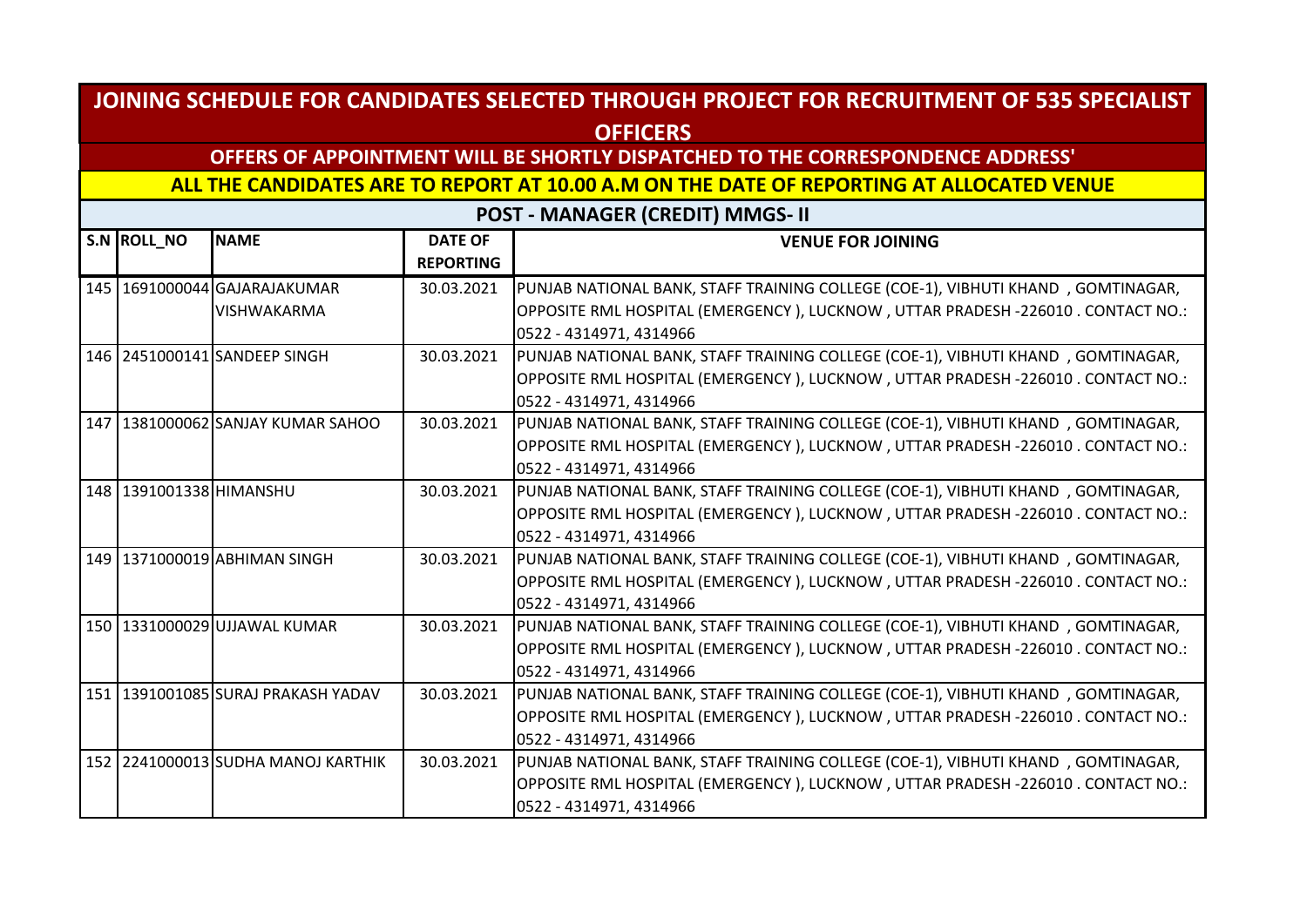# JOINING SCHEDULE FOR CANDIDATES SELECTED THROUGH PROJECT FOR RECRUITMENT OF 535 SPECIALIST OFFICERS

## OFFERS OF APPOINTMENT WILL BE SHORTLY DISPATCHED TO THE CORRESPONDENCE ADDRESS'

## ALL THE CANDIDATES ARE TO REPORT AT 10.00 A.M ON THE DATE OF REPORTING AT ALLOCATED VENUE

### POST - MANAGER (CREDIT) MMGS- II

| S.N | ROLL_NO | NAME | DATE OF REPORTING | VENUE FOR JOINING |
|---|---|---|---|---|
| 145 | 1691000044 | GAJARAJAKUMAR VISHWAKARMA | 30.03.2021 | PUNJAB NATIONAL BANK, STAFF TRAINING COLLEGE (COE-1), VIBHUTI KHAND , GOMTINAGAR, OPPOSITE RML HOSPITAL (EMERGENCY ), LUCKNOW , UTTAR PRADESH -226010 . CONTACT NO.: 0522 - 4314971, 4314966 |
| 146 | 2451000141 | SANDEEP SINGH | 30.03.2021 | PUNJAB NATIONAL BANK, STAFF TRAINING COLLEGE (COE-1), VIBHUTI KHAND , GOMTINAGAR, OPPOSITE RML HOSPITAL (EMERGENCY ), LUCKNOW , UTTAR PRADESH -226010 . CONTACT NO.: 0522 - 4314971, 4314966 |
| 147 | 1381000062 | SANJAY KUMAR SAHOO | 30.03.2021 | PUNJAB NATIONAL BANK, STAFF TRAINING COLLEGE (COE-1), VIBHUTI KHAND , GOMTINAGAR, OPPOSITE RML HOSPITAL (EMERGENCY ), LUCKNOW , UTTAR PRADESH -226010 . CONTACT NO.: 0522 - 4314971, 4314966 |
| 148 | 1391001338 | HIMANSHU | 30.03.2021 | PUNJAB NATIONAL BANK, STAFF TRAINING COLLEGE (COE-1), VIBHUTI KHAND , GOMTINAGAR, OPPOSITE RML HOSPITAL (EMERGENCY ), LUCKNOW , UTTAR PRADESH -226010 . CONTACT NO.: 0522 - 4314971, 4314966 |
| 149 | 1371000019 | ABHIMAN SINGH | 30.03.2021 | PUNJAB NATIONAL BANK, STAFF TRAINING COLLEGE (COE-1), VIBHUTI KHAND , GOMTINAGAR, OPPOSITE RML HOSPITAL (EMERGENCY ), LUCKNOW , UTTAR PRADESH -226010 . CONTACT NO.: 0522 - 4314971, 4314966 |
| 150 | 1331000029 | UJJAWAL KUMAR | 30.03.2021 | PUNJAB NATIONAL BANK, STAFF TRAINING COLLEGE (COE-1), VIBHUTI KHAND , GOMTINAGAR, OPPOSITE RML HOSPITAL (EMERGENCY ), LUCKNOW , UTTAR PRADESH -226010 . CONTACT NO.: 0522 - 4314971, 4314966 |
| 151 | 1391001085 | SURAJ PRAKASH YADAV | 30.03.2021 | PUNJAB NATIONAL BANK, STAFF TRAINING COLLEGE (COE-1), VIBHUTI KHAND , GOMTINAGAR, OPPOSITE RML HOSPITAL (EMERGENCY ), LUCKNOW , UTTAR PRADESH -226010 . CONTACT NO.: 0522 - 4314971, 4314966 |
| 152 | 2241000013 | SUDHA MANOJ KARTHIK | 30.03.2021 | PUNJAB NATIONAL BANK, STAFF TRAINING COLLEGE (COE-1), VIBHUTI KHAND , GOMTINAGAR, OPPOSITE RML HOSPITAL (EMERGENCY ), LUCKNOW , UTTAR PRADESH -226010 . CONTACT NO.: 0522 - 4314971, 4314966 |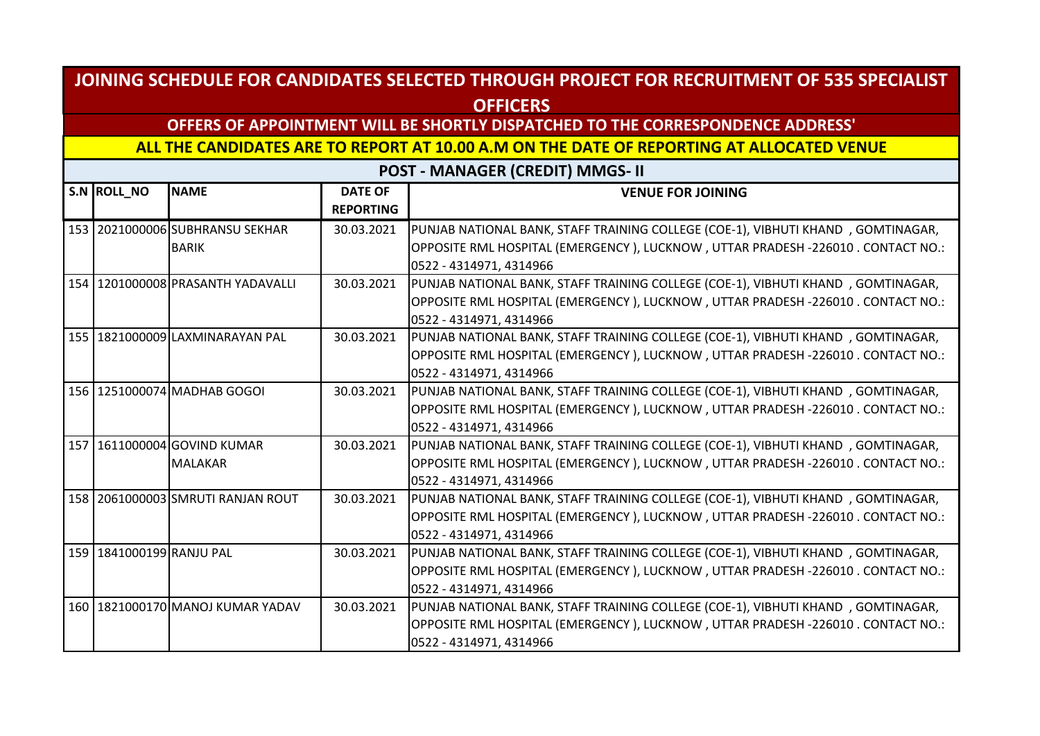# JOINING SCHEDULE FOR CANDIDATES SELECTED THROUGH PROJECT FOR RECRUITMENT OF 535 SPECIALIST OFFICERS

## OFFERS OF APPOINTMENT WILL BE SHORTLY DISPATCHED TO THE CORRESPONDENCE ADDRESS'

## ALL THE CANDIDATES ARE TO REPORT AT 10.00 A.M ON THE DATE OF REPORTING AT ALLOCATED VENUE

### POST - MANAGER (CREDIT) MMGS- II

| S.N | ROLL_NO | NAME | DATE OF REPORTING | VENUE FOR JOINING |
|---|---|---|---|---|
| 153 | 2021000006 | SUBHRANSU SEKHAR BARIK | 30.03.2021 | PUNJAB NATIONAL BANK, STAFF TRAINING COLLEGE (COE-1), VIBHUTI KHAND , GOMTINAGAR, OPPOSITE RML HOSPITAL (EMERGENCY ), LUCKNOW , UTTAR PRADESH -226010 . CONTACT NO.: 0522 - 4314971, 4314966 |
| 154 | 1201000008 | PRASANTH YADAVALLI | 30.03.2021 | PUNJAB NATIONAL BANK, STAFF TRAINING COLLEGE (COE-1), VIBHUTI KHAND , GOMTINAGAR, OPPOSITE RML HOSPITAL (EMERGENCY ), LUCKNOW , UTTAR PRADESH -226010 . CONTACT NO.: 0522 - 4314971, 4314966 |
| 155 | 1821000009 | LAXMINARAYAN PAL | 30.03.2021 | PUNJAB NATIONAL BANK, STAFF TRAINING COLLEGE (COE-1), VIBHUTI KHAND , GOMTINAGAR, OPPOSITE RML HOSPITAL (EMERGENCY ), LUCKNOW , UTTAR PRADESH -226010 . CONTACT NO.: 0522 - 4314971, 4314966 |
| 156 | 1251000074 | MADHAB GOGOI | 30.03.2021 | PUNJAB NATIONAL BANK, STAFF TRAINING COLLEGE (COE-1), VIBHUTI KHAND , GOMTINAGAR, OPPOSITE RML HOSPITAL (EMERGENCY ), LUCKNOW , UTTAR PRADESH -226010 . CONTACT NO.: 0522 - 4314971, 4314966 |
| 157 | 1611000004 | GOVIND KUMAR MALAKAR | 30.03.2021 | PUNJAB NATIONAL BANK, STAFF TRAINING COLLEGE (COE-1), VIBHUTI KHAND , GOMTINAGAR, OPPOSITE RML HOSPITAL (EMERGENCY ), LUCKNOW , UTTAR PRADESH -226010 . CONTACT NO.: 0522 - 4314971, 4314966 |
| 158 | 2061000003 | SMRUTI RANJAN ROUT | 30.03.2021 | PUNJAB NATIONAL BANK, STAFF TRAINING COLLEGE (COE-1), VIBHUTI KHAND , GOMTINAGAR, OPPOSITE RML HOSPITAL (EMERGENCY ), LUCKNOW , UTTAR PRADESH -226010 . CONTACT NO.: 0522 - 4314971, 4314966 |
| 159 | 1841000199 | RANJU PAL | 30.03.2021 | PUNJAB NATIONAL BANK, STAFF TRAINING COLLEGE (COE-1), VIBHUTI KHAND , GOMTINAGAR, OPPOSITE RML HOSPITAL (EMERGENCY ), LUCKNOW , UTTAR PRADESH -226010 . CONTACT NO.: 0522 - 4314971, 4314966 |
| 160 | 1821000170 | MANOJ KUMAR YADAV | 30.03.2021 | PUNJAB NATIONAL BANK, STAFF TRAINING COLLEGE (COE-1), VIBHUTI KHAND , GOMTINAGAR, OPPOSITE RML HOSPITAL (EMERGENCY ), LUCKNOW , UTTAR PRADESH -226010 . CONTACT NO.: 0522 - 4314971, 4314966 |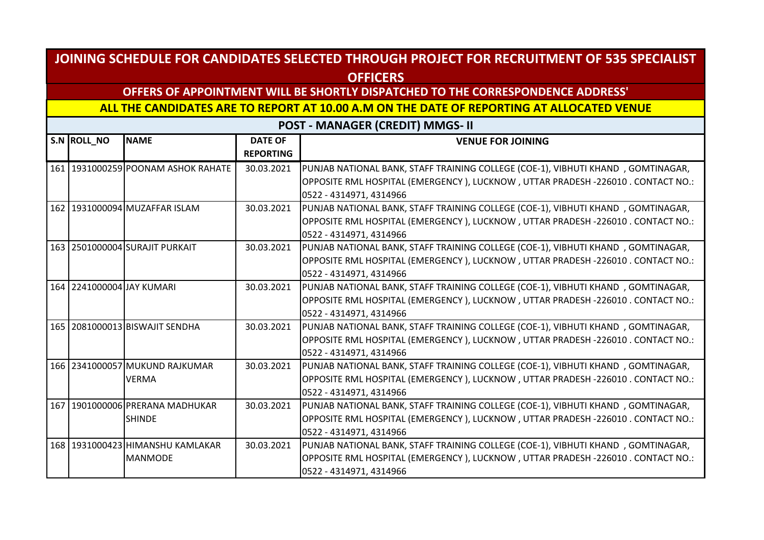# JOINING SCHEDULE FOR CANDIDATES SELECTED THROUGH PROJECT FOR RECRUITMENT OF 535 SPECIALIST OFFICERS

## OFFERS OF APPOINTMENT WILL BE SHORTLY DISPATCHED TO THE CORRESPONDENCE ADDRESS'

## ALL THE CANDIDATES ARE TO REPORT AT 10.00 A.M ON THE DATE OF REPORTING AT ALLOCATED VENUE

### POST - MANAGER (CREDIT) MMGS- II

| S.N | ROLL_NO | NAME | DATE OF REPORTING | VENUE FOR JOINING |
|---|---|---|---|---|
| 161 | 1931000259 | POONAM ASHOK RAHATE | 30.03.2021 | PUNJAB NATIONAL BANK, STAFF TRAINING COLLEGE (COE-1), VIBHUTI KHAND , GOMTINAGAR, OPPOSITE RML HOSPITAL (EMERGENCY ), LUCKNOW , UTTAR PRADESH -226010 . CONTACT NO.: 0522 - 4314971, 4314966 |
| 162 | 1931000094 | MUZAFFAR ISLAM | 30.03.2021 | PUNJAB NATIONAL BANK, STAFF TRAINING COLLEGE (COE-1), VIBHUTI KHAND , GOMTINAGAR, OPPOSITE RML HOSPITAL (EMERGENCY ), LUCKNOW , UTTAR PRADESH -226010 . CONTACT NO.: 0522 - 4314971, 4314966 |
| 163 | 2501000004 | SURAJIT PURKAIT | 30.03.2021 | PUNJAB NATIONAL BANK, STAFF TRAINING COLLEGE (COE-1), VIBHUTI KHAND , GOMTINAGAR, OPPOSITE RML HOSPITAL (EMERGENCY ), LUCKNOW , UTTAR PRADESH -226010 . CONTACT NO.: 0522 - 4314971, 4314966 |
| 164 | 2241000004 | JAY KUMARI | 30.03.2021 | PUNJAB NATIONAL BANK, STAFF TRAINING COLLEGE (COE-1), VIBHUTI KHAND , GOMTINAGAR, OPPOSITE RML HOSPITAL (EMERGENCY ), LUCKNOW , UTTAR PRADESH -226010 . CONTACT NO.: 0522 - 4314971, 4314966 |
| 165 | 2081000013 | BISWAJIT SENDHA | 30.03.2021 | PUNJAB NATIONAL BANK, STAFF TRAINING COLLEGE (COE-1), VIBHUTI KHAND , GOMTINAGAR, OPPOSITE RML HOSPITAL (EMERGENCY ), LUCKNOW , UTTAR PRADESH -226010 . CONTACT NO.: 0522 - 4314971, 4314966 |
| 166 | 2341000057 | MUKUND RAJKUMAR VERMA | 30.03.2021 | PUNJAB NATIONAL BANK, STAFF TRAINING COLLEGE (COE-1), VIBHUTI KHAND , GOMTINAGAR, OPPOSITE RML HOSPITAL (EMERGENCY ), LUCKNOW , UTTAR PRADESH -226010 . CONTACT NO.: 0522 - 4314971, 4314966 |
| 167 | 1901000006 | PRERANA MADHUKAR SHINDE | 30.03.2021 | PUNJAB NATIONAL BANK, STAFF TRAINING COLLEGE (COE-1), VIBHUTI KHAND , GOMTINAGAR, OPPOSITE RML HOSPITAL (EMERGENCY ), LUCKNOW , UTTAR PRADESH -226010 . CONTACT NO.: 0522 - 4314971, 4314966 |
| 168 | 1931000423 | HIMANSHU KAMLAKAR MANMODE | 30.03.2021 | PUNJAB NATIONAL BANK, STAFF TRAINING COLLEGE (COE-1), VIBHUTI KHAND , GOMTINAGAR, OPPOSITE RML HOSPITAL (EMERGENCY ), LUCKNOW , UTTAR PRADESH -226010 . CONTACT NO.: 0522 - 4314971, 4314966 |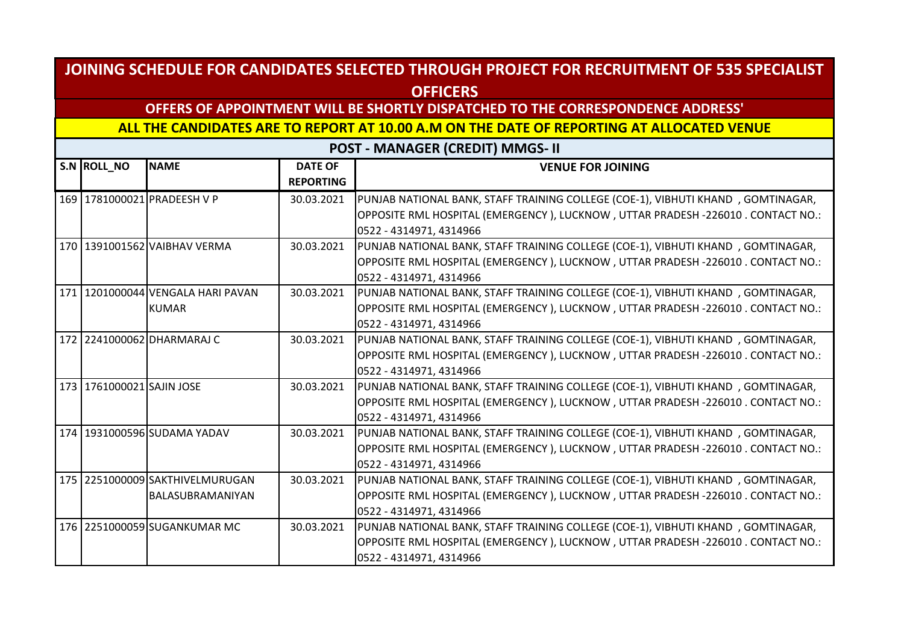## JOINING SCHEDULE FOR CANDIDATES SELECTED THROUGH PROJECT FOR RECRUITMENT OF 535 SPECIALIST OFFICERS

### OFFERS OF APPOINTMENT WILL BE SHORTLY DISPATCHED TO THE CORRESPONDENCE ADDRESS'

### ALL THE CANDIDATES ARE TO REPORT AT 10.00 A.M ON THE DATE OF REPORTING AT ALLOCATED VENUE

### POST - MANAGER (CREDIT) MMGS- II

| S.N | ROLL_NO | NAME | DATE OF REPORTING | VENUE FOR JOINING |
|---|---|---|---|---|
| 169 | 1781000021 | PRADEESH V P | 30.03.2021 | PUNJAB NATIONAL BANK, STAFF TRAINING COLLEGE (COE-1), VIBHUTI KHAND , GOMTINAGAR, OPPOSITE RML HOSPITAL (EMERGENCY ), LUCKNOW , UTTAR PRADESH -226010 . CONTACT NO.: 0522 - 4314971, 4314966 |
| 170 | 1391001562 | VAIBHAV VERMA | 30.03.2021 | PUNJAB NATIONAL BANK, STAFF TRAINING COLLEGE (COE-1), VIBHUTI KHAND , GOMTINAGAR, OPPOSITE RML HOSPITAL (EMERGENCY ), LUCKNOW , UTTAR PRADESH -226010 . CONTACT NO.: 0522 - 4314971, 4314966 |
| 171 | 1201000044 | VENGALA HARI PAVAN KUMAR | 30.03.2021 | PUNJAB NATIONAL BANK, STAFF TRAINING COLLEGE (COE-1), VIBHUTI KHAND , GOMTINAGAR, OPPOSITE RML HOSPITAL (EMERGENCY ), LUCKNOW , UTTAR PRADESH -226010 . CONTACT NO.: 0522 - 4314971, 4314966 |
| 172 | 2241000062 | DHARMARAJ C | 30.03.2021 | PUNJAB NATIONAL BANK, STAFF TRAINING COLLEGE (COE-1), VIBHUTI KHAND , GOMTINAGAR, OPPOSITE RML HOSPITAL (EMERGENCY ), LUCKNOW , UTTAR PRADESH -226010 . CONTACT NO.: 0522 - 4314971, 4314966 |
| 173 | 1761000021 | SAJIN JOSE | 30.03.2021 | PUNJAB NATIONAL BANK, STAFF TRAINING COLLEGE (COE-1), VIBHUTI KHAND , GOMTINAGAR, OPPOSITE RML HOSPITAL (EMERGENCY ), LUCKNOW , UTTAR PRADESH -226010 . CONTACT NO.: 0522 - 4314971, 4314966 |
| 174 | 1931000596 | SUDAMA YADAV | 30.03.2021 | PUNJAB NATIONAL BANK, STAFF TRAINING COLLEGE (COE-1), VIBHUTI KHAND , GOMTINAGAR, OPPOSITE RML HOSPITAL (EMERGENCY ), LUCKNOW , UTTAR PRADESH -226010 . CONTACT NO.: 0522 - 4314971, 4314966 |
| 175 | 2251000009 | SAKTHIVELMURUGAN BALASUBRAMANIYAN | 30.03.2021 | PUNJAB NATIONAL BANK, STAFF TRAINING COLLEGE (COE-1), VIBHUTI KHAND , GOMTINAGAR, OPPOSITE RML HOSPITAL (EMERGENCY ), LUCKNOW , UTTAR PRADESH -226010 . CONTACT NO.: 0522 - 4314971, 4314966 |
| 176 | 2251000059 | SUGANKUMAR MC | 30.03.2021 | PUNJAB NATIONAL BANK, STAFF TRAINING COLLEGE (COE-1), VIBHUTI KHAND , GOMTINAGAR, OPPOSITE RML HOSPITAL (EMERGENCY ), LUCKNOW , UTTAR PRADESH -226010 . CONTACT NO.: 0522 - 4314971, 4314966 |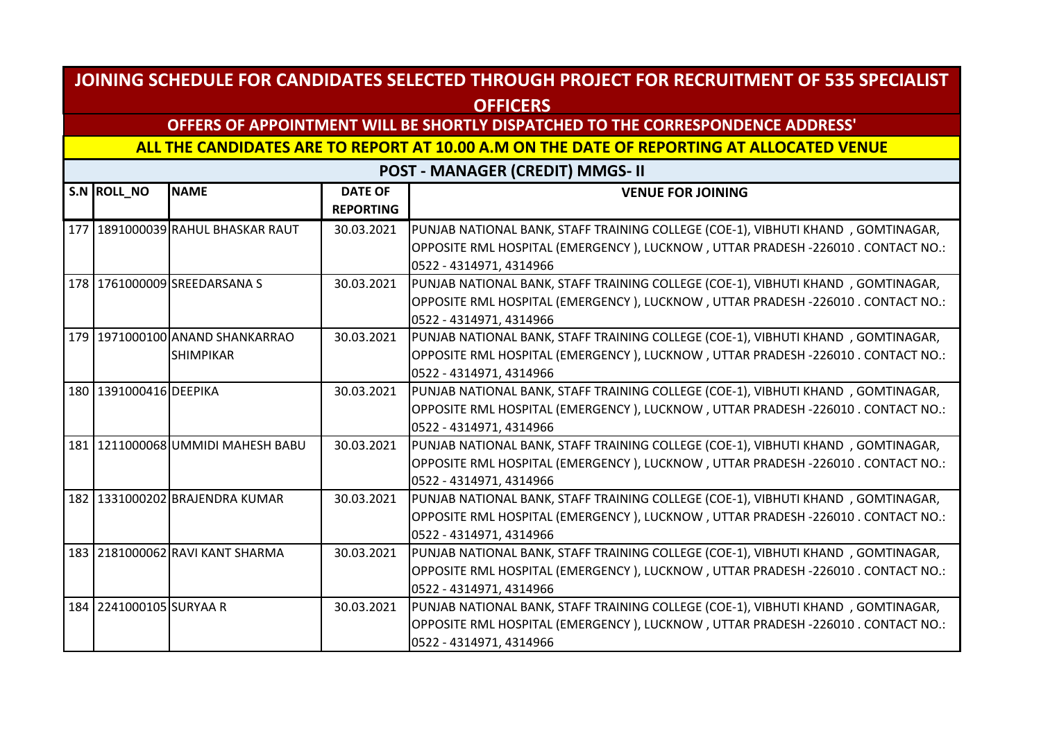# JOINING SCHEDULE FOR CANDIDATES SELECTED THROUGH PROJECT FOR RECRUITMENT OF 535 SPECIALIST OFFICERS

## OFFERS OF APPOINTMENT WILL BE SHORTLY DISPATCHED TO THE CORRESPONDENCE ADDRESS'

## ALL THE CANDIDATES ARE TO REPORT AT 10.00 A.M ON THE DATE OF REPORTING AT ALLOCATED VENUE

## POST - MANAGER (CREDIT) MMGS- II

| S.N | ROLL_NO | NAME | DATE OF REPORTING | VENUE FOR JOINING |
|---|---|---|---|---|
| 177 | 1891000039 | RAHUL BHASKAR RAUT | 30.03.2021 | PUNJAB NATIONAL BANK, STAFF TRAINING COLLEGE (COE-1), VIBHUTI KHAND , GOMTINAGAR, OPPOSITE RML HOSPITAL (EMERGENCY ), LUCKNOW , UTTAR PRADESH -226010 . CONTACT NO.: 0522 - 4314971, 4314966 |
| 178 | 1761000009 | SREEDARSANA S | 30.03.2021 | PUNJAB NATIONAL BANK, STAFF TRAINING COLLEGE (COE-1), VIBHUTI KHAND , GOMTINAGAR, OPPOSITE RML HOSPITAL (EMERGENCY ), LUCKNOW , UTTAR PRADESH -226010 . CONTACT NO.: 0522 - 4314971, 4314966 |
| 179 | 1971000100 | ANAND SHANKARRAO SHIMPIKAR | 30.03.2021 | PUNJAB NATIONAL BANK, STAFF TRAINING COLLEGE (COE-1), VIBHUTI KHAND , GOMTINAGAR, OPPOSITE RML HOSPITAL (EMERGENCY ), LUCKNOW , UTTAR PRADESH -226010 . CONTACT NO.: 0522 - 4314971, 4314966 |
| 180 | 1391000416 | DEEPIKA | 30.03.2021 | PUNJAB NATIONAL BANK, STAFF TRAINING COLLEGE (COE-1), VIBHUTI KHAND , GOMTINAGAR, OPPOSITE RML HOSPITAL (EMERGENCY ), LUCKNOW , UTTAR PRADESH -226010 . CONTACT NO.: 0522 - 4314971, 4314966 |
| 181 | 1211000068 | UMMIDI MAHESH BABU | 30.03.2021 | PUNJAB NATIONAL BANK, STAFF TRAINING COLLEGE (COE-1), VIBHUTI KHAND , GOMTINAGAR, OPPOSITE RML HOSPITAL (EMERGENCY ), LUCKNOW , UTTAR PRADESH -226010 . CONTACT NO.: 0522 - 4314971, 4314966 |
| 182 | 1331000202 | BRAJENDRA KUMAR | 30.03.2021 | PUNJAB NATIONAL BANK, STAFF TRAINING COLLEGE (COE-1), VIBHUTI KHAND , GOMTINAGAR, OPPOSITE RML HOSPITAL (EMERGENCY ), LUCKNOW , UTTAR PRADESH -226010 . CONTACT NO.: 0522 - 4314971, 4314966 |
| 183 | 2181000062 | RAVI KANT SHARMA | 30.03.2021 | PUNJAB NATIONAL BANK, STAFF TRAINING COLLEGE (COE-1), VIBHUTI KHAND , GOMTINAGAR, OPPOSITE RML HOSPITAL (EMERGENCY ), LUCKNOW , UTTAR PRADESH -226010 . CONTACT NO.: 0522 - 4314971, 4314966 |
| 184 | 2241000105 | SURYAA R | 30.03.2021 | PUNJAB NATIONAL BANK, STAFF TRAINING COLLEGE (COE-1), VIBHUTI KHAND , GOMTINAGAR, OPPOSITE RML HOSPITAL (EMERGENCY ), LUCKNOW , UTTAR PRADESH -226010 . CONTACT NO.: 0522 - 4314971, 4314966 |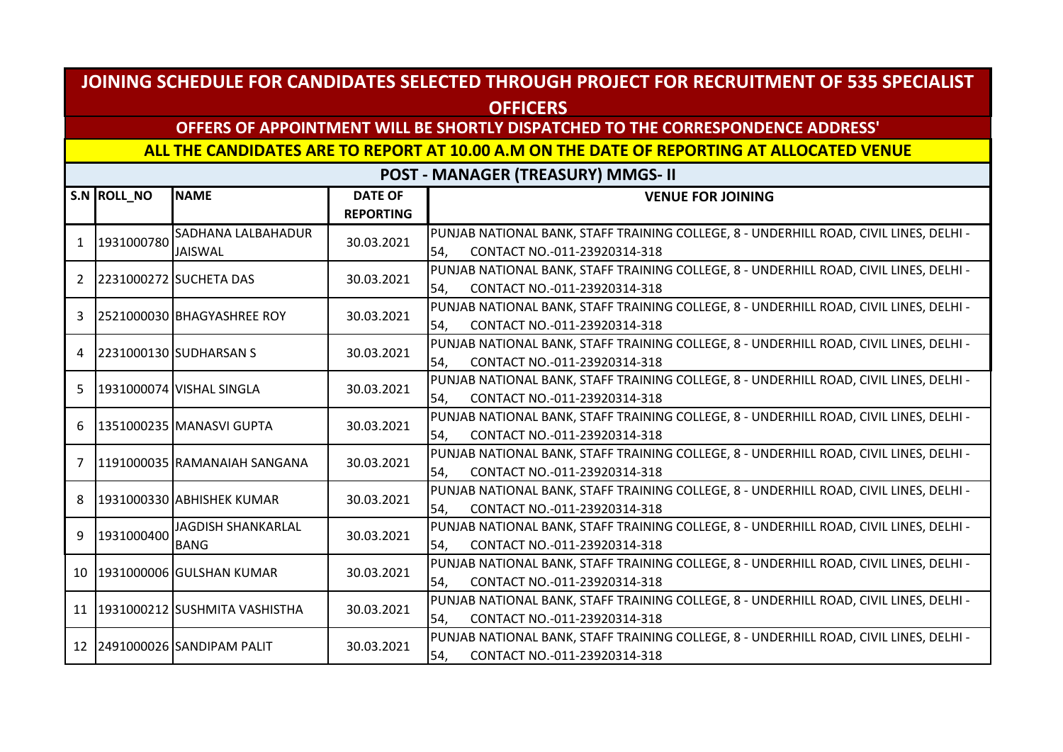## JOINING SCHEDULE FOR CANDIDATES SELECTED THROUGH PROJECT FOR RECRUITMENT OF 535 SPECIALIST OFFICERS

**OFFERS OF APPOINTMENT WILL BE SHORTLY DISPATCHED TO THE CORRESPONDENCE ADDRESS'**

**ALL THE CANDIDATES ARE TO REPORT AT 10.00 A.M ON THE DATE OF REPORTING AT ALLOCATED VENUE**

### POST - MANAGER (TREASURY) MMGS- II

| S.N | ROLL_NO | NAME | DATE OF REPORTING | VENUE FOR JOINING |
|---|---|---|---|---|
| 1 | 1931000780 | SADHANA LALBAHADUR JAISWAL | 30.03.2021 | PUNJAB NATIONAL BANK, STAFF TRAINING COLLEGE, 8 - UNDERHILL ROAD, CIVIL LINES, DELHI - 54, CONTACT NO.-011-23920314-318 |
| 2 | 2231000272 | SUCHETA DAS | 30.03.2021 | PUNJAB NATIONAL BANK, STAFF TRAINING COLLEGE, 8 - UNDERHILL ROAD, CIVIL LINES, DELHI - 54, CONTACT NO.-011-23920314-318 |
| 3 | 2521000030 | BHAGYASHREE ROY | 30.03.2021 | PUNJAB NATIONAL BANK, STAFF TRAINING COLLEGE, 8 - UNDERHILL ROAD, CIVIL LINES, DELHI - 54, CONTACT NO.-011-23920314-318 |
| 4 | 2231000130 | SUDHARSAN S | 30.03.2021 | PUNJAB NATIONAL BANK, STAFF TRAINING COLLEGE, 8 - UNDERHILL ROAD, CIVIL LINES, DELHI - 54, CONTACT NO.-011-23920314-318 |
| 5 | 1931000074 | VISHAL SINGLA | 30.03.2021 | PUNJAB NATIONAL BANK, STAFF TRAINING COLLEGE, 8 - UNDERHILL ROAD, CIVIL LINES, DELHI - 54, CONTACT NO.-011-23920314-318 |
| 6 | 1351000235 | MANASVI GUPTA | 30.03.2021 | PUNJAB NATIONAL BANK, STAFF TRAINING COLLEGE, 8 - UNDERHILL ROAD, CIVIL LINES, DELHI - 54, CONTACT NO.-011-23920314-318 |
| 7 | 1191000035 | RAMANAIAH SANGANA | 30.03.2021 | PUNJAB NATIONAL BANK, STAFF TRAINING COLLEGE, 8 - UNDERHILL ROAD, CIVIL LINES, DELHI - 54, CONTACT NO.-011-23920314-318 |
| 8 | 1931000330 | ABHISHEK KUMAR | 30.03.2021 | PUNJAB NATIONAL BANK, STAFF TRAINING COLLEGE, 8 - UNDERHILL ROAD, CIVIL LINES, DELHI - 54, CONTACT NO.-011-23920314-318 |
| 9 | 1931000400 | JAGDISH SHANKARLAL BANG | 30.03.2021 | PUNJAB NATIONAL BANK, STAFF TRAINING COLLEGE, 8 - UNDERHILL ROAD, CIVIL LINES, DELHI - 54, CONTACT NO.-011-23920314-318 |
| 10 | 1931000006 | GULSHAN KUMAR | 30.03.2021 | PUNJAB NATIONAL BANK, STAFF TRAINING COLLEGE, 8 - UNDERHILL ROAD, CIVIL LINES, DELHI - 54, CONTACT NO.-011-23920314-318 |
| 11 | 1931000212 | SUSHMITA VASHISTHA | 30.03.2021 | PUNJAB NATIONAL BANK, STAFF TRAINING COLLEGE, 8 - UNDERHILL ROAD, CIVIL LINES, DELHI - 54, CONTACT NO.-011-23920314-318 |
| 12 | 2491000026 | SANDIPAM PALIT | 30.03.2021 | PUNJAB NATIONAL BANK, STAFF TRAINING COLLEGE, 8 - UNDERHILL ROAD, CIVIL LINES, DELHI - 54, CONTACT NO.-011-23920314-318 |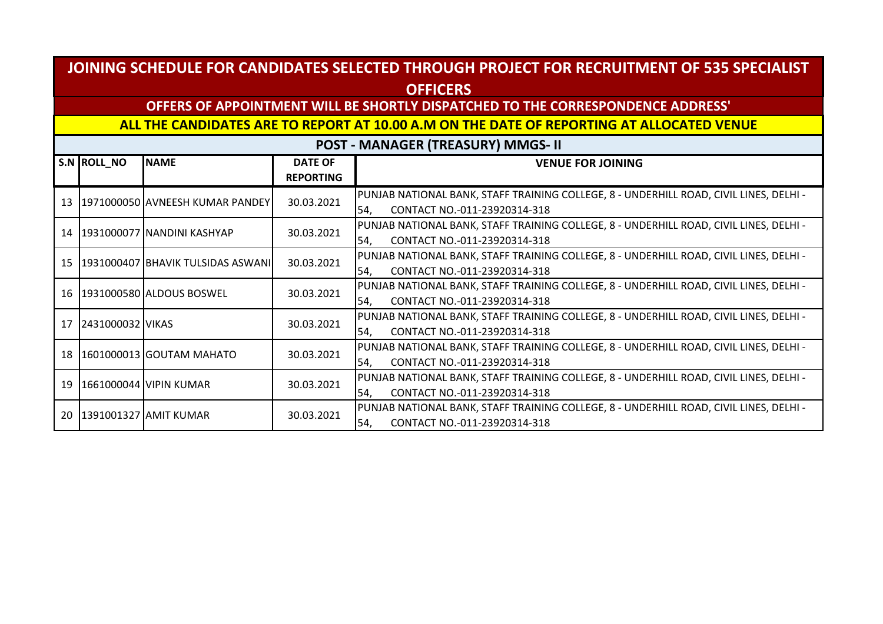# JOINING SCHEDULE FOR CANDIDATES SELECTED THROUGH PROJECT FOR RECRUITMENT OF 535 SPECIALIST OFFICERS

## OFFERS OF APPOINTMENT WILL BE SHORTLY DISPATCHED TO THE CORRESPONDENCE ADDRESS'

## ALL THE CANDIDATES ARE TO REPORT AT 10.00 A.M ON THE DATE OF REPORTING AT ALLOCATED VENUE

### POST - MANAGER (TREASURY) MMGS- II

| S.N | ROLL_NO | NAME | DATE OF REPORTING | VENUE FOR JOINING |
|---|---|---|---|---|
| 13 | 1971000050 | AVNEESH KUMAR PANDEY | 30.03.2021 | PUNJAB NATIONAL BANK, STAFF TRAINING COLLEGE, 8 - UNDERHILL ROAD, CIVIL LINES, DELHI - 54, CONTACT NO.-011-23920314-318 |
| 14 | 1931000077 | NANDINI KASHYAP | 30.03.2021 | PUNJAB NATIONAL BANK, STAFF TRAINING COLLEGE, 8 - UNDERHILL ROAD, CIVIL LINES, DELHI - 54, CONTACT NO.-011-23920314-318 |
| 15 | 1931000407 | BHAVIK TULSIDAS ASWANI | 30.03.2021 | PUNJAB NATIONAL BANK, STAFF TRAINING COLLEGE, 8 - UNDERHILL ROAD, CIVIL LINES, DELHI - 54, CONTACT NO.-011-23920314-318 |
| 16 | 1931000580 | ALDOUS BOSWEL | 30.03.2021 | PUNJAB NATIONAL BANK, STAFF TRAINING COLLEGE, 8 - UNDERHILL ROAD, CIVIL LINES, DELHI - 54, CONTACT NO.-011-23920314-318 |
| 17 | 2431000032 | VIKAS | 30.03.2021 | PUNJAB NATIONAL BANK, STAFF TRAINING COLLEGE, 8 - UNDERHILL ROAD, CIVIL LINES, DELHI - 54, CONTACT NO.-011-23920314-318 |
| 18 | 1601000013 | GOUTAM MAHATO | 30.03.2021 | PUNJAB NATIONAL BANK, STAFF TRAINING COLLEGE, 8 - UNDERHILL ROAD, CIVIL LINES, DELHI - 54, CONTACT NO.-011-23920314-318 |
| 19 | 1661000044 | VIPIN KUMAR | 30.03.2021 | PUNJAB NATIONAL BANK, STAFF TRAINING COLLEGE, 8 - UNDERHILL ROAD, CIVIL LINES, DELHI - 54, CONTACT NO.-011-23920314-318 |
| 20 | 1391001327 | AMIT KUMAR | 30.03.2021 | PUNJAB NATIONAL BANK, STAFF TRAINING COLLEGE, 8 - UNDERHILL ROAD, CIVIL LINES, DELHI - 54, CONTACT NO.-011-23920314-318 |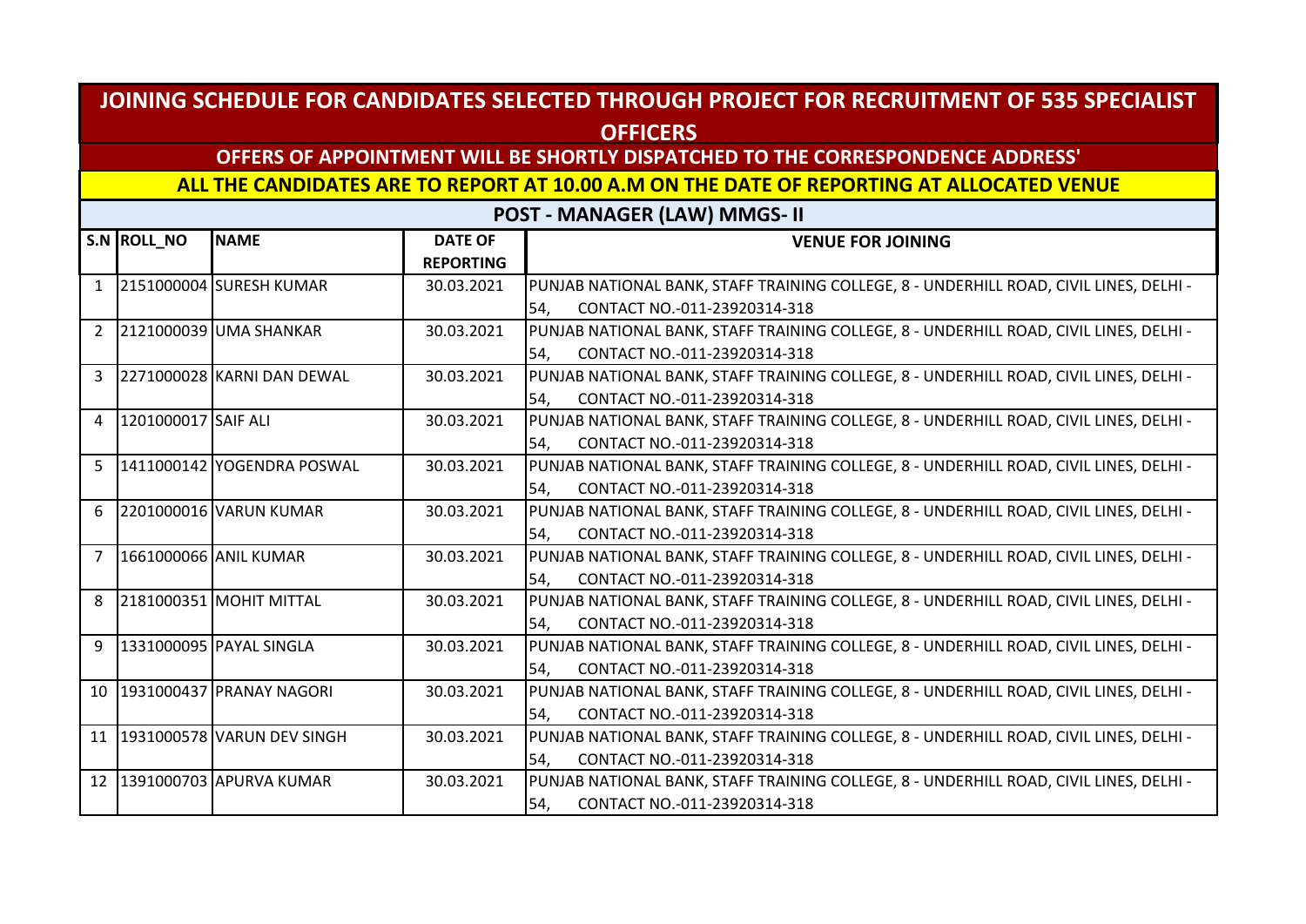# JOINING SCHEDULE FOR CANDIDATES SELECTED THROUGH PROJECT FOR RECRUITMENT OF 535 SPECIALIST OFFICERS

## OFFERS OF APPOINTMENT WILL BE SHORTLY DISPATCHED TO THE CORRESPONDENCE ADDRESS'

## ALL THE CANDIDATES ARE TO REPORT AT 10.00 A.M ON THE DATE OF REPORTING AT ALLOCATED VENUE

### POST - MANAGER (LAW) MMGS- II

| S.N | ROLL_NO | NAME | DATE OF REPORTING | VENUE FOR JOINING |
|---|---|---|---|---|
| 1 | 2151000004 | SURESH KUMAR | 30.03.2021 | PUNJAB NATIONAL BANK, STAFF TRAINING COLLEGE, 8 - UNDERHILL ROAD, CIVIL LINES, DELHI - 54, CONTACT NO.-011-23920314-318 |
| 2 | 2121000039 | UMA SHANKAR | 30.03.2021 | PUNJAB NATIONAL BANK, STAFF TRAINING COLLEGE, 8 - UNDERHILL ROAD, CIVIL LINES, DELHI - 54, CONTACT NO.-011-23920314-318 |
| 3 | 2271000028 | KARNI DAN DEWAL | 30.03.2021 | PUNJAB NATIONAL BANK, STAFF TRAINING COLLEGE, 8 - UNDERHILL ROAD, CIVIL LINES, DELHI - 54, CONTACT NO.-011-23920314-318 |
| 4 | 1201000017 | SAIF ALI | 30.03.2021 | PUNJAB NATIONAL BANK, STAFF TRAINING COLLEGE, 8 - UNDERHILL ROAD, CIVIL LINES, DELHI - 54, CONTACT NO.-011-23920314-318 |
| 5 | 1411000142 | YOGENDRA POSWAL | 30.03.2021 | PUNJAB NATIONAL BANK, STAFF TRAINING COLLEGE, 8 - UNDERHILL ROAD, CIVIL LINES, DELHI - 54, CONTACT NO.-011-23920314-318 |
| 6 | 2201000016 | VARUN KUMAR | 30.03.2021 | PUNJAB NATIONAL BANK, STAFF TRAINING COLLEGE, 8 - UNDERHILL ROAD, CIVIL LINES, DELHI - 54, CONTACT NO.-011-23920314-318 |
| 7 | 1661000066 | ANIL KUMAR | 30.03.2021 | PUNJAB NATIONAL BANK, STAFF TRAINING COLLEGE, 8 - UNDERHILL ROAD, CIVIL LINES, DELHI - 54, CONTACT NO.-011-23920314-318 |
| 8 | 2181000351 | MOHIT MITTAL | 30.03.2021 | PUNJAB NATIONAL BANK, STAFF TRAINING COLLEGE, 8 - UNDERHILL ROAD, CIVIL LINES, DELHI - 54, CONTACT NO.-011-23920314-318 |
| 9 | 1331000095 | PAYAL SINGLA | 30.03.2021 | PUNJAB NATIONAL BANK, STAFF TRAINING COLLEGE, 8 - UNDERHILL ROAD, CIVIL LINES, DELHI - 54, CONTACT NO.-011-23920314-318 |
| 10 | 1931000437 | PRANAY NAGORI | 30.03.2021 | PUNJAB NATIONAL BANK, STAFF TRAINING COLLEGE, 8 - UNDERHILL ROAD, CIVIL LINES, DELHI - 54, CONTACT NO.-011-23920314-318 |
| 11 | 1931000578 | VARUN DEV SINGH | 30.03.2021 | PUNJAB NATIONAL BANK, STAFF TRAINING COLLEGE, 8 - UNDERHILL ROAD, CIVIL LINES, DELHI - 54, CONTACT NO.-011-23920314-318 |
| 12 | 1391000703 | APURVA KUMAR | 30.03.2021 | PUNJAB NATIONAL BANK, STAFF TRAINING COLLEGE, 8 - UNDERHILL ROAD, CIVIL LINES, DELHI - 54, CONTACT NO.-011-23920314-318 |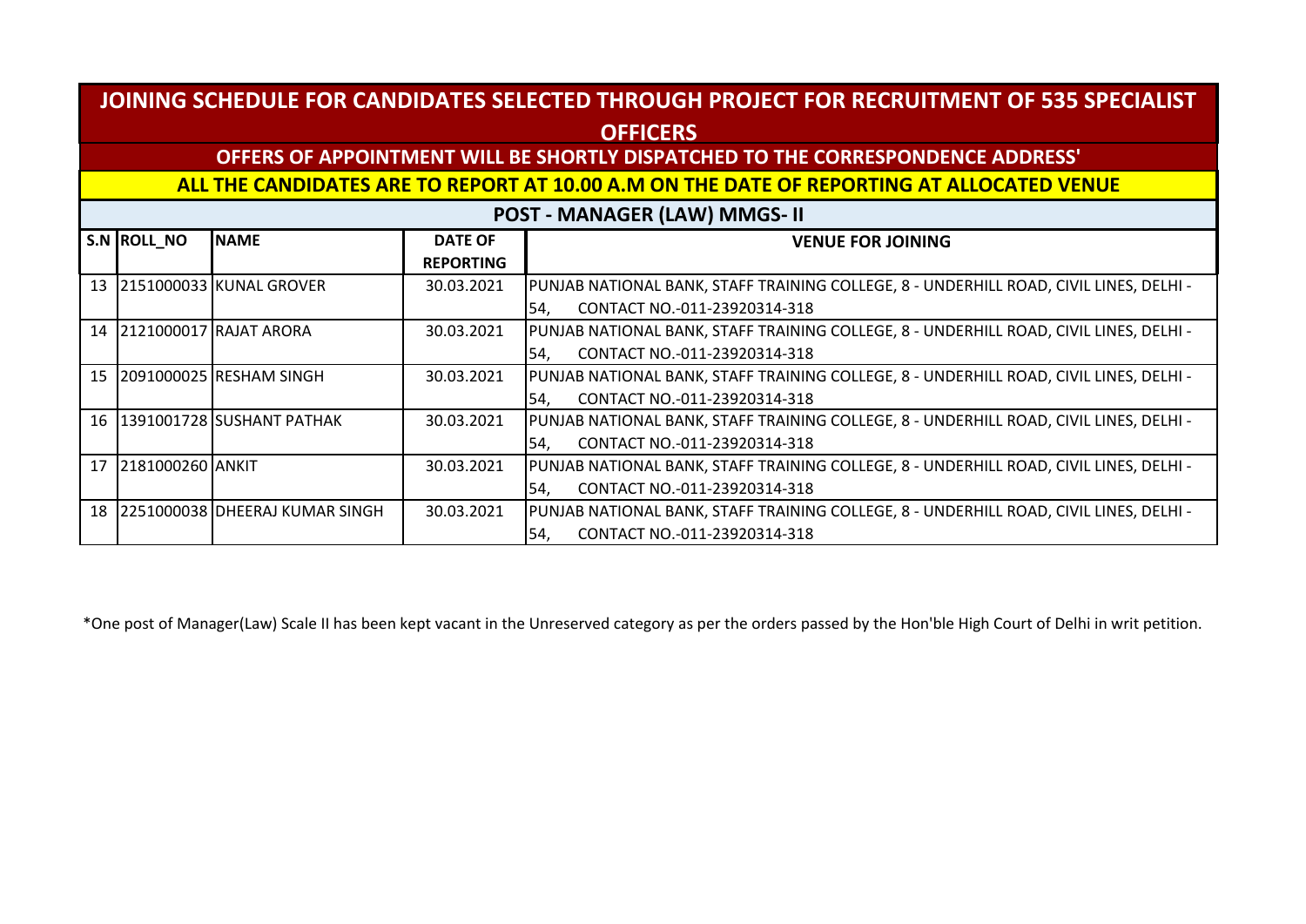## JOINING SCHEDULE FOR CANDIDATES SELECTED THROUGH PROJECT FOR RECRUITMENT OF 535 SPECIALIST OFFICERS

**OFFERS OF APPOINTMENT WILL BE SHORTLY DISPATCHED TO THE CORRESPONDENCE ADDRESS'**

**ALL THE CANDIDATES ARE TO REPORT AT 10.00 A.M ON THE DATE OF REPORTING AT ALLOCATED VENUE**

### POST - MANAGER (LAW) MMGS- II

| S.N | ROLL_NO | NAME | DATE OF REPORTING | VENUE FOR JOINING |
|---|---|---|---|---|
| 13 | 2151000033 | KUNAL GROVER | 30.03.2021 | PUNJAB NATIONAL BANK, STAFF TRAINING COLLEGE, 8 - UNDERHILL ROAD, CIVIL LINES, DELHI - 54, CONTACT NO.-011-23920314-318 |
| 14 | 2121000017 | RAJAT ARORA | 30.03.2021 | PUNJAB NATIONAL BANK, STAFF TRAINING COLLEGE, 8 - UNDERHILL ROAD, CIVIL LINES, DELHI - 54, CONTACT NO.-011-23920314-318 |
| 15 | 2091000025 | RESHAM SINGH | 30.03.2021 | PUNJAB NATIONAL BANK, STAFF TRAINING COLLEGE, 8 - UNDERHILL ROAD, CIVIL LINES, DELHI - 54, CONTACT NO.-011-23920314-318 |
| 16 | 1391001728 | SUSHANT PATHAK | 30.03.2021 | PUNJAB NATIONAL BANK, STAFF TRAINING COLLEGE, 8 - UNDERHILL ROAD, CIVIL LINES, DELHI - 54, CONTACT NO.-011-23920314-318 |
| 17 | 2181000260 | ANKIT | 30.03.2021 | PUNJAB NATIONAL BANK, STAFF TRAINING COLLEGE, 8 - UNDERHILL ROAD, CIVIL LINES, DELHI - 54, CONTACT NO.-011-23920314-318 |
| 18 | 2251000038 | DHEERAJ KUMAR SINGH | 30.03.2021 | PUNJAB NATIONAL BANK, STAFF TRAINING COLLEGE, 8 - UNDERHILL ROAD, CIVIL LINES, DELHI - 54, CONTACT NO.-011-23920314-318 |

*One post of Manager(Law) Scale II has been kept vacant in the Unreserved category as per the orders passed by the Hon'ble High Court of Delhi in writ petition.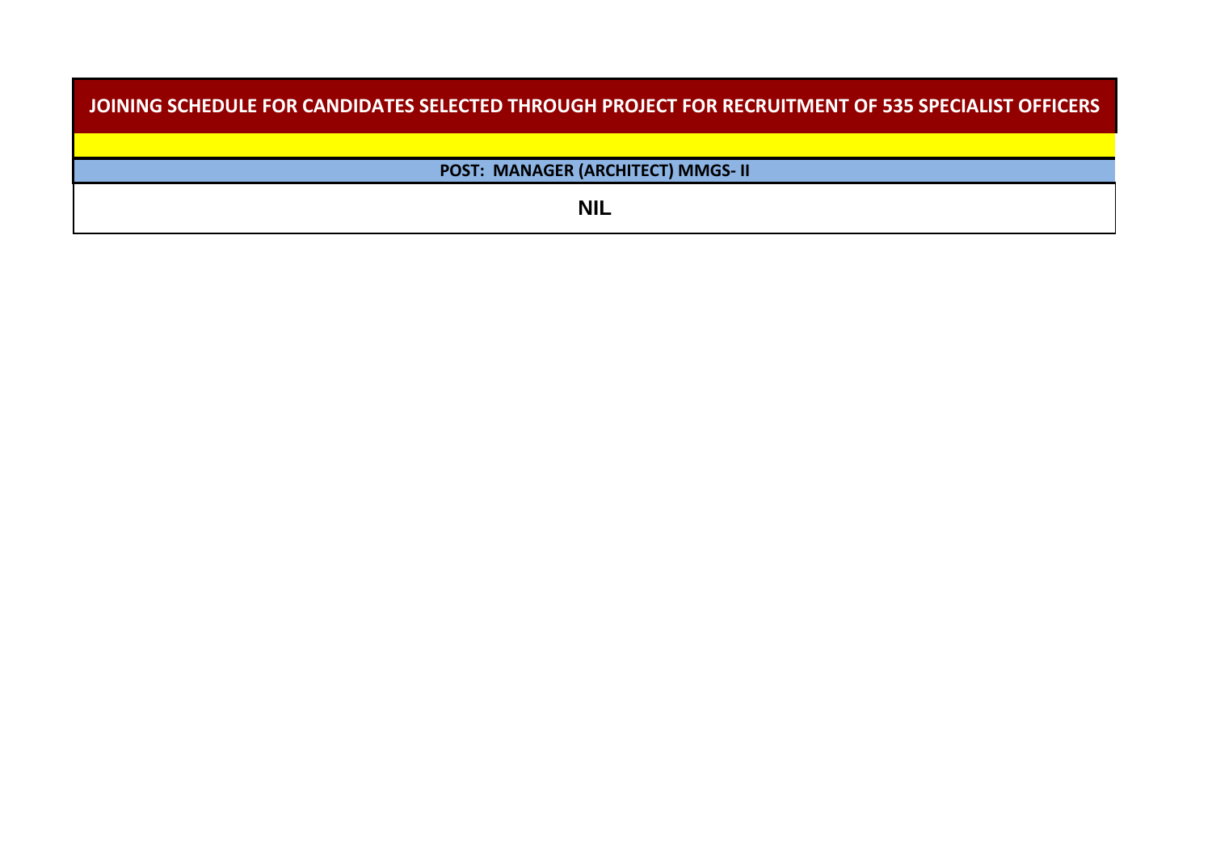# JOINING SCHEDULE FOR CANDIDATES SELECTED THROUGH PROJECT FOR RECRUITMENT OF 535 SPECIALIST OFFICERS

**POST: MANAGER (ARCHITECT) MMGS- II**

**NIL**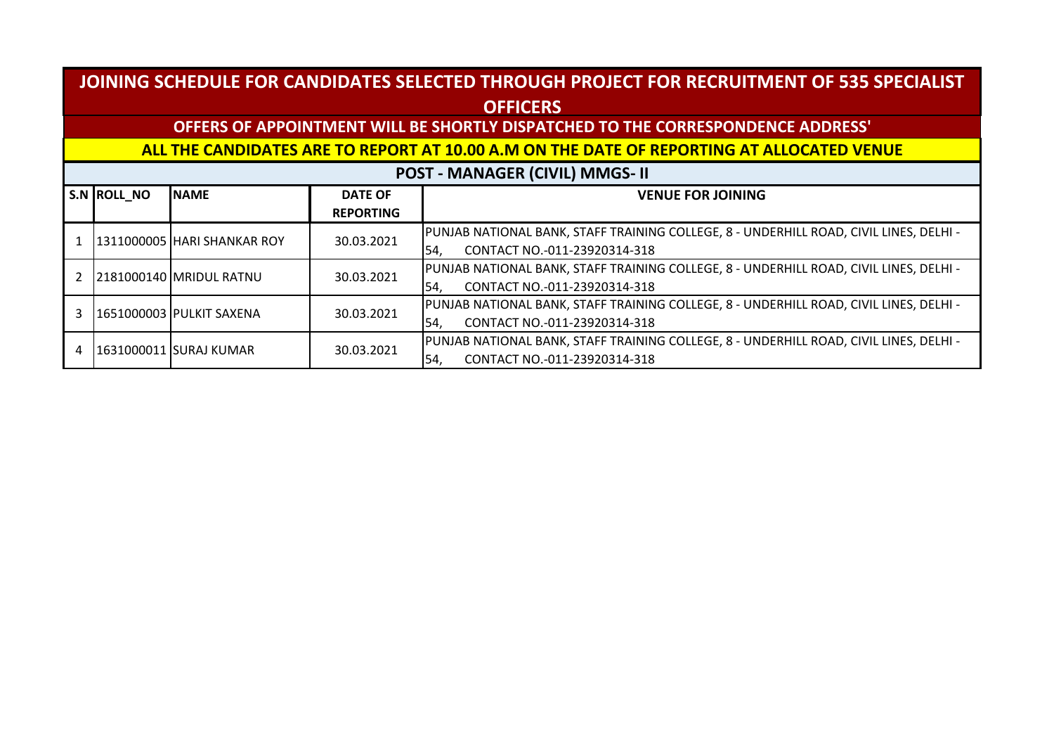# JOINING SCHEDULE FOR CANDIDATES SELECTED THROUGH PROJECT FOR RECRUITMENT OF 535 SPECIALIST OFFICERS

## OFFERS OF APPOINTMENT WILL BE SHORTLY DISPATCHED TO THE CORRESPONDENCE ADDRESS'

## ALL THE CANDIDATES ARE TO REPORT AT 10.00 A.M ON THE DATE OF REPORTING AT ALLOCATED VENUE

### POST - MANAGER (CIVIL) MMGS- II

| S.N | ROLL_NO | NAME | DATE OF REPORTING | VENUE FOR JOINING |
|---|---|---|---|---|
| 1 | 1311000005 | HARI SHANKAR ROY | 30.03.2021 | PUNJAB NATIONAL BANK, STAFF TRAINING COLLEGE, 8 - UNDERHILL ROAD, CIVIL LINES, DELHI - 54, CONTACT NO.-011-23920314-318 |
| 2 | 2181000140 | MRIDUL RATNU | 30.03.2021 | PUNJAB NATIONAL BANK, STAFF TRAINING COLLEGE, 8 - UNDERHILL ROAD, CIVIL LINES, DELHI - 54, CONTACT NO.-011-23920314-318 |
| 3 | 1651000003 | PULKIT SAXENA | 30.03.2021 | PUNJAB NATIONAL BANK, STAFF TRAINING COLLEGE, 8 - UNDERHILL ROAD, CIVIL LINES, DELHI - 54, CONTACT NO.-011-23920314-318 |
| 4 | 1631000011 | SURAJ KUMAR | 30.03.2021 | PUNJAB NATIONAL BANK, STAFF TRAINING COLLEGE, 8 - UNDERHILL ROAD, CIVIL LINES, DELHI - 54, CONTACT NO.-011-23920314-318 |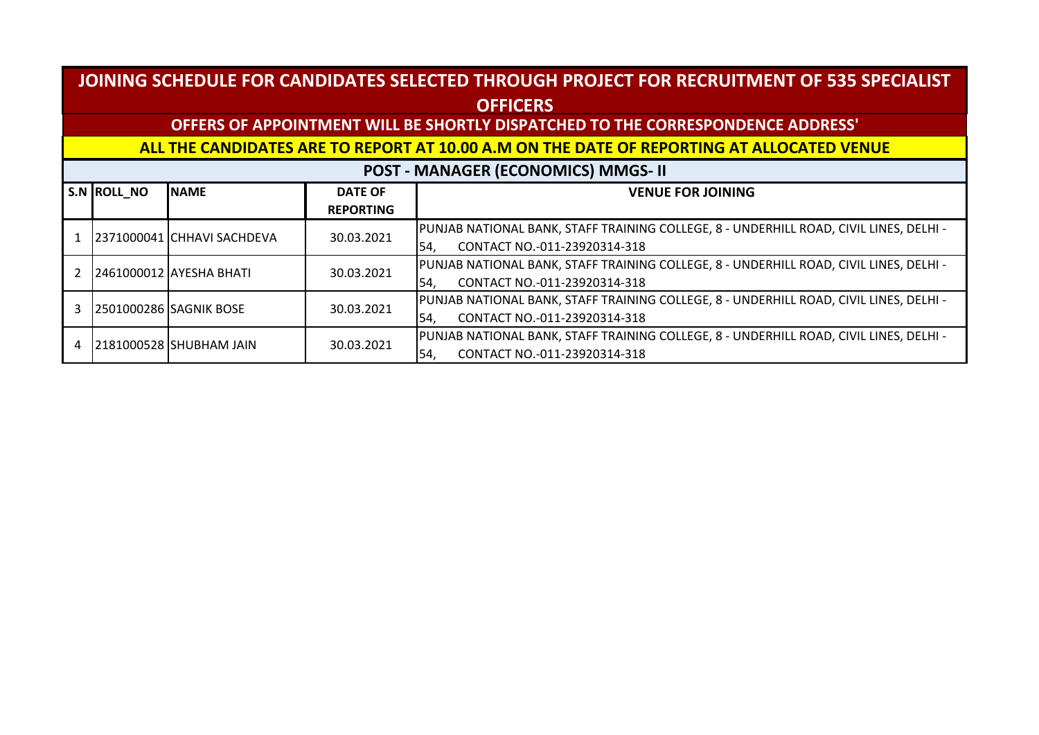# JOINING SCHEDULE FOR CANDIDATES SELECTED THROUGH PROJECT FOR RECRUITMENT OF 535 SPECIALIST OFFICERS

**OFFERS OF APPOINTMENT WILL BE SHORTLY DISPATCHED TO THE CORRESPONDENCE ADDRESS'**

**ALL THE CANDIDATES ARE TO REPORT AT 10.00 A.M ON THE DATE OF REPORTING AT ALLOCATED VENUE**

## POST - MANAGER (ECONOMICS) MMGS- II

| S.N | ROLL_NO | NAME | DATE OF REPORTING | VENUE FOR JOINING |
|---|---|---|---|---|
| 1 | 2371000041 | CHHAVI SACHDEVA | 30.03.2021 | PUNJAB NATIONAL BANK, STAFF TRAINING COLLEGE, 8 - UNDERHILL ROAD, CIVIL LINES, DELHI - 54, CONTACT NO.-011-23920314-318 |
| 2 | 2461000012 | AYESHA BHATI | 30.03.2021 | PUNJAB NATIONAL BANK, STAFF TRAINING COLLEGE, 8 - UNDERHILL ROAD, CIVIL LINES, DELHI - 54, CONTACT NO.-011-23920314-318 |
| 3 | 2501000286 | SAGNIK BOSE | 30.03.2021 | PUNJAB NATIONAL BANK, STAFF TRAINING COLLEGE, 8 - UNDERHILL ROAD, CIVIL LINES, DELHI - 54, CONTACT NO.-011-23920314-318 |
| 4 | 2181000528 | SHUBHAM JAIN | 30.03.2021 | PUNJAB NATIONAL BANK, STAFF TRAINING COLLEGE, 8 - UNDERHILL ROAD, CIVIL LINES, DELHI - 54, CONTACT NO.-011-23920314-318 |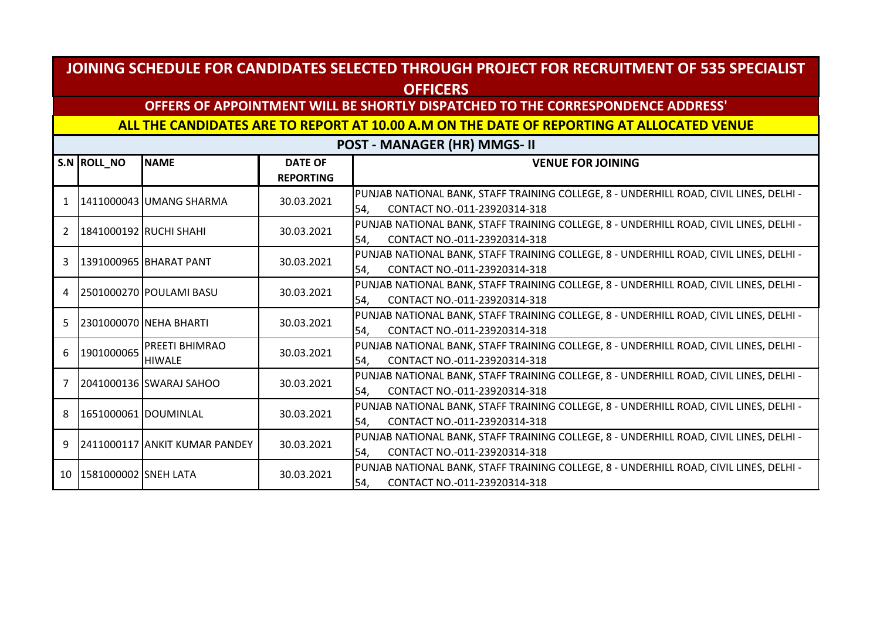# JOINING SCHEDULE FOR CANDIDATES SELECTED THROUGH PROJECT FOR RECRUITMENT OF 535 SPECIALIST OFFICERS

## OFFERS OF APPOINTMENT WILL BE SHORTLY DISPATCHED TO THE CORRESPONDENCE ADDRESS'

## ALL THE CANDIDATES ARE TO REPORT AT 10.00 A.M ON THE DATE OF REPORTING AT ALLOCATED VENUE

### POST - MANAGER (HR) MMGS- II

| S.N | ROLL_NO | NAME | DATE OF REPORTING | VENUE FOR JOINING |
|---|---|---|---|---|
| 1 | 1411000043 | UMANG SHARMA | 30.03.2021 | PUNJAB NATIONAL BANK, STAFF TRAINING COLLEGE, 8 - UNDERHILL ROAD, CIVIL LINES, DELHI - 54, CONTACT NO.-011-23920314-318 |
| 2 | 1841000192 | RUCHI SHAHI | 30.03.2021 | PUNJAB NATIONAL BANK, STAFF TRAINING COLLEGE, 8 - UNDERHILL ROAD, CIVIL LINES, DELHI - 54, CONTACT NO.-011-23920314-318 |
| 3 | 1391000965 | BHARAT PANT | 30.03.2021 | PUNJAB NATIONAL BANK, STAFF TRAINING COLLEGE, 8 - UNDERHILL ROAD, CIVIL LINES, DELHI - 54, CONTACT NO.-011-23920314-318 |
| 4 | 2501000270 | POULAMI BASU | 30.03.2021 | PUNJAB NATIONAL BANK, STAFF TRAINING COLLEGE, 8 - UNDERHILL ROAD, CIVIL LINES, DELHI - 54, CONTACT NO.-011-23920314-318 |
| 5 | 2301000070 | NEHA BHARTI | 30.03.2021 | PUNJAB NATIONAL BANK, STAFF TRAINING COLLEGE, 8 - UNDERHILL ROAD, CIVIL LINES, DELHI - 54, CONTACT NO.-011-23920314-318 |
| 6 | 1901000065 | PREETI BHIMRAO HIWALE | 30.03.2021 | PUNJAB NATIONAL BANK, STAFF TRAINING COLLEGE, 8 - UNDERHILL ROAD, CIVIL LINES, DELHI - 54, CONTACT NO.-011-23920314-318 |
| 7 | 2041000136 | SWARAJ SAHOO | 30.03.2021 | PUNJAB NATIONAL BANK, STAFF TRAINING COLLEGE, 8 - UNDERHILL ROAD, CIVIL LINES, DELHI - 54, CONTACT NO.-011-23920314-318 |
| 8 | 1651000061 | DOUMINLAL | 30.03.2021 | PUNJAB NATIONAL BANK, STAFF TRAINING COLLEGE, 8 - UNDERHILL ROAD, CIVIL LINES, DELHI - 54, CONTACT NO.-011-23920314-318 |
| 9 | 2411000117 | ANKIT KUMAR PANDEY | 30.03.2021 | PUNJAB NATIONAL BANK, STAFF TRAINING COLLEGE, 8 - UNDERHILL ROAD, CIVIL LINES, DELHI - 54, CONTACT NO.-011-23920314-318 |
| 10 | 1581000002 | SNEH LATA | 30.03.2021 | PUNJAB NATIONAL BANK, STAFF TRAINING COLLEGE, 8 - UNDERHILL ROAD, CIVIL LINES, DELHI - 54, CONTACT NO.-011-23920314-318 |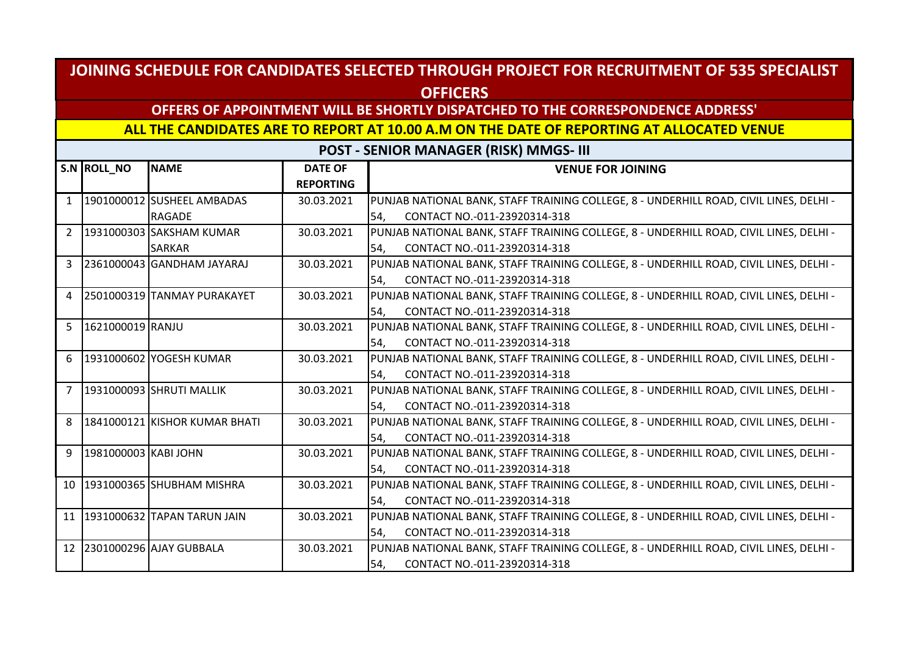# JOINING SCHEDULE FOR CANDIDATES SELECTED THROUGH PROJECT FOR RECRUITMENT OF 535 SPECIALIST OFFICERS

## OFFERS OF APPOINTMENT WILL BE SHORTLY DISPATCHED TO THE CORRESPONDENCE ADDRESS'

## ALL THE CANDIDATES ARE TO REPORT AT 10.00 A.M ON THE DATE OF REPORTING AT ALLOCATED VENUE

### POST - SENIOR MANAGER (RISK) MMGS- III

| S.N | ROLL_NO | NAME | DATE OF REPORTING | VENUE FOR JOINING |
|---|---|---|---|---|
| 1 | 1901000012 | SUSHEEL AMBADAS RAGADE | 30.03.2021 | PUNJAB NATIONAL BANK, STAFF TRAINING COLLEGE, 8 - UNDERHILL ROAD, CIVIL LINES, DELHI - 54, CONTACT NO.-011-23920314-318 |
| 2 | 1931000303 | SAKSHAM KUMAR SARKAR | 30.03.2021 | PUNJAB NATIONAL BANK, STAFF TRAINING COLLEGE, 8 - UNDERHILL ROAD, CIVIL LINES, DELHI - 54, CONTACT NO.-011-23920314-318 |
| 3 | 2361000043 | GANDHAM JAYARAJ | 30.03.2021 | PUNJAB NATIONAL BANK, STAFF TRAINING COLLEGE, 8 - UNDERHILL ROAD, CIVIL LINES, DELHI - 54, CONTACT NO.-011-23920314-318 |
| 4 | 2501000319 | TANMAY PURAKAYET | 30.03.2021 | PUNJAB NATIONAL BANK, STAFF TRAINING COLLEGE, 8 - UNDERHILL ROAD, CIVIL LINES, DELHI - 54, CONTACT NO.-011-23920314-318 |
| 5 | 1621000019 | RANJU | 30.03.2021 | PUNJAB NATIONAL BANK, STAFF TRAINING COLLEGE, 8 - UNDERHILL ROAD, CIVIL LINES, DELHI - 54, CONTACT NO.-011-23920314-318 |
| 6 | 1931000602 | YOGESH KUMAR | 30.03.2021 | PUNJAB NATIONAL BANK, STAFF TRAINING COLLEGE, 8 - UNDERHILL ROAD, CIVIL LINES, DELHI - 54, CONTACT NO.-011-23920314-318 |
| 7 | 1931000093 | SHRUTI MALLIK | 30.03.2021 | PUNJAB NATIONAL BANK, STAFF TRAINING COLLEGE, 8 - UNDERHILL ROAD, CIVIL LINES, DELHI - 54, CONTACT NO.-011-23920314-318 |
| 8 | 1841000121 | KISHOR KUMAR BHATI | 30.03.2021 | PUNJAB NATIONAL BANK, STAFF TRAINING COLLEGE, 8 - UNDERHILL ROAD, CIVIL LINES, DELHI - 54, CONTACT NO.-011-23920314-318 |
| 9 | 1981000003 | KABI JOHN | 30.03.2021 | PUNJAB NATIONAL BANK, STAFF TRAINING COLLEGE, 8 - UNDERHILL ROAD, CIVIL LINES, DELHI - 54, CONTACT NO.-011-23920314-318 |
| 10 | 1931000365 | SHUBHAM MISHRA | 30.03.2021 | PUNJAB NATIONAL BANK, STAFF TRAINING COLLEGE, 8 - UNDERHILL ROAD, CIVIL LINES, DELHI - 54, CONTACT NO.-011-23920314-318 |
| 11 | 1931000632 | TAPAN TARUN JAIN | 30.03.2021 | PUNJAB NATIONAL BANK, STAFF TRAINING COLLEGE, 8 - UNDERHILL ROAD, CIVIL LINES, DELHI - 54, CONTACT NO.-011-23920314-318 |
| 12 | 2301000296 | AJAY GUBBALA | 30.03.2021 | PUNJAB NATIONAL BANK, STAFF TRAINING COLLEGE, 8 - UNDERHILL ROAD, CIVIL LINES, DELHI - 54, CONTACT NO.-011-23920314-318 |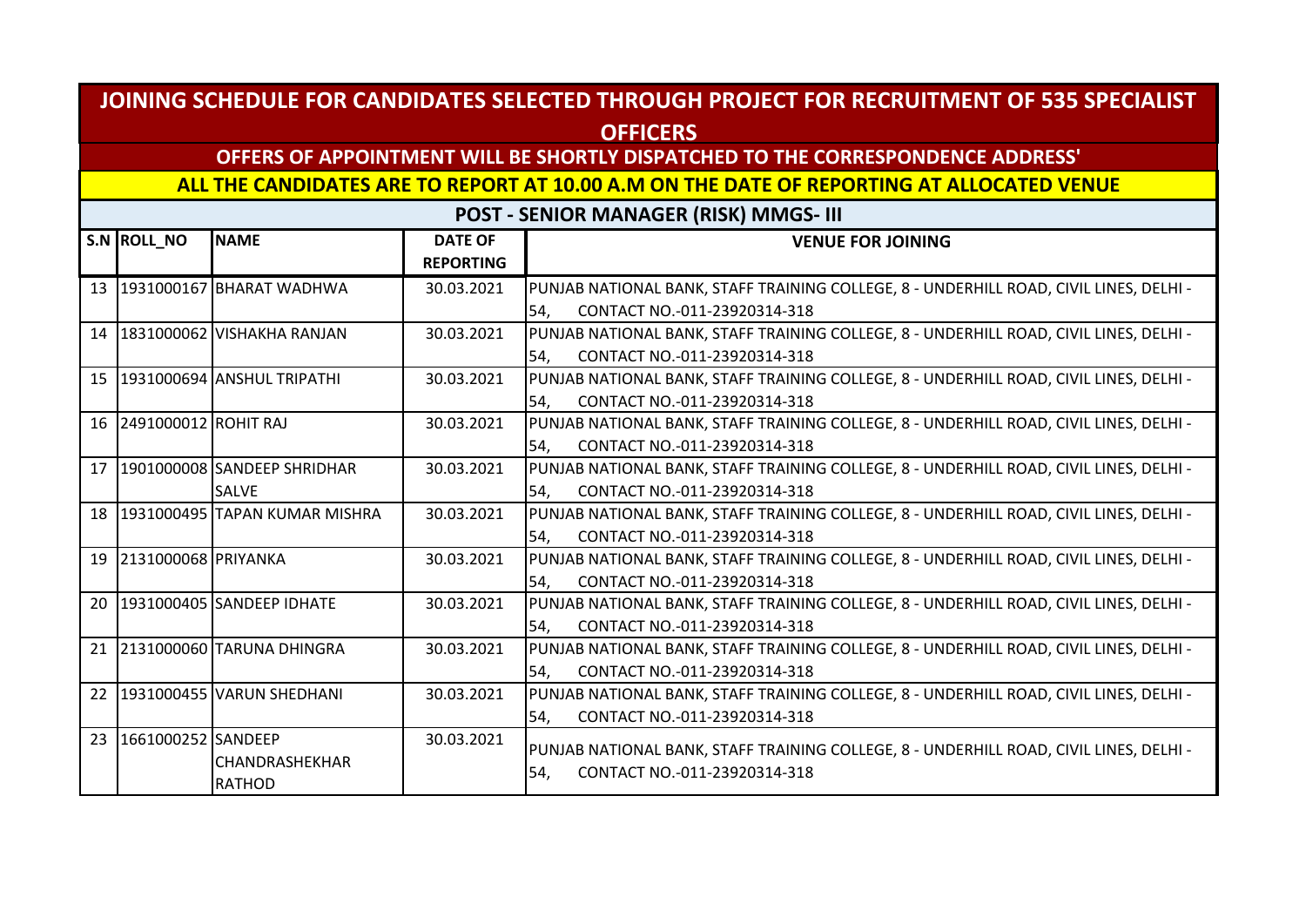# JOINING SCHEDULE FOR CANDIDATES SELECTED THROUGH PROJECT FOR RECRUITMENT OF 535 SPECIALIST OFFICERS

## OFFERS OF APPOINTMENT WILL BE SHORTLY DISPATCHED TO THE CORRESPONDENCE ADDRESS'

## ALL THE CANDIDATES ARE TO REPORT AT 10.00 A.M ON THE DATE OF REPORTING AT ALLOCATED VENUE

### POST - SENIOR MANAGER (RISK) MMGS- III

| S.N | ROLL_NO | NAME | DATE OF REPORTING | VENUE FOR JOINING |
|---|---|---|---|---|
| 13 | 1931000167 | BHARAT WADHWA | 30.03.2021 | PUNJAB NATIONAL BANK, STAFF TRAINING COLLEGE, 8 - UNDERHILL ROAD, CIVIL LINES, DELHI - 54, CONTACT NO.-011-23920314-318 |
| 14 | 1831000062 | VISHAKHA RANJAN | 30.03.2021 | PUNJAB NATIONAL BANK, STAFF TRAINING COLLEGE, 8 - UNDERHILL ROAD, CIVIL LINES, DELHI - 54, CONTACT NO.-011-23920314-318 |
| 15 | 1931000694 | ANSHUL TRIPATHI | 30.03.2021 | PUNJAB NATIONAL BANK, STAFF TRAINING COLLEGE, 8 - UNDERHILL ROAD, CIVIL LINES, DELHI - 54, CONTACT NO.-011-23920314-318 |
| 16 | 2491000012 | ROHIT RAJ | 30.03.2021 | PUNJAB NATIONAL BANK, STAFF TRAINING COLLEGE, 8 - UNDERHILL ROAD, CIVIL LINES, DELHI - 54, CONTACT NO.-011-23920314-318 |
| 17 | 1901000008 | SANDEEP SHRIDHAR SALVE | 30.03.2021 | PUNJAB NATIONAL BANK, STAFF TRAINING COLLEGE, 8 - UNDERHILL ROAD, CIVIL LINES, DELHI - 54, CONTACT NO.-011-23920314-318 |
| 18 | 1931000495 | TAPAN KUMAR MISHRA | 30.03.2021 | PUNJAB NATIONAL BANK, STAFF TRAINING COLLEGE, 8 - UNDERHILL ROAD, CIVIL LINES, DELHI - 54, CONTACT NO.-011-23920314-318 |
| 19 | 2131000068 | PRIYANKA | 30.03.2021 | PUNJAB NATIONAL BANK, STAFF TRAINING COLLEGE, 8 - UNDERHILL ROAD, CIVIL LINES, DELHI - 54, CONTACT NO.-011-23920314-318 |
| 20 | 1931000405 | SANDEEP IDHATE | 30.03.2021 | PUNJAB NATIONAL BANK, STAFF TRAINING COLLEGE, 8 - UNDERHILL ROAD, CIVIL LINES, DELHI - 54, CONTACT NO.-011-23920314-318 |
| 21 | 2131000060 | TARUNA DHINGRA | 30.03.2021 | PUNJAB NATIONAL BANK, STAFF TRAINING COLLEGE, 8 - UNDERHILL ROAD, CIVIL LINES, DELHI - 54, CONTACT NO.-011-23920314-318 |
| 22 | 1931000455 | VARUN SHEDHANI | 30.03.2021 | PUNJAB NATIONAL BANK, STAFF TRAINING COLLEGE, 8 - UNDERHILL ROAD, CIVIL LINES, DELHI - 54, CONTACT NO.-011-23920314-318 |
| 23 | 1661000252 | SANDEEP CHANDRASHEKHAR RATHOD | 30.03.2021 | PUNJAB NATIONAL BANK, STAFF TRAINING COLLEGE, 8 - UNDERHILL ROAD, CIVIL LINES, DELHI - 54, CONTACT NO.-011-23920314-318 |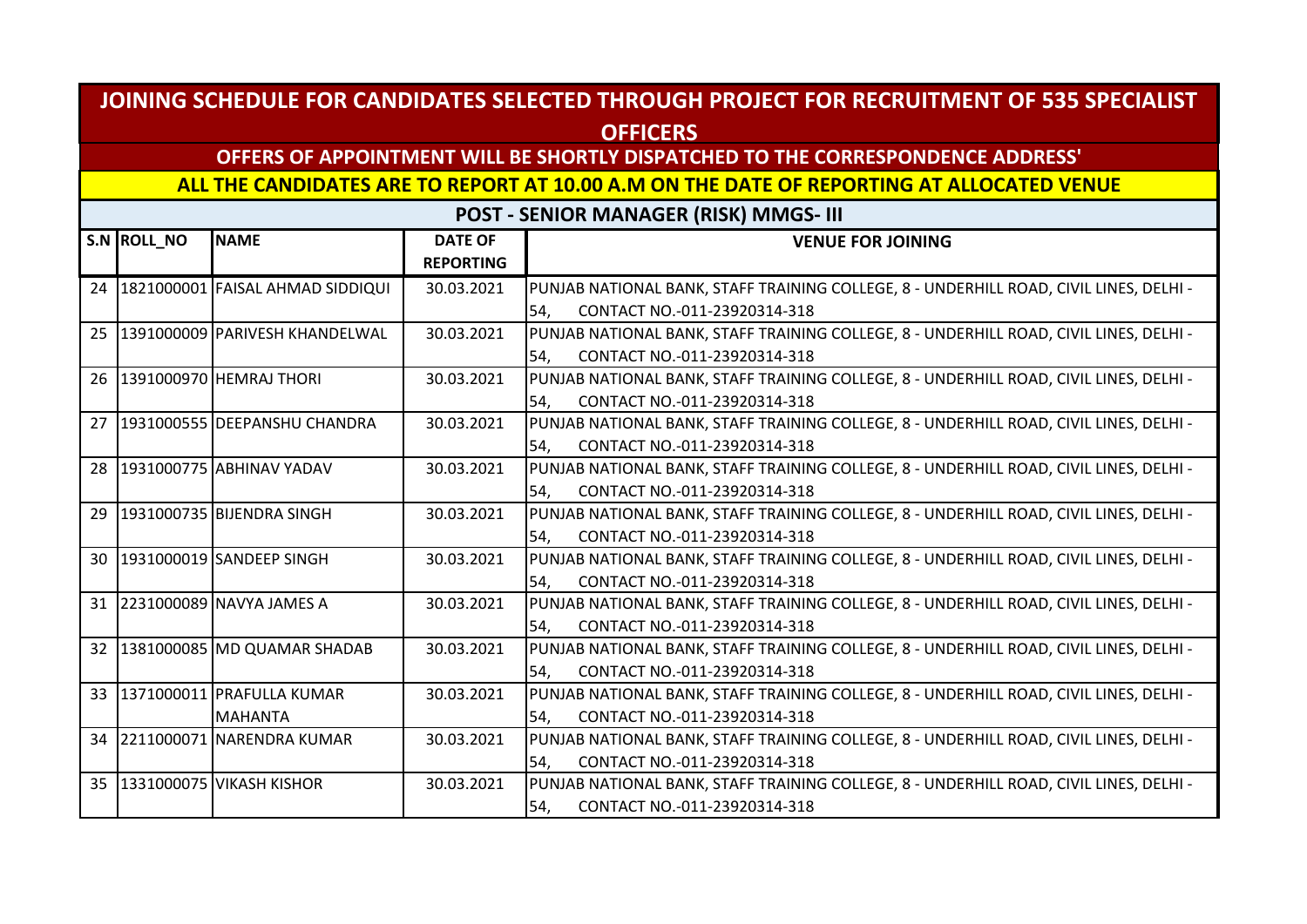# JOINING SCHEDULE FOR CANDIDATES SELECTED THROUGH PROJECT FOR RECRUITMENT OF 535 SPECIALIST OFFICERS

## OFFERS OF APPOINTMENT WILL BE SHORTLY DISPATCHED TO THE CORRESPONDENCE ADDRESS'

## ALL THE CANDIDATES ARE TO REPORT AT 10.00 A.M ON THE DATE OF REPORTING AT ALLOCATED VENUE

### POST - SENIOR MANAGER (RISK) MMGS- III

| S.N | ROLL_NO | NAME | DATE OF REPORTING | VENUE FOR JOINING |
|---|---|---|---|---|
| 24 | 1821000001 | FAISAL AHMAD SIDDIQUI | 30.03.2021 | PUNJAB NATIONAL BANK, STAFF TRAINING COLLEGE, 8 - UNDERHILL ROAD, CIVIL LINES, DELHI - 54, CONTACT NO.-011-23920314-318 |
| 25 | 1391000009 | PARIVESH KHANDELWAL | 30.03.2021 | PUNJAB NATIONAL BANK, STAFF TRAINING COLLEGE, 8 - UNDERHILL ROAD, CIVIL LINES, DELHI - 54, CONTACT NO.-011-23920314-318 |
| 26 | 1391000970 | HEMRAJ THORI | 30.03.2021 | PUNJAB NATIONAL BANK, STAFF TRAINING COLLEGE, 8 - UNDERHILL ROAD, CIVIL LINES, DELHI - 54, CONTACT NO.-011-23920314-318 |
| 27 | 1931000555 | DEEPANSHU CHANDRA | 30.03.2021 | PUNJAB NATIONAL BANK, STAFF TRAINING COLLEGE, 8 - UNDERHILL ROAD, CIVIL LINES, DELHI - 54, CONTACT NO.-011-23920314-318 |
| 28 | 1931000775 | ABHINAV YADAV | 30.03.2021 | PUNJAB NATIONAL BANK, STAFF TRAINING COLLEGE, 8 - UNDERHILL ROAD, CIVIL LINES, DELHI - 54, CONTACT NO.-011-23920314-318 |
| 29 | 1931000735 | BIJENDRA SINGH | 30.03.2021 | PUNJAB NATIONAL BANK, STAFF TRAINING COLLEGE, 8 - UNDERHILL ROAD, CIVIL LINES, DELHI - 54, CONTACT NO.-011-23920314-318 |
| 30 | 1931000019 | SANDEEP SINGH | 30.03.2021 | PUNJAB NATIONAL BANK, STAFF TRAINING COLLEGE, 8 - UNDERHILL ROAD, CIVIL LINES, DELHI - 54, CONTACT NO.-011-23920314-318 |
| 31 | 2231000089 | NAVYA JAMES A | 30.03.2021 | PUNJAB NATIONAL BANK, STAFF TRAINING COLLEGE, 8 - UNDERHILL ROAD, CIVIL LINES, DELHI - 54, CONTACT NO.-011-23920314-318 |
| 32 | 1381000085 | MD QUAMAR SHADAB | 30.03.2021 | PUNJAB NATIONAL BANK, STAFF TRAINING COLLEGE, 8 - UNDERHILL ROAD, CIVIL LINES, DELHI - 54, CONTACT NO.-011-23920314-318 |
| 33 | 1371000011 | PRAFULLA KUMAR MAHANTA | 30.03.2021 | PUNJAB NATIONAL BANK, STAFF TRAINING COLLEGE, 8 - UNDERHILL ROAD, CIVIL LINES, DELHI - 54, CONTACT NO.-011-23920314-318 |
| 34 | 2211000071 | NARENDRA KUMAR | 30.03.2021 | PUNJAB NATIONAL BANK, STAFF TRAINING COLLEGE, 8 - UNDERHILL ROAD, CIVIL LINES, DELHI - 54, CONTACT NO.-011-23920314-318 |
| 35 | 1331000075 | VIKASH KISHOR | 30.03.2021 | PUNJAB NATIONAL BANK, STAFF TRAINING COLLEGE, 8 - UNDERHILL ROAD, CIVIL LINES, DELHI - 54, CONTACT NO.-011-23920314-318 |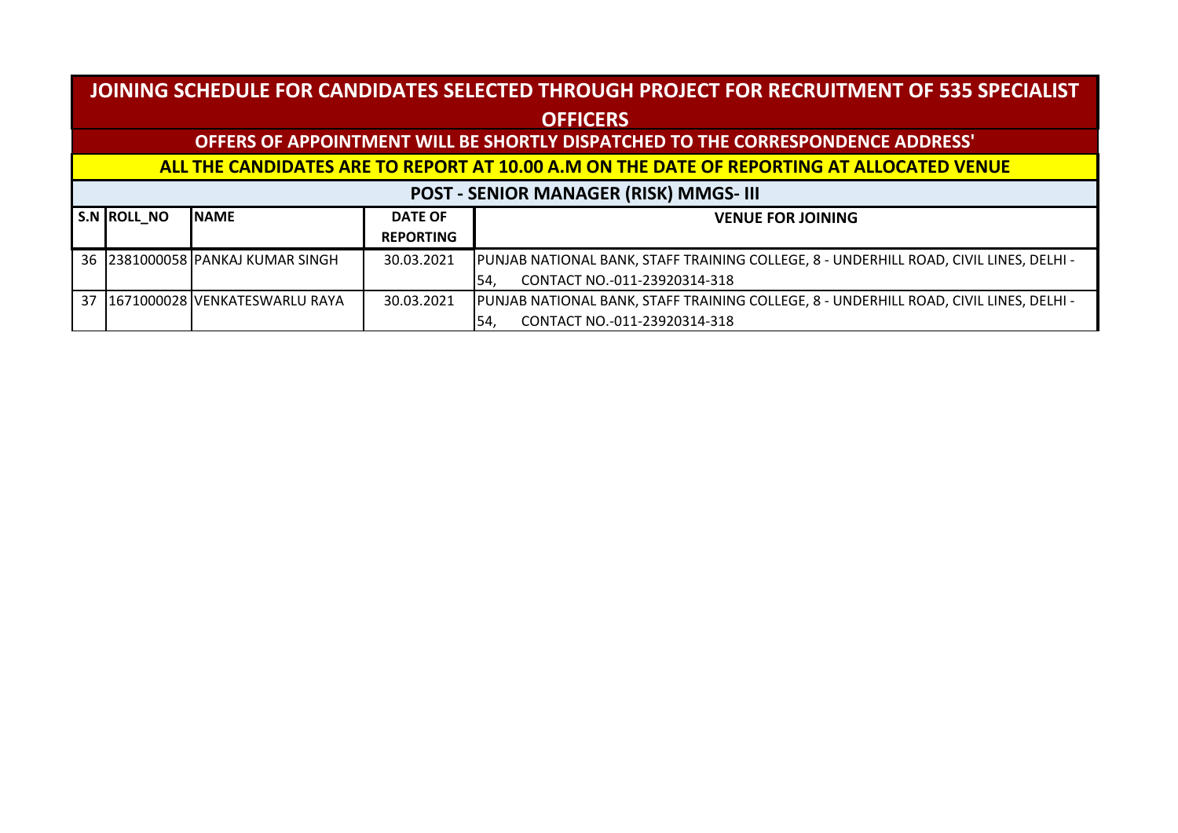# JOINING SCHEDULE FOR CANDIDATES SELECTED THROUGH PROJECT FOR RECRUITMENT OF 535 SPECIALIST OFFICERS

**OFFERS OF APPOINTMENT WILL BE SHORTLY DISPATCHED TO THE CORRESPONDENCE ADDRESS'**

**ALL THE CANDIDATES ARE TO REPORT AT 10.00 A.M ON THE DATE OF REPORTING AT ALLOCATED VENUE**

## POST - SENIOR MANAGER (RISK) MMGS- III

| S.N | ROLL_NO | NAME | DATE OF REPORTING | VENUE FOR JOINING |
|---|---|---|---|---|
| 36 | 2381000058 | PANKAJ KUMAR SINGH | 30.03.2021 | PUNJAB NATIONAL BANK, STAFF TRAINING COLLEGE, 8 - UNDERHILL ROAD, CIVIL LINES, DELHI - 54, CONTACT NO.-011-23920314-318 |
| 37 | 1671000028 | VENKATESWARLU RAYA | 30.03.2021 | PUNJAB NATIONAL BANK, STAFF TRAINING COLLEGE, 8 - UNDERHILL ROAD, CIVIL LINES, DELHI - 54, CONTACT NO.-011-23920314-318 |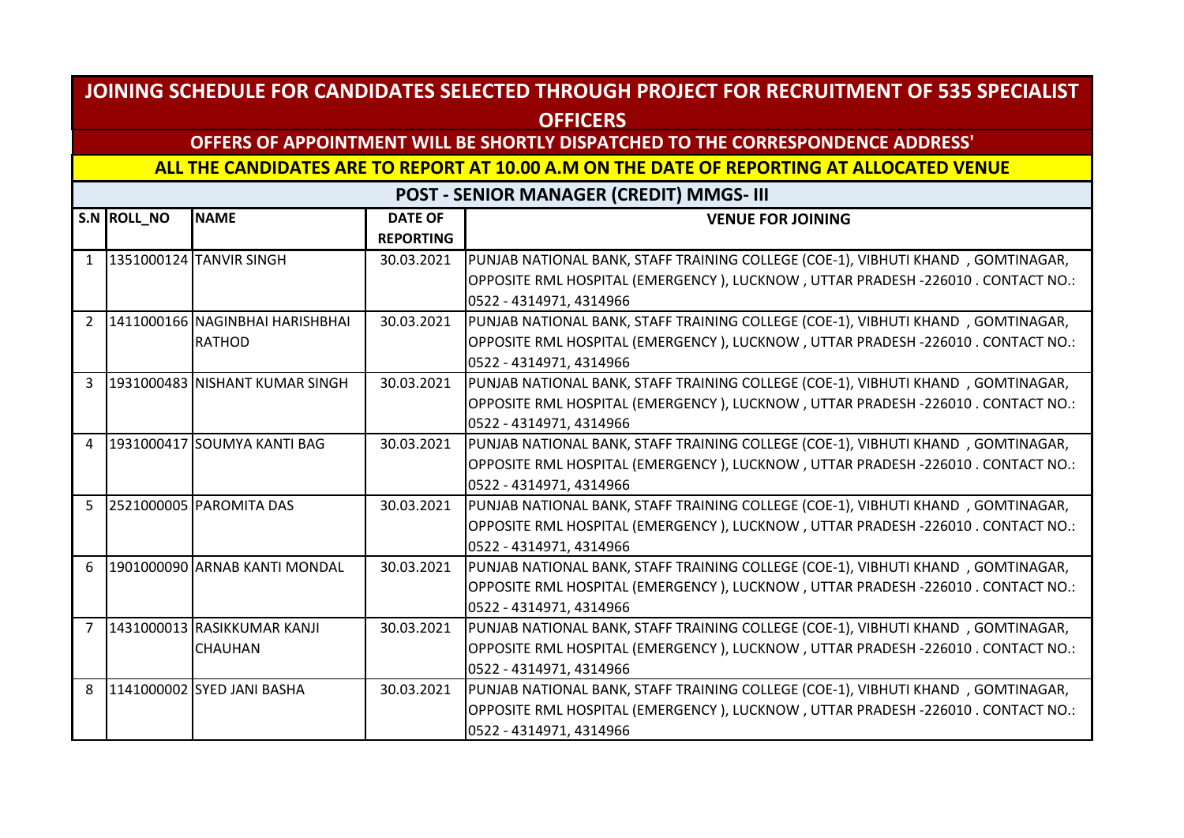# JOINING SCHEDULE FOR CANDIDATES SELECTED THROUGH PROJECT FOR RECRUITMENT OF 535 SPECIALIST OFFICERS

## OFFERS OF APPOINTMENT WILL BE SHORTLY DISPATCHED TO THE CORRESPONDENCE ADDRESS'

## ALL THE CANDIDATES ARE TO REPORT AT 10.00 A.M ON THE DATE OF REPORTING AT ALLOCATED VENUE

### POST - SENIOR MANAGER (CREDIT) MMGS- III

| S.N | ROLL_NO | NAME | DATE OF REPORTING | VENUE FOR JOINING |
|---|---|---|---|---|
| 1 | 1351000124 | TANVIR SINGH | 30.03.2021 | PUNJAB NATIONAL BANK, STAFF TRAINING COLLEGE (COE-1), VIBHUTI KHAND , GOMTINAGAR, OPPOSITE RML HOSPITAL (EMERGENCY ), LUCKNOW , UTTAR PRADESH -226010 . CONTACT NO.: 0522 - 4314971, 4314966 |
| 2 | 1411000166 | NAGINBHAI HARISHBHAI RATHOD | 30.03.2021 | PUNJAB NATIONAL BANK, STAFF TRAINING COLLEGE (COE-1), VIBHUTI KHAND , GOMTINAGAR, OPPOSITE RML HOSPITAL (EMERGENCY ), LUCKNOW , UTTAR PRADESH -226010 . CONTACT NO.: 0522 - 4314971, 4314966 |
| 3 | 1931000483 | NISHANT KUMAR SINGH | 30.03.2021 | PUNJAB NATIONAL BANK, STAFF TRAINING COLLEGE (COE-1), VIBHUTI KHAND , GOMTINAGAR, OPPOSITE RML HOSPITAL (EMERGENCY ), LUCKNOW , UTTAR PRADESH -226010 . CONTACT NO.: 0522 - 4314971, 4314966 |
| 4 | 1931000417 | SOUMYA KANTI BAG | 30.03.2021 | PUNJAB NATIONAL BANK, STAFF TRAINING COLLEGE (COE-1), VIBHUTI KHAND , GOMTINAGAR, OPPOSITE RML HOSPITAL (EMERGENCY ), LUCKNOW , UTTAR PRADESH -226010 . CONTACT NO.: 0522 - 4314971, 4314966 |
| 5 | 2521000005 | PAROMITA DAS | 30.03.2021 | PUNJAB NATIONAL BANK, STAFF TRAINING COLLEGE (COE-1), VIBHUTI KHAND , GOMTINAGAR, OPPOSITE RML HOSPITAL (EMERGENCY ), LUCKNOW , UTTAR PRADESH -226010 . CONTACT NO.: 0522 - 4314971, 4314966 |
| 6 | 1901000090 | ARNAB KANTI MONDAL | 30.03.2021 | PUNJAB NATIONAL BANK, STAFF TRAINING COLLEGE (COE-1), VIBHUTI KHAND , GOMTINAGAR, OPPOSITE RML HOSPITAL (EMERGENCY ), LUCKNOW , UTTAR PRADESH -226010 . CONTACT NO.: 0522 - 4314971, 4314966 |
| 7 | 1431000013 | RASIKKUMAR KANJI CHAUHAN | 30.03.2021 | PUNJAB NATIONAL BANK, STAFF TRAINING COLLEGE (COE-1), VIBHUTI KHAND , GOMTINAGAR, OPPOSITE RML HOSPITAL (EMERGENCY ), LUCKNOW , UTTAR PRADESH -226010 . CONTACT NO.: 0522 - 4314971, 4314966 |
| 8 | 1141000002 | SYED JANI BASHA | 30.03.2021 | PUNJAB NATIONAL BANK, STAFF TRAINING COLLEGE (COE-1), VIBHUTI KHAND , GOMTINAGAR, OPPOSITE RML HOSPITAL (EMERGENCY ), LUCKNOW , UTTAR PRADESH -226010 . CONTACT NO.: 0522 - 4314971, 4314966 |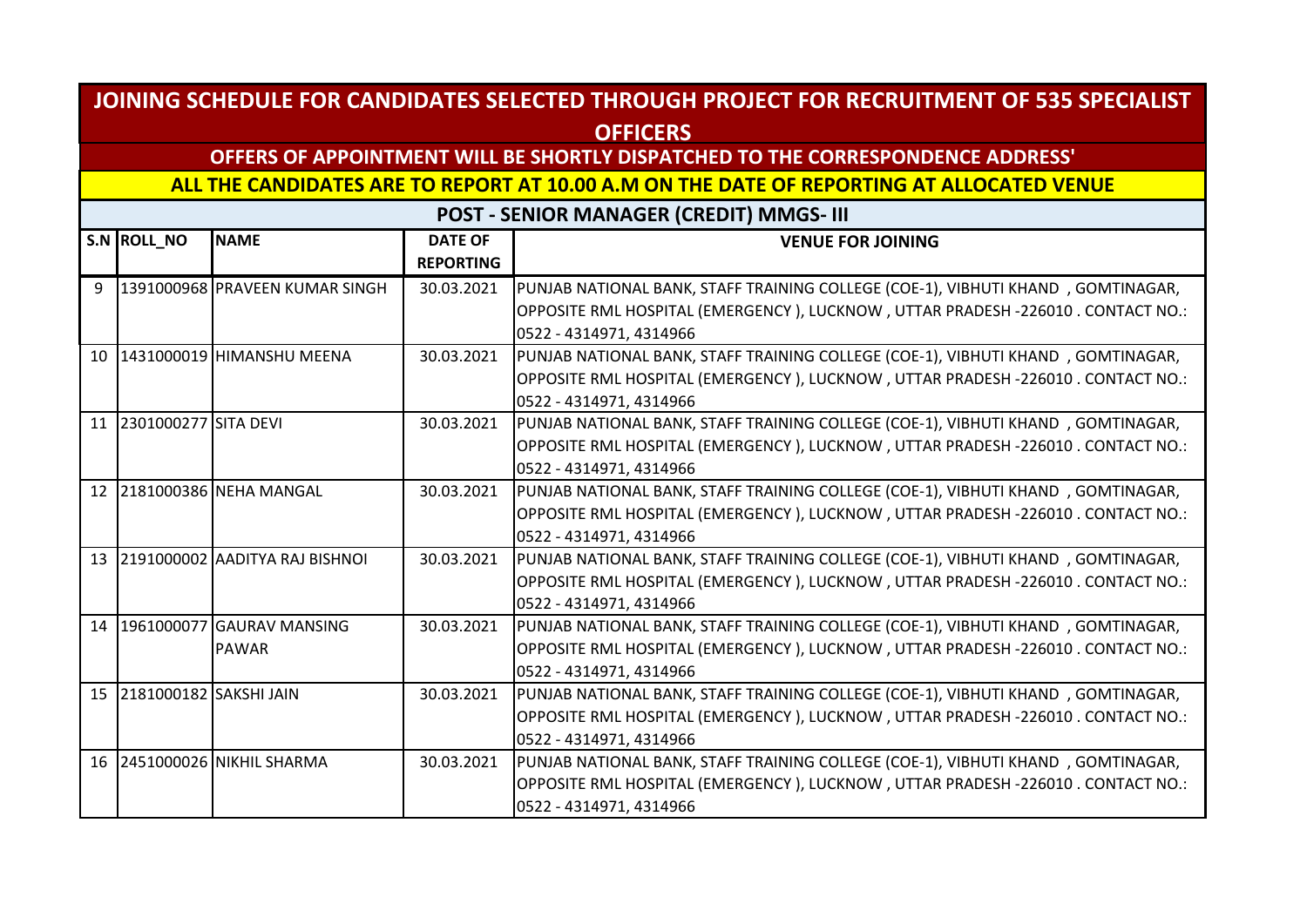# JOINING SCHEDULE FOR CANDIDATES SELECTED THROUGH PROJECT FOR RECRUITMENT OF 535 SPECIALIST OFFICERS

## OFFERS OF APPOINTMENT WILL BE SHORTLY DISPATCHED TO THE CORRESPONDENCE ADDRESS'

## ALL THE CANDIDATES ARE TO REPORT AT 10.00 A.M ON THE DATE OF REPORTING AT ALLOCATED VENUE

### POST - SENIOR MANAGER (CREDIT) MMGS- III

| S.N | ROLL_NO | NAME | DATE OF REPORTING | VENUE FOR JOINING |
|---|---|---|---|---|
| 9 | 1391000968 | PRAVEEN KUMAR SINGH | 30.03.2021 | PUNJAB NATIONAL BANK, STAFF TRAINING COLLEGE (COE-1), VIBHUTI KHAND , GOMTINAGAR, OPPOSITE RML HOSPITAL (EMERGENCY ), LUCKNOW , UTTAR PRADESH -226010 . CONTACT NO.: 0522 - 4314971, 4314966 |
| 10 | 1431000019 | HIMANSHU MEENA | 30.03.2021 | PUNJAB NATIONAL BANK, STAFF TRAINING COLLEGE (COE-1), VIBHUTI KHAND , GOMTINAGAR, OPPOSITE RML HOSPITAL (EMERGENCY ), LUCKNOW , UTTAR PRADESH -226010 . CONTACT NO.: 0522 - 4314971, 4314966 |
| 11 | 2301000277 | SITA DEVI | 30.03.2021 | PUNJAB NATIONAL BANK, STAFF TRAINING COLLEGE (COE-1), VIBHUTI KHAND , GOMTINAGAR, OPPOSITE RML HOSPITAL (EMERGENCY ), LUCKNOW , UTTAR PRADESH -226010 . CONTACT NO.: 0522 - 4314971, 4314966 |
| 12 | 2181000386 | NEHA MANGAL | 30.03.2021 | PUNJAB NATIONAL BANK, STAFF TRAINING COLLEGE (COE-1), VIBHUTI KHAND , GOMTINAGAR, OPPOSITE RML HOSPITAL (EMERGENCY ), LUCKNOW , UTTAR PRADESH -226010 . CONTACT NO.: 0522 - 4314971, 4314966 |
| 13 | 2191000002 | AADITYA RAJ BISHNOI | 30.03.2021 | PUNJAB NATIONAL BANK, STAFF TRAINING COLLEGE (COE-1), VIBHUTI KHAND , GOMTINAGAR, OPPOSITE RML HOSPITAL (EMERGENCY ), LUCKNOW , UTTAR PRADESH -226010 . CONTACT NO.: 0522 - 4314971, 4314966 |
| 14 | 1961000077 | GAURAV MANSING PAWAR | 30.03.2021 | PUNJAB NATIONAL BANK, STAFF TRAINING COLLEGE (COE-1), VIBHUTI KHAND , GOMTINAGAR, OPPOSITE RML HOSPITAL (EMERGENCY ), LUCKNOW , UTTAR PRADESH -226010 . CONTACT NO.: 0522 - 4314971, 4314966 |
| 15 | 2181000182 | SAKSHI JAIN | 30.03.2021 | PUNJAB NATIONAL BANK, STAFF TRAINING COLLEGE (COE-1), VIBHUTI KHAND , GOMTINAGAR, OPPOSITE RML HOSPITAL (EMERGENCY ), LUCKNOW , UTTAR PRADESH -226010 . CONTACT NO.: 0522 - 4314971, 4314966 |
| 16 | 2451000026 | NIKHIL SHARMA | 30.03.2021 | PUNJAB NATIONAL BANK, STAFF TRAINING COLLEGE (COE-1), VIBHUTI KHAND , GOMTINAGAR, OPPOSITE RML HOSPITAL (EMERGENCY ), LUCKNOW , UTTAR PRADESH -226010 . CONTACT NO.: 0522 - 4314971, 4314966 |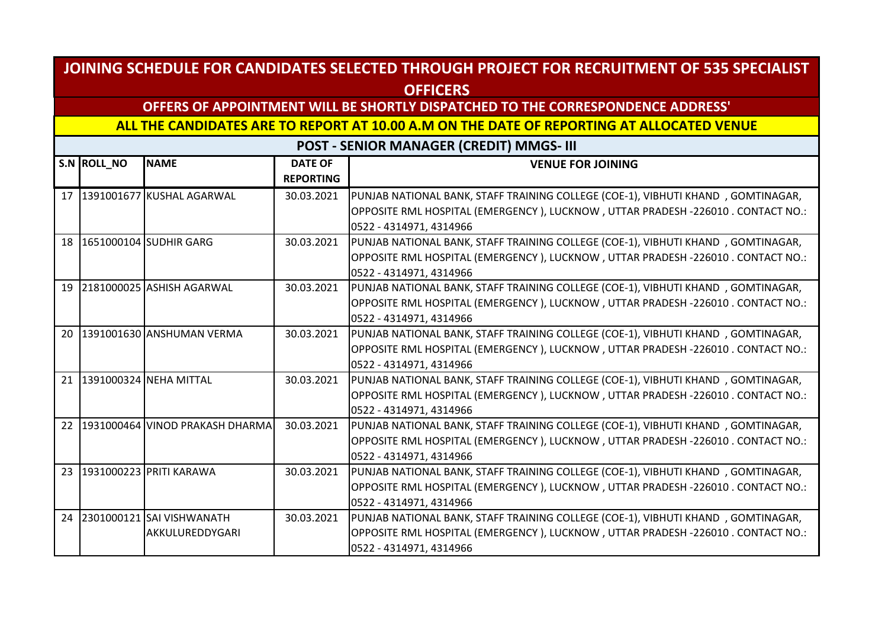# JOINING SCHEDULE FOR CANDIDATES SELECTED THROUGH PROJECT FOR RECRUITMENT OF 535 SPECIALIST OFFICERS

## OFFERS OF APPOINTMENT WILL BE SHORTLY DISPATCHED TO THE CORRESPONDENCE ADDRESS'

## ALL THE CANDIDATES ARE TO REPORT AT 10.00 A.M ON THE DATE OF REPORTING AT ALLOCATED VENUE

### POST - SENIOR MANAGER (CREDIT) MMGS- III

| S.N | ROLL_NO | NAME | DATE OF REPORTING | VENUE FOR JOINING |
|---|---|---|---|---|
| 17 | 1391001677 | KUSHAL AGARWAL | 30.03.2021 | PUNJAB NATIONAL BANK, STAFF TRAINING COLLEGE (COE-1), VIBHUTI KHAND , GOMTINAGAR, OPPOSITE RML HOSPITAL (EMERGENCY ), LUCKNOW , UTTAR PRADESH -226010 . CONTACT NO.: 0522 - 4314971, 4314966 |
| 18 | 1651000104 | SUDHIR GARG | 30.03.2021 | PUNJAB NATIONAL BANK, STAFF TRAINING COLLEGE (COE-1), VIBHUTI KHAND , GOMTINAGAR, OPPOSITE RML HOSPITAL (EMERGENCY ), LUCKNOW , UTTAR PRADESH -226010 . CONTACT NO.: 0522 - 4314971, 4314966 |
| 19 | 2181000025 | ASHISH AGARWAL | 30.03.2021 | PUNJAB NATIONAL BANK, STAFF TRAINING COLLEGE (COE-1), VIBHUTI KHAND , GOMTINAGAR, OPPOSITE RML HOSPITAL (EMERGENCY ), LUCKNOW , UTTAR PRADESH -226010 . CONTACT NO.: 0522 - 4314971, 4314966 |
| 20 | 1391001630 | ANSHUMAN VERMA | 30.03.2021 | PUNJAB NATIONAL BANK, STAFF TRAINING COLLEGE (COE-1), VIBHUTI KHAND , GOMTINAGAR, OPPOSITE RML HOSPITAL (EMERGENCY ), LUCKNOW , UTTAR PRADESH -226010 . CONTACT NO.: 0522 - 4314971, 4314966 |
| 21 | 1391000324 | NEHA MITTAL | 30.03.2021 | PUNJAB NATIONAL BANK, STAFF TRAINING COLLEGE (COE-1), VIBHUTI KHAND , GOMTINAGAR, OPPOSITE RML HOSPITAL (EMERGENCY ), LUCKNOW , UTTAR PRADESH -226010 . CONTACT NO.: 0522 - 4314971, 4314966 |
| 22 | 1931000464 | VINOD PRAKASH DHARMA | 30.03.2021 | PUNJAB NATIONAL BANK, STAFF TRAINING COLLEGE (COE-1), VIBHUTI KHAND , GOMTINAGAR, OPPOSITE RML HOSPITAL (EMERGENCY ), LUCKNOW , UTTAR PRADESH -226010 . CONTACT NO.: 0522 - 4314971, 4314966 |
| 23 | 1931000223 | PRITI KARAWA | 30.03.2021 | PUNJAB NATIONAL BANK, STAFF TRAINING COLLEGE (COE-1), VIBHUTI KHAND , GOMTINAGAR, OPPOSITE RML HOSPITAL (EMERGENCY ), LUCKNOW , UTTAR PRADESH -226010 . CONTACT NO.: 0522 - 4314971, 4314966 |
| 24 | 2301000121 | SAI VISHWANATH AKKULUREDDYGARI | 30.03.2021 | PUNJAB NATIONAL BANK, STAFF TRAINING COLLEGE (COE-1), VIBHUTI KHAND , GOMTINAGAR, OPPOSITE RML HOSPITAL (EMERGENCY ), LUCKNOW , UTTAR PRADESH -226010 . CONTACT NO.: 0522 - 4314971, 4314966 |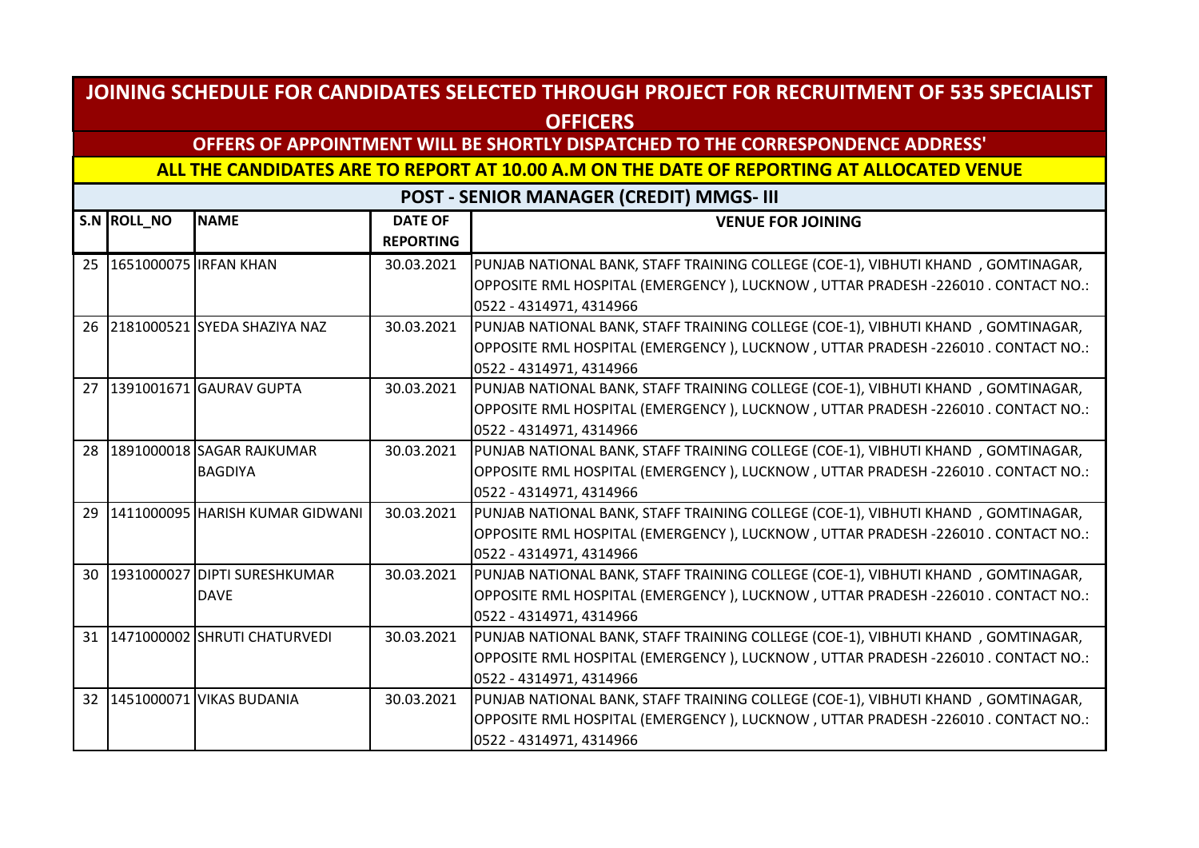# JOINING SCHEDULE FOR CANDIDATES SELECTED THROUGH PROJECT FOR RECRUITMENT OF 535 SPECIALIST OFFICERS

## OFFERS OF APPOINTMENT WILL BE SHORTLY DISPATCHED TO THE CORRESPONDENCE ADDRESS'

## ALL THE CANDIDATES ARE TO REPORT AT 10.00 A.M ON THE DATE OF REPORTING AT ALLOCATED VENUE

### POST - SENIOR MANAGER (CREDIT) MMGS- III

| S.N | ROLL_NO | NAME | DATE OF REPORTING | VENUE FOR JOINING |
|---|---|---|---|---|
| 25 | 1651000075 | IRFAN KHAN | 30.03.2021 | PUNJAB NATIONAL BANK, STAFF TRAINING COLLEGE (COE-1), VIBHUTI KHAND , GOMTINAGAR, OPPOSITE RML HOSPITAL (EMERGENCY ), LUCKNOW , UTTAR PRADESH -226010 . CONTACT NO.: 0522 - 4314971, 4314966 |
| 26 | 2181000521 | SYEDA SHAZIYA NAZ | 30.03.2021 | PUNJAB NATIONAL BANK, STAFF TRAINING COLLEGE (COE-1), VIBHUTI KHAND , GOMTINAGAR, OPPOSITE RML HOSPITAL (EMERGENCY ), LUCKNOW , UTTAR PRADESH -226010 . CONTACT NO.: 0522 - 4314971, 4314966 |
| 27 | 1391001671 | GAURAV GUPTA | 30.03.2021 | PUNJAB NATIONAL BANK, STAFF TRAINING COLLEGE (COE-1), VIBHUTI KHAND , GOMTINAGAR, OPPOSITE RML HOSPITAL (EMERGENCY ), LUCKNOW , UTTAR PRADESH -226010 . CONTACT NO.: 0522 - 4314971, 4314966 |
| 28 | 1891000018 | SAGAR RAJKUMAR BAGDIYA | 30.03.2021 | PUNJAB NATIONAL BANK, STAFF TRAINING COLLEGE (COE-1), VIBHUTI KHAND , GOMTINAGAR, OPPOSITE RML HOSPITAL (EMERGENCY ), LUCKNOW , UTTAR PRADESH -226010 . CONTACT NO.: 0522 - 4314971, 4314966 |
| 29 | 1411000095 | HARISH KUMAR GIDWANI | 30.03.2021 | PUNJAB NATIONAL BANK, STAFF TRAINING COLLEGE (COE-1), VIBHUTI KHAND , GOMTINAGAR, OPPOSITE RML HOSPITAL (EMERGENCY ), LUCKNOW , UTTAR PRADESH -226010 . CONTACT NO.: 0522 - 4314971, 4314966 |
| 30 | 1931000027 | DIPTI SURESHKUMAR DAVE | 30.03.2021 | PUNJAB NATIONAL BANK, STAFF TRAINING COLLEGE (COE-1), VIBHUTI KHAND , GOMTINAGAR, OPPOSITE RML HOSPITAL (EMERGENCY ), LUCKNOW , UTTAR PRADESH -226010 . CONTACT NO.: 0522 - 4314971, 4314966 |
| 31 | 1471000002 | SHRUTI CHATURVEDI | 30.03.2021 | PUNJAB NATIONAL BANK, STAFF TRAINING COLLEGE (COE-1), VIBHUTI KHAND , GOMTINAGAR, OPPOSITE RML HOSPITAL (EMERGENCY ), LUCKNOW , UTTAR PRADESH -226010 . CONTACT NO.: 0522 - 4314971, 4314966 |
| 32 | 1451000071 | VIKAS BUDANIA | 30.03.2021 | PUNJAB NATIONAL BANK, STAFF TRAINING COLLEGE (COE-1), VIBHUTI KHAND , GOMTINAGAR, OPPOSITE RML HOSPITAL (EMERGENCY ), LUCKNOW , UTTAR PRADESH -226010 . CONTACT NO.: 0522 - 4314971, 4314966 |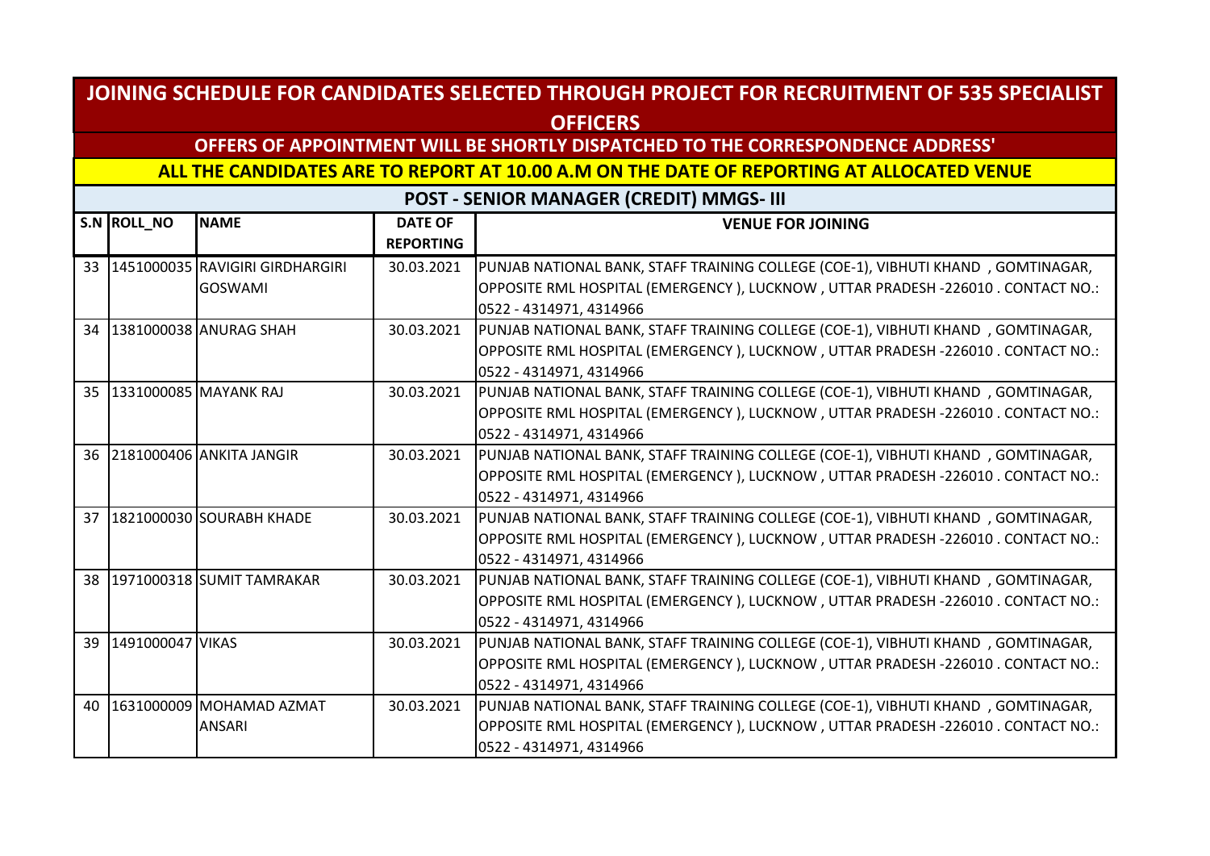# JOINING SCHEDULE FOR CANDIDATES SELECTED THROUGH PROJECT FOR RECRUITMENT OF 535 SPECIALIST OFFICERS

## OFFERS OF APPOINTMENT WILL BE SHORTLY DISPATCHED TO THE CORRESPONDENCE ADDRESS'

## ALL THE CANDIDATES ARE TO REPORT AT 10.00 A.M ON THE DATE OF REPORTING AT ALLOCATED VENUE

### POST - SENIOR MANAGER (CREDIT) MMGS- III

| S.N | ROLL_NO | NAME | DATE OF REPORTING | VENUE FOR JOINING |
|---|---|---|---|---|
| 33 | 1451000035 | RAVIGIRI GIRDHARGIRI GOSWAMI | 30.03.2021 | PUNJAB NATIONAL BANK, STAFF TRAINING COLLEGE (COE-1), VIBHUTI KHAND , GOMTINAGAR, OPPOSITE RML HOSPITAL (EMERGENCY ), LUCKNOW , UTTAR PRADESH -226010 . CONTACT NO.: 0522 - 4314971, 4314966 |
| 34 | 1381000038 | ANURAG SHAH | 30.03.2021 | PUNJAB NATIONAL BANK, STAFF TRAINING COLLEGE (COE-1), VIBHUTI KHAND , GOMTINAGAR, OPPOSITE RML HOSPITAL (EMERGENCY ), LUCKNOW , UTTAR PRADESH -226010 . CONTACT NO.: 0522 - 4314971, 4314966 |
| 35 | 1331000085 | MAYANK RAJ | 30.03.2021 | PUNJAB NATIONAL BANK, STAFF TRAINING COLLEGE (COE-1), VIBHUTI KHAND , GOMTINAGAR, OPPOSITE RML HOSPITAL (EMERGENCY ), LUCKNOW , UTTAR PRADESH -226010 . CONTACT NO.: 0522 - 4314971, 4314966 |
| 36 | 2181000406 | ANKITA JANGIR | 30.03.2021 | PUNJAB NATIONAL BANK, STAFF TRAINING COLLEGE (COE-1), VIBHUTI KHAND , GOMTINAGAR, OPPOSITE RML HOSPITAL (EMERGENCY ), LUCKNOW , UTTAR PRADESH -226010 . CONTACT NO.: 0522 - 4314971, 4314966 |
| 37 | 1821000030 | SOURABH KHADE | 30.03.2021 | PUNJAB NATIONAL BANK, STAFF TRAINING COLLEGE (COE-1), VIBHUTI KHAND , GOMTINAGAR, OPPOSITE RML HOSPITAL (EMERGENCY ), LUCKNOW , UTTAR PRADESH -226010 . CONTACT NO.: 0522 - 4314971, 4314966 |
| 38 | 1971000318 | SUMIT TAMRAKAR | 30.03.2021 | PUNJAB NATIONAL BANK, STAFF TRAINING COLLEGE (COE-1), VIBHUTI KHAND , GOMTINAGAR, OPPOSITE RML HOSPITAL (EMERGENCY ), LUCKNOW , UTTAR PRADESH -226010 . CONTACT NO.: 0522 - 4314971, 4314966 |
| 39 | 1491000047 | VIKAS | 30.03.2021 | PUNJAB NATIONAL BANK, STAFF TRAINING COLLEGE (COE-1), VIBHUTI KHAND , GOMTINAGAR, OPPOSITE RML HOSPITAL (EMERGENCY ), LUCKNOW , UTTAR PRADESH -226010 . CONTACT NO.: 0522 - 4314971, 4314966 |
| 40 | 1631000009 | MOHAMAD AZMAT ANSARI | 30.03.2021 | PUNJAB NATIONAL BANK, STAFF TRAINING COLLEGE (COE-1), VIBHUTI KHAND , GOMTINAGAR, OPPOSITE RML HOSPITAL (EMERGENCY ), LUCKNOW , UTTAR PRADESH -226010 . CONTACT NO.: 0522 - 4314971, 4314966 |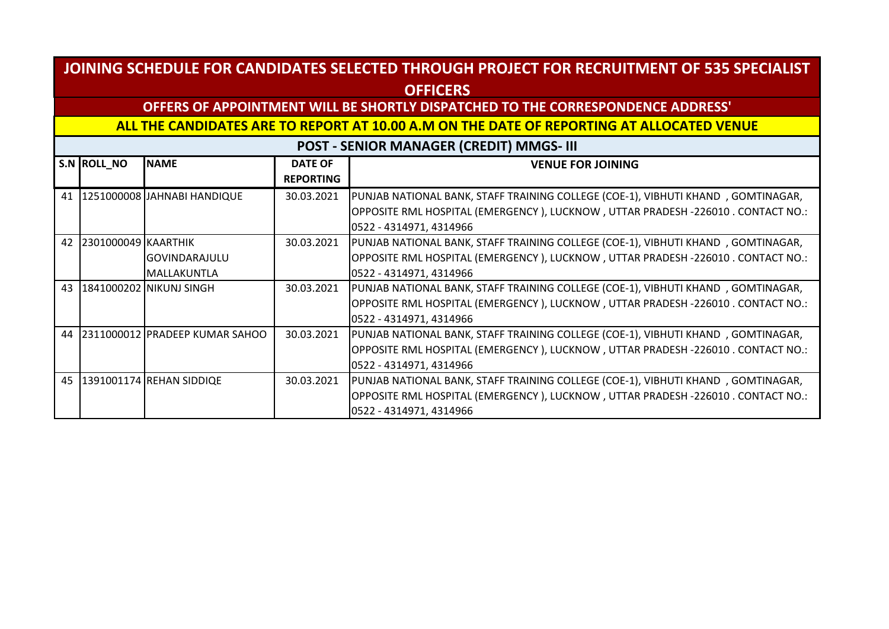# JOINING SCHEDULE FOR CANDIDATES SELECTED THROUGH PROJECT FOR RECRUITMENT OF 535 SPECIALIST OFFICERS

## OFFERS OF APPOINTMENT WILL BE SHORTLY DISPATCHED TO THE CORRESPONDENCE ADDRESS'

## ALL THE CANDIDATES ARE TO REPORT AT 10.00 A.M ON THE DATE OF REPORTING AT ALLOCATED VENUE

### POST - SENIOR MANAGER (CREDIT) MMGS- III

| S.N | ROLL_NO | NAME | DATE OF REPORTING | VENUE FOR JOINING |
|---|---|---|---|---|
| 41 | 1251000008 | JAHNABI HANDIQUE | 30.03.2021 | PUNJAB NATIONAL BANK, STAFF TRAINING COLLEGE (COE-1), VIBHUTI KHAND , GOMTINAGAR, OPPOSITE RML HOSPITAL (EMERGENCY ), LUCKNOW , UTTAR PRADESH -226010 . CONTACT NO.: 0522 - 4314971, 4314966 |
| 42 | 2301000049 | KAARTHIK GOVINDARAJULU MALLAKUNTLA | 30.03.2021 | PUNJAB NATIONAL BANK, STAFF TRAINING COLLEGE (COE-1), VIBHUTI KHAND , GOMTINAGAR, OPPOSITE RML HOSPITAL (EMERGENCY ), LUCKNOW , UTTAR PRADESH -226010 . CONTACT NO.: 0522 - 4314971, 4314966 |
| 43 | 1841000202 | NIKUNJ SINGH | 30.03.2021 | PUNJAB NATIONAL BANK, STAFF TRAINING COLLEGE (COE-1), VIBHUTI KHAND , GOMTINAGAR, OPPOSITE RML HOSPITAL (EMERGENCY ), LUCKNOW , UTTAR PRADESH -226010 . CONTACT NO.: 0522 - 4314971, 4314966 |
| 44 | 2311000012 | PRADEEP KUMAR SAHOO | 30.03.2021 | PUNJAB NATIONAL BANK, STAFF TRAINING COLLEGE (COE-1), VIBHUTI KHAND , GOMTINAGAR, OPPOSITE RML HOSPITAL (EMERGENCY ), LUCKNOW , UTTAR PRADESH -226010 . CONTACT NO.: 0522 - 4314971, 4314966 |
| 45 | 1391001174 | REHAN SIDDIQE | 30.03.2021 | PUNJAB NATIONAL BANK, STAFF TRAINING COLLEGE (COE-1), VIBHUTI KHAND , GOMTINAGAR, OPPOSITE RML HOSPITAL (EMERGENCY ), LUCKNOW , UTTAR PRADESH -226010 . CONTACT NO.: 0522 - 4314971, 4314966 |